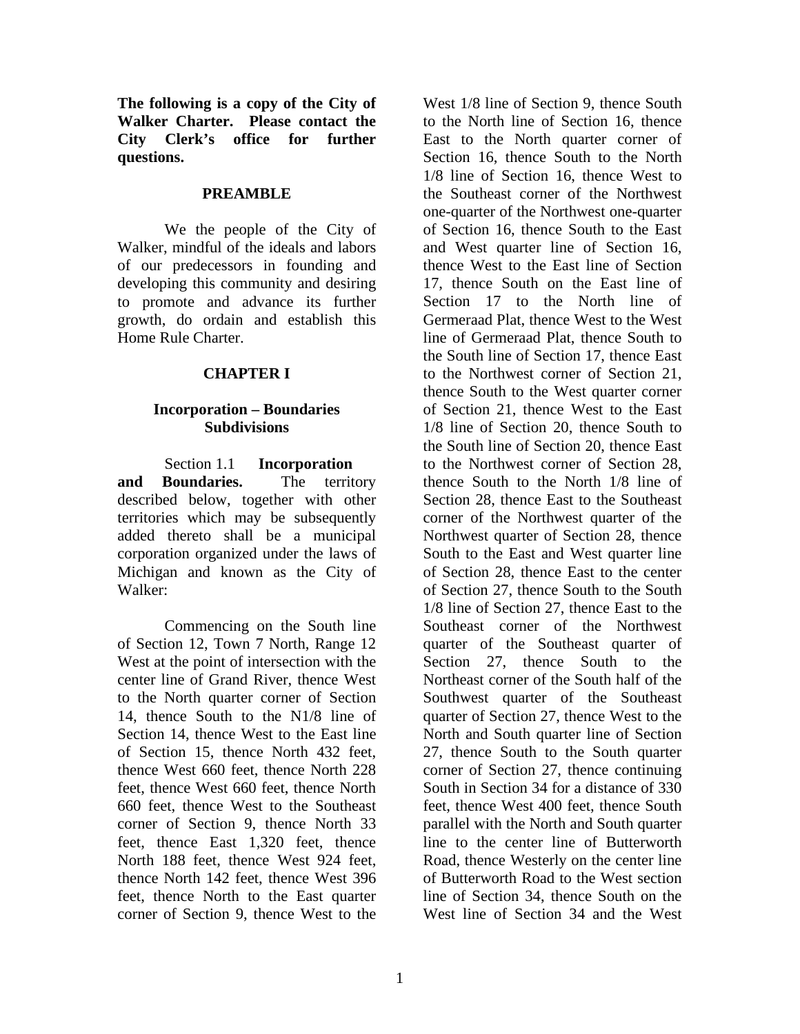**The following is a copy of the City of Walker Charter. Please contact the City Clerk's office for further questions.**

## PREAMBLE

We the people of the City of Walker, mindful of the ideals and labors of our predecessors in founding and developing this community and desiring to promote and advance its further growth, do ordain and establish this Home Rule Charter.

## CHAPTER I

### Incorporation – Boundaries Subdivisions

Section 1.1 **Incorporation and Boundaries.** The territory described below, together with other territories which may be subsequently added thereto shall be a municipal corporation organized under the laws of Michigan and known as the City of Walker:

Commencing on the South line of Section 12, Town 7 North, Range 12 West at the point of intersection with the center line of Grand River, thence West to the North quarter corner of Section 14, thence South to the N1/8 line of Section 14, thence West to the East line of Section 15, thence North 432 feet, thence West 660 feet, thence North 228 feet, thence West 660 feet, thence North 660 feet, thence West to the Southeast corner of Section 9, thence North 33 feet, thence East 1,320 feet, thence North 188 feet, thence West 924 feet, thence North 142 feet, thence West 396 feet, thence North to the East quarter corner of Section 9, thence West to the West 1/8 line of Section 9, thence South to the North line of Section 16, thence East to the North quarter corner of Section 16, thence South to the North 1/8 line of Section 16, thence West to the Southeast corner of the Northwest one-quarter of the Northwest one-quarter of Section 16, thence South to the East and West quarter line of Section 16, thence West to the East line of Section 17, thence South on the East line of Section 17 to the North line of Germeraad Plat, thence West to the West line of Germeraad Plat, thence South to the South line of Section 17, thence East to the Northwest corner of Section 21, thence South to the West quarter corner of Section 21, thence West to the East 1/8 line of Section 20, thence South to the South line of Section 20, thence East to the Northwest corner of Section 28, thence South to the North 1/8 line of Section 28, thence East to the Southeast corner of the Northwest quarter of the Northwest quarter of Section 28, thence South to the East and West quarter line of Section 28, thence East to the center of Section 27, thence South to the South 1/8 line of Section 27, thence East to the Southeast corner of the Northwest quarter of the Southeast quarter of Section 27, thence South to the Northeast corner of the South half of the Southwest quarter of the Southeast quarter of Section 27, thence West to the North and South quarter line of Section 27, thence South to the South quarter corner of Section 27, thence continuing South in Section 34 for a distance of 330 feet, thence West 400 feet, thence South parallel with the North and South quarter line to the center line of Butterworth Road, thence Westerly on the center line of Butterworth Road to the West section line of Section 34, thence South on the West line of Section 34 and the West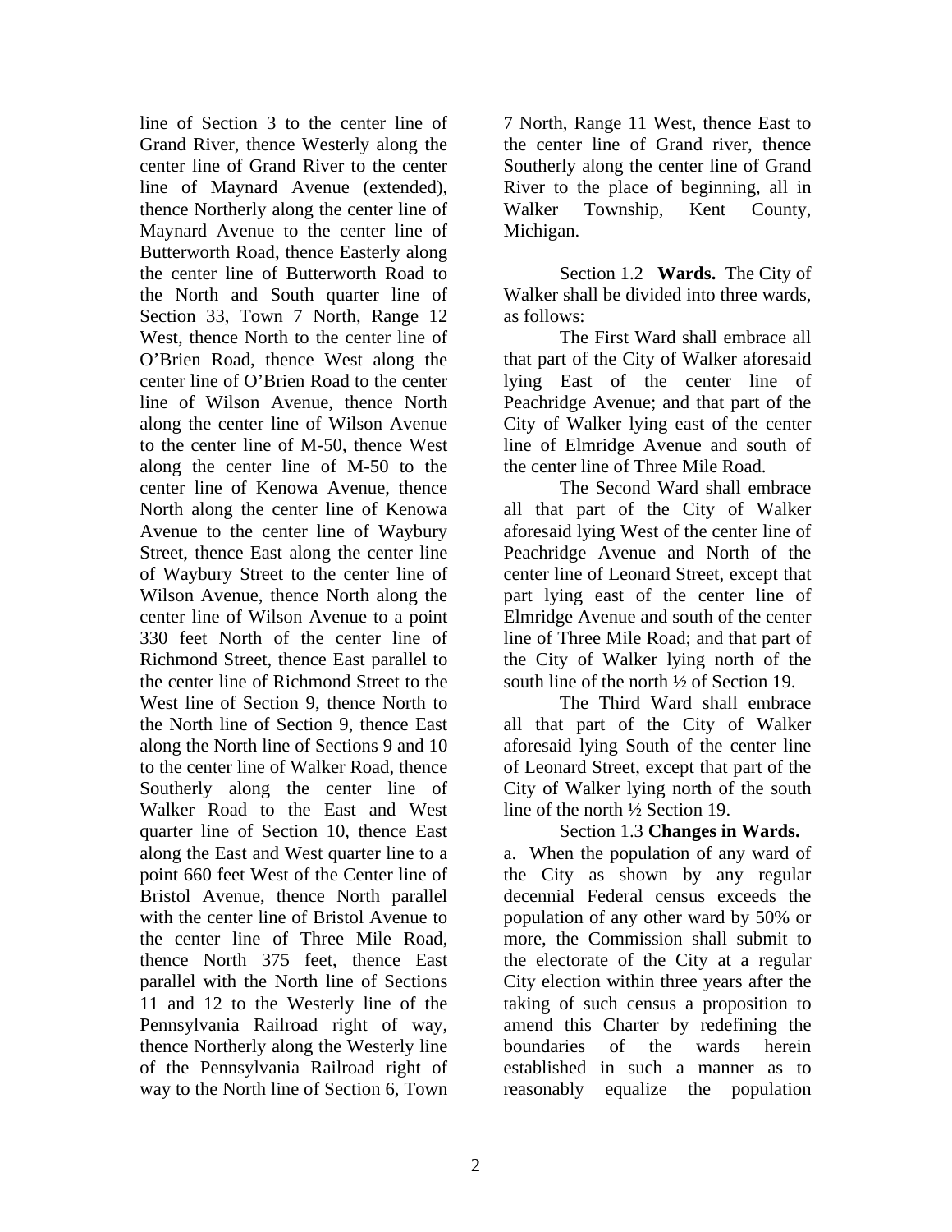line of Section 3 to the center line of Grand River, thence Westerly along the center line of Grand River to the center line of Maynard Avenue (extended), thence Northerly along the center line of Maynard Avenue to the center line of Butterworth Road, thence Easterly along the center line of Butterworth Road to the North and South quarter line of Section 33, Town 7 North, Range 12 West, thence North to the center line of O'Brien Road, thence West along the center line of O'Brien Road to the center line of Wilson Avenue, thence North along the center line of Wilson Avenue to the center line of M-50, thence West along the center line of M-50 to the center line of Kenowa Avenue, thence North along the center line of Kenowa Avenue to the center line of Waybury Street, thence East along the center line of Waybury Street to the center line of Wilson Avenue, thence North along the center line of Wilson Avenue to a point 330 feet North of the center line of Richmond Street, thence East parallel to the center line of Richmond Street to the West line of Section 9, thence North to the North line of Section 9, thence East along the North line of Sections 9 and 10 to the center line of Walker Road, thence Southerly along the center line of Walker Road to the East and West quarter line of Section 10, thence East along the East and West quarter line to a point 660 feet West of the Center line of Bristol Avenue, thence North parallel with the center line of Bristol Avenue to the center line of Three Mile Road, thence North 375 feet, thence East parallel with the North line of Sections 11 and 12 to the Westerly line of the Pennsylvania Railroad right of way, thence Northerly along the Westerly line of the Pennsylvania Railroad right of way to the North line of Section 6, Town 7 North, Range 11 West, thence East to the center line of Grand river, thence Southerly along the center line of Grand River to the place of beginning, all in Walker Township, Kent County, Michigan.

Section 1.2 **Wards.** The City of Walker shall be divided into three wards, as follows:

The First Ward shall embrace all that part of the City of Walker aforesaid lying East of the center line of Peachridge Avenue; and that part of the City of Walker lying east of the center line of Elmridge Avenue and south of the center line of Three Mile Road.

The Second Ward shall embrace all that part of the City of Walker aforesaid lying West of the center line of Peachridge Avenue and North of the center line of Leonard Street, except that part lying east of the center line of Elmridge Avenue and south of the center line of Three Mile Road; and that part of the City of Walker lying north of the south line of the north ½ of Section 19.

The Third Ward shall embrace all that part of the City of Walker aforesaid lying South of the center line of Leonard Street, except that part of the City of Walker lying north of the south line of the north ½ Section 19.

Section 1.3 **Changes in Wards.**

a. When the population of any ward of the City as shown by any regular decennial Federal census exceeds the population of any other ward by 50% or more, the Commission shall submit to the electorate of the City at a regular City election within three years after the taking of such census a proposition to amend this Charter by redefining the boundaries of the wards herein established in such a manner as to reasonably equalize the population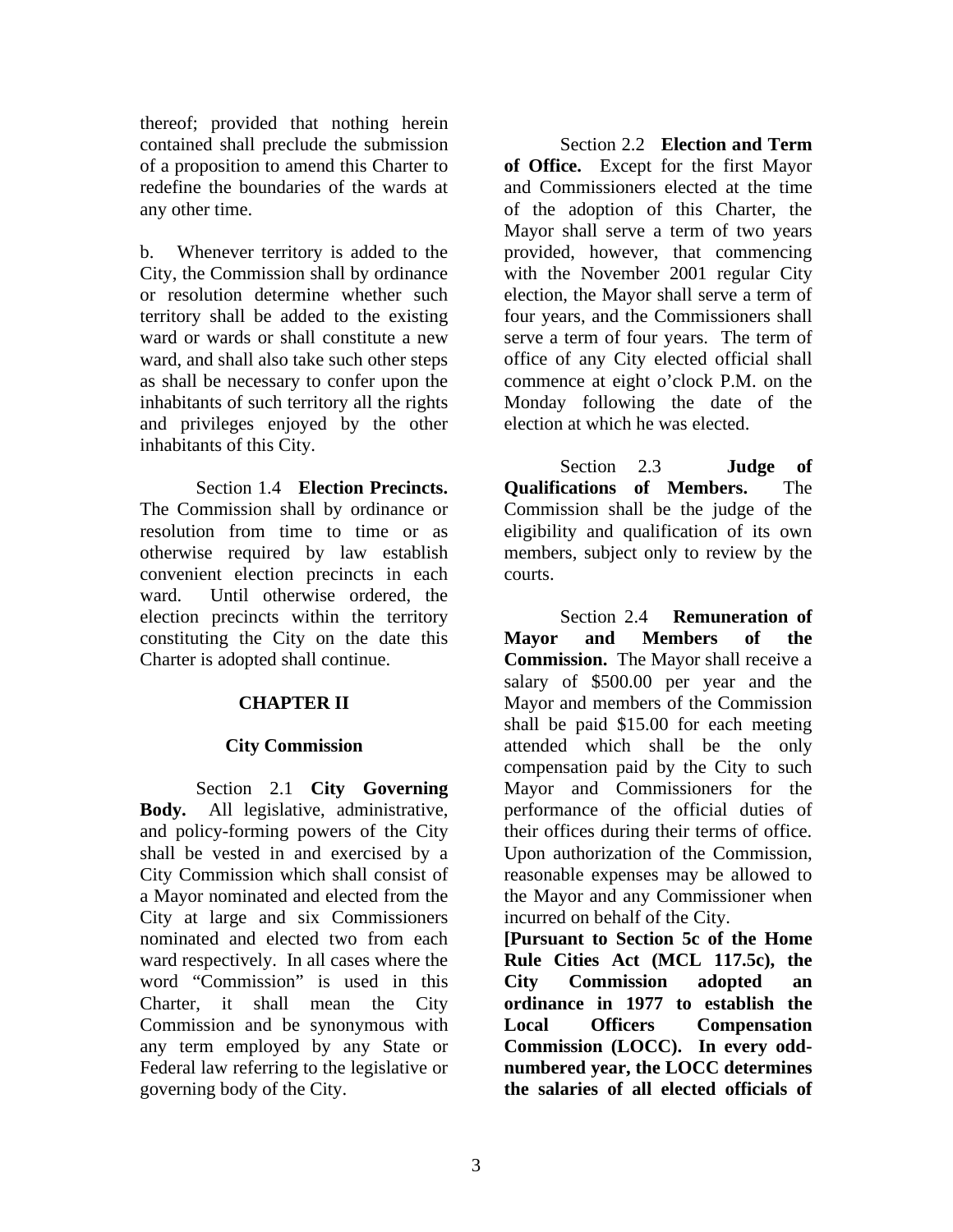thereof; provided that nothing herein contained shall preclude the submission of a proposition to amend this Charter to redefine the boundaries of the wards at any other time.

b. Whenever territory is added to the City, the Commission shall by ordinance or resolution determine whether such territory shall be added to the existing ward or wards or shall constitute a new ward, and shall also take such other steps as shall be necessary to confer upon the inhabitants of such territory all the rights and privileges enjoyed by the other inhabitants of this City.

Section 1.4 **Election Precincts.** The Commission shall by ordinance or resolution from time to time or as otherwise required by law establish convenient election precincts in each ward. Until otherwise ordered, the election precincts within the territory constituting the City on the date this Charter is adopted shall continue.

## CHAPTER II

## City Commission

Section 2.1 **City Governing Body.** All legislative, administrative, and policy-forming powers of the City shall be vested in and exercised by a City Commission which shall consist of a Mayor nominated and elected from the City at large and six Commissioners nominated and elected two from each ward respectively. In all cases where the word "Commission" is used in this Charter, it shall mean the City Commission and be synonymous with any term employed by any State or Federal law referring to the legislative or governing body of the City.

Section 2.2 **Election and Term of Office.** Except for the first Mayor and Commissioners elected at the time of the adoption of this Charter, the Mayor shall serve a term of two years provided, however, that commencing with the November 2001 regular City election, the Mayor shall serve a term of four years, and the Commissioners shall serve a term of four years. The term of office of any City elected official shall commence at eight o'clock P.M. on the Monday following the date of the election at which he was elected.

Section 2.3 **Judge of Qualifications of Members.** The Commission shall be the judge of the eligibility and qualification of its own members, subject only to review by the courts.

Section 2.4 **Remuneration of Mayor and Members of the Commission.** The Mayor shall receive a salary of $500.00 per year and the Mayor and members of the Commission shall be paid $15.00 for each meeting attended which shall be the only compensation paid by the City to such Mayor and Commissioners for the performance of the official duties of their offices during their terms of office. Upon authorization of the Commission, reasonable expenses may be allowed to the Mayor and any Commissioner when incurred on behalf of the City.

**[Pursuant to Section 5c of the Home Rule Cities Act (MCL 117.5c), the City Commission adopted an ordinance in 1977 to establish the Local Officers Compensation Commission (LOCC). In every odd-numbered year, the LOCC determines the salaries of all elected officials of**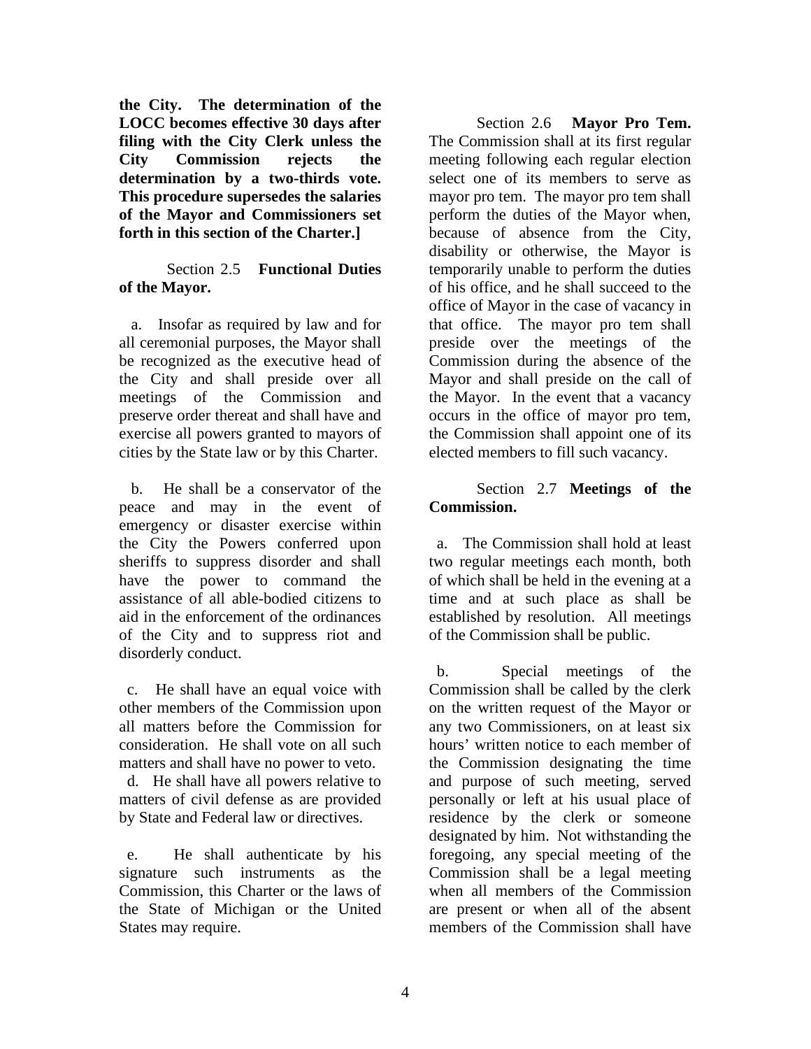**the City. The determination of the LOCC becomes effective 30 days after filing with the City Clerk unless the City Commission rejects the determination by a two-thirds vote. This procedure supersedes the salaries of the Mayor and Commissioners set forth in this section of the Charter.]**

Section 2.5 **Functional Duties of the Mayor.**

a. Insofar as required by law and for all ceremonial purposes, the Mayor shall be recognized as the executive head of the City and shall preside over all meetings of the Commission and preserve order thereat and shall have and exercise all powers granted to mayors of cities by the State law or by this Charter.

b. He shall be a conservator of the peace and may in the event of emergency or disaster exercise within the City the Powers conferred upon sheriffs to suppress disorder and shall have the power to command the assistance of all able-bodied citizens to aid in the enforcement of the ordinances of the City and to suppress riot and disorderly conduct.

c. He shall have an equal voice with other members of the Commission upon all matters before the Commission for consideration. He shall vote on all such matters and shall have no power to veto.

d. He shall have all powers relative to matters of civil defense as are provided by State and Federal law or directives.

e. He shall authenticate by his signature such instruments as the Commission, this Charter or the laws of the State of Michigan or the United States may require.

Section 2.6 **Mayor Pro Tem.** The Commission shall at its first regular meeting following each regular election select one of its members to serve as mayor pro tem. The mayor pro tem shall perform the duties of the Mayor when, because of absence from the City, disability or otherwise, the Mayor is temporarily unable to perform the duties of his office, and he shall succeed to the office of Mayor in the case of vacancy in that office. The mayor pro tem shall preside over the meetings of the Commission during the absence of the Mayor and shall preside on the call of the Mayor. In the event that a vacancy occurs in the office of mayor pro tem, the Commission shall appoint one of its elected members to fill such vacancy.

Section 2.7 **Meetings of the Commission.**

a. The Commission shall hold at least two regular meetings each month, both of which shall be held in the evening at a time and at such place as shall be established by resolution. All meetings of the Commission shall be public.

b. Special meetings of the Commission shall be called by the clerk on the written request of the Mayor or any two Commissioners, on at least six hours' written notice to each member of the Commission designating the time and purpose of such meeting, served personally or left at his usual place of residence by the clerk or someone designated by him. Not withstanding the foregoing, any special meeting of the Commission shall be a legal meeting when all members of the Commission are present or when all of the absent members of the Commission shall have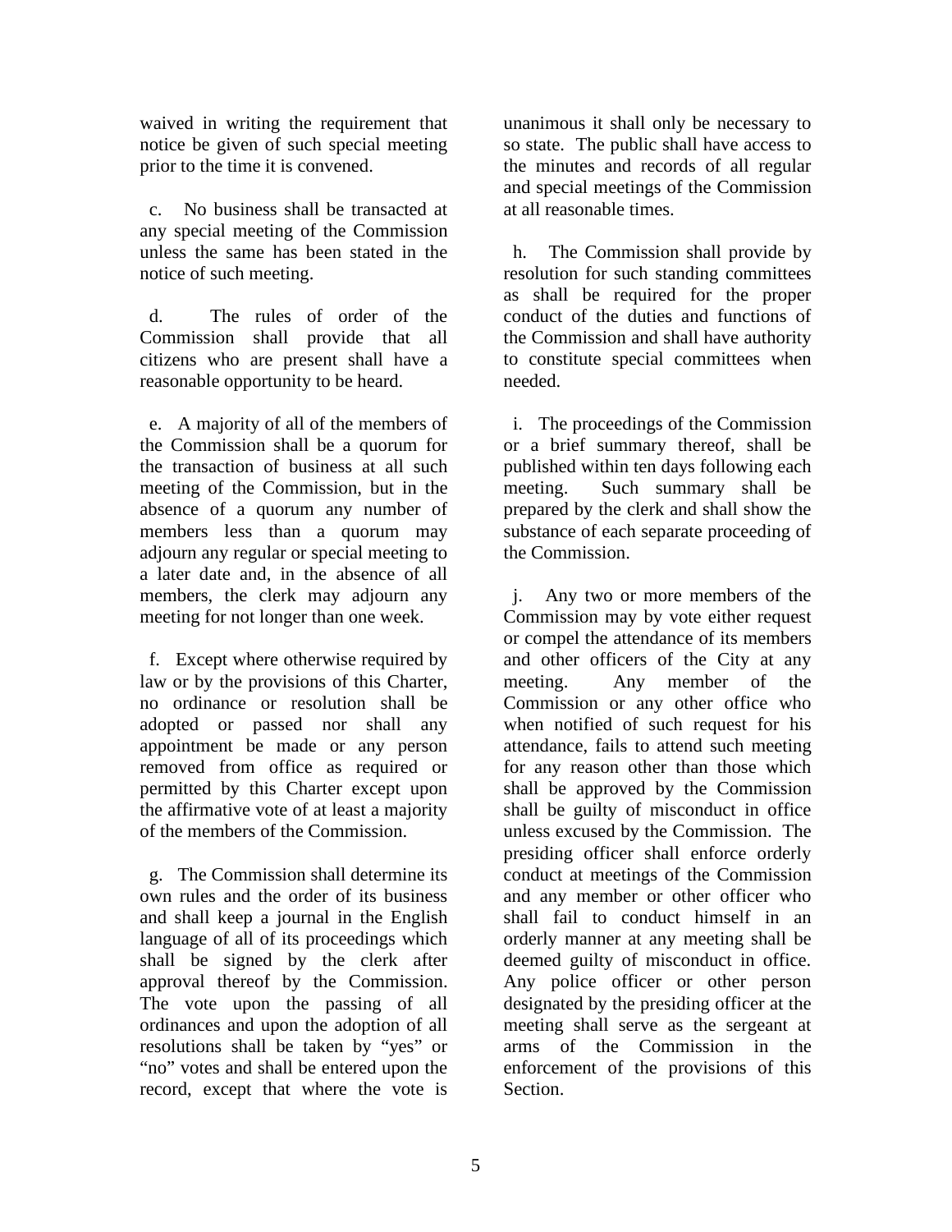waived in writing the requirement that notice be given of such special meeting prior to the time it is convened.

c. No business shall be transacted at any special meeting of the Commission unless the same has been stated in the notice of such meeting.

d. The rules of order of the Commission shall provide that all citizens who are present shall have a reasonable opportunity to be heard.

e. A majority of all of the members of the Commission shall be a quorum for the transaction of business at all such meeting of the Commission, but in the absence of a quorum any number of members less than a quorum may adjourn any regular or special meeting to a later date and, in the absence of all members, the clerk may adjourn any meeting for not longer than one week.

f. Except where otherwise required by law or by the provisions of this Charter, no ordinance or resolution shall be adopted or passed nor shall any appointment be made or any person removed from office as required or permitted by this Charter except upon the affirmative vote of at least a majority of the members of the Commission.

g. The Commission shall determine its own rules and the order of its business and shall keep a journal in the English language of all of its proceedings which shall be signed by the clerk after approval thereof by the Commission. The vote upon the passing of all ordinances and upon the adoption of all resolutions shall be taken by "yes" or "no" votes and shall be entered upon the record, except that where the vote is unanimous it shall only be necessary to so state. The public shall have access to the minutes and records of all regular and special meetings of the Commission at all reasonable times.

h. The Commission shall provide by resolution for such standing committees as shall be required for the proper conduct of the duties and functions of the Commission and shall have authority to constitute special committees when needed.

i. The proceedings of the Commission or a brief summary thereof, shall be published within ten days following each meeting. Such summary shall be prepared by the clerk and shall show the substance of each separate proceeding of the Commission.

j. Any two or more members of the Commission may by vote either request or compel the attendance of its members and other officers of the City at any meeting. Any member of the Commission or any other office who when notified of such request for his attendance, fails to attend such meeting for any reason other than those which shall be approved by the Commission shall be guilty of misconduct in office unless excused by the Commission. The presiding officer shall enforce orderly conduct at meetings of the Commission and any member or other officer who shall fail to conduct himself in an orderly manner at any meeting shall be deemed guilty of misconduct in office. Any police officer or other person designated by the presiding officer at the meeting shall serve as the sergeant at arms of the Commission in the enforcement of the provisions of this Section.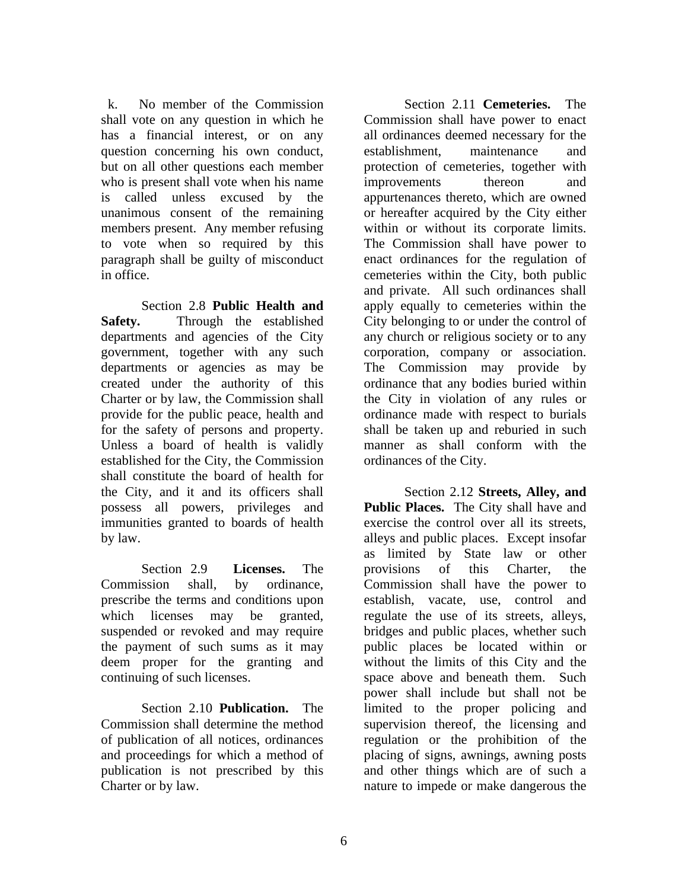k. No member of the Commission shall vote on any question in which he has a financial interest, or on any question concerning his own conduct, but on all other questions each member who is present shall vote when his name is called unless excused by the unanimous consent of the remaining members present. Any member refusing to vote when so required by this paragraph shall be guilty of misconduct in office.

Section 2.8 **Public Health and Safety.** Through the established departments and agencies of the City government, together with any such departments or agencies as may be created under the authority of this Charter or by law, the Commission shall provide for the public peace, health and for the safety of persons and property. Unless a board of health is validly established for the City, the Commission shall constitute the board of health for the City, and it and its officers shall possess all powers, privileges and immunities granted to boards of health by law.

Section 2.9 **Licenses.** The Commission shall, by ordinance, prescribe the terms and conditions upon which licenses may be granted, suspended or revoked and may require the payment of such sums as it may deem proper for the granting and continuing of such licenses.

Section 2.10 **Publication.** The Commission shall determine the method of publication of all notices, ordinances and proceedings for which a method of publication is not prescribed by this Charter or by law.

Section 2.11 **Cemeteries.** The Commission shall have power to enact all ordinances deemed necessary for the establishment, maintenance and protection of cemeteries, together with improvements thereon and appurtenances thereto, which are owned or hereafter acquired by the City either within or without its corporate limits. The Commission shall have power to enact ordinances for the regulation of cemeteries within the City, both public and private. All such ordinances shall apply equally to cemeteries within the City belonging to or under the control of any church or religious society or to any corporation, company or association. The Commission may provide by ordinance that any bodies buried within the City in violation of any rules or ordinance made with respect to burials shall be taken up and reburied in such manner as shall conform with the ordinances of the City.

Section 2.12 **Streets, Alley, and Public Places.** The City shall have and exercise the control over all its streets, alleys and public places. Except insofar as limited by State law or other provisions of this Charter, the Commission shall have the power to establish, vacate, use, control and regulate the use of its streets, alleys, bridges and public places, whether such public places be located within or without the limits of this City and the space above and beneath them. Such power shall include but shall not be limited to the proper policing and supervision thereof, the licensing and regulation or the prohibition of the placing of signs, awnings, awning posts and other things which are of such a nature to impede or make dangerous the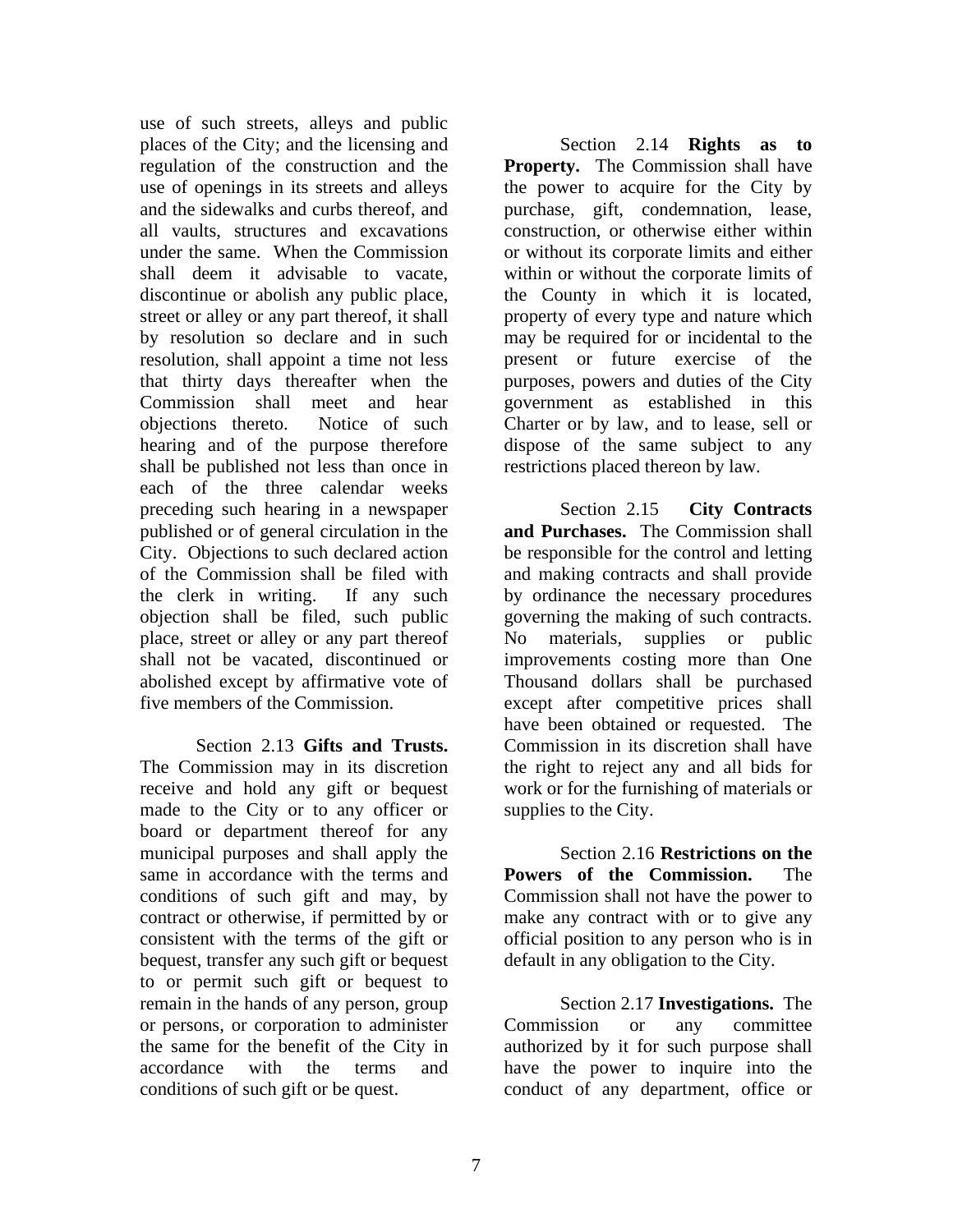use of such streets, alleys and public places of the City; and the licensing and regulation of the construction and the use of openings in its streets and alleys and the sidewalks and curbs thereof, and all vaults, structures and excavations under the same. When the Commission shall deem it advisable to vacate, discontinue or abolish any public place, street or alley or any part thereof, it shall by resolution so declare and in such resolution, shall appoint a time not less that thirty days thereafter when the Commission shall meet and hear objections thereto. Notice of such hearing and of the purpose therefore shall be published not less than once in each of the three calendar weeks preceding such hearing in a newspaper published or of general circulation in the City. Objections to such declared action of the Commission shall be filed with the clerk in writing. If any such objection shall be filed, such public place, street or alley or any part thereof shall not be vacated, discontinued or abolished except by affirmative vote of five members of the Commission.

Section 2.13 **Gifts and Trusts.** The Commission may in its discretion receive and hold any gift or bequest made to the City or to any officer or board or department thereof for any municipal purposes and shall apply the same in accordance with the terms and conditions of such gift and may, by contract or otherwise, if permitted by or consistent with the terms of the gift or bequest, transfer any such gift or bequest to or permit such gift or bequest to remain in the hands of any person, group or persons, or corporation to administer the same for the benefit of the City in accordance with the terms and conditions of such gift or be quest.

Section 2.14 **Rights as to Property.** The Commission shall have the power to acquire for the City by purchase, gift, condemnation, lease, construction, or otherwise either within or without its corporate limits and either within or without the corporate limits of the County in which it is located, property of every type and nature which may be required for or incidental to the present or future exercise of the purposes, powers and duties of the City government as established in this Charter or by law, and to lease, sell or dispose of the same subject to any restrictions placed thereon by law.

Section 2.15 **City Contracts and Purchases.** The Commission shall be responsible for the control and letting and making contracts and shall provide by ordinance the necessary procedures governing the making of such contracts. No materials, supplies or public improvements costing more than One Thousand dollars shall be purchased except after competitive prices shall have been obtained or requested. The Commission in its discretion shall have the right to reject any and all bids for work or for the furnishing of materials or supplies to the City.

Section 2.16 **Restrictions on the Powers of the Commission.** The Commission shall not have the power to make any contract with or to give any official position to any person who is in default in any obligation to the City.

Section 2.17 **Investigations.** The Commission or any committee authorized by it for such purpose shall have the power to inquire into the conduct of any department, office or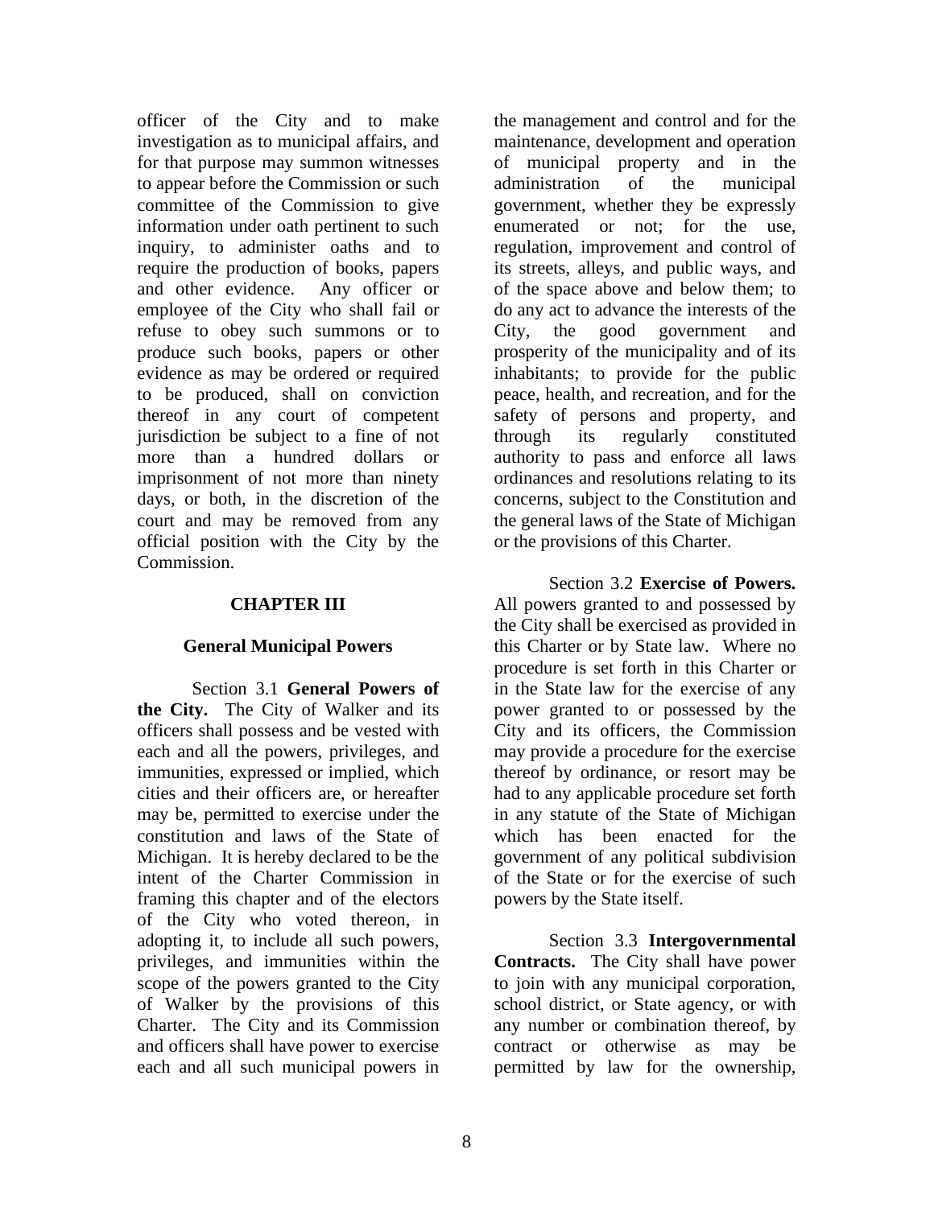officer of the City and to make investigation as to municipal affairs, and for that purpose may summon witnesses to appear before the Commission or such committee of the Commission to give information under oath pertinent to such inquiry, to administer oaths and to require the production of books, papers and other evidence. Any officer or employee of the City who shall fail or refuse to obey such summons or to produce such books, papers or other evidence as may be ordered or required to be produced, shall on conviction thereof in any court of competent jurisdiction be subject to a fine of not more than a hundred dollars or imprisonment of not more than ninety days, or both, in the discretion of the court and may be removed from any official position with the City by the Commission.

## CHAPTER III

### General Municipal Powers

Section 3.1 **General Powers of the City.** The City of Walker and its officers shall possess and be vested with each and all the powers, privileges, and immunities, expressed or implied, which cities and their officers are, or hereafter may be, permitted to exercise under the constitution and laws of the State of Michigan. It is hereby declared to be the intent of the Charter Commission in framing this chapter and of the electors of the City who voted thereon, in adopting it, to include all such powers, privileges, and immunities within the scope of the powers granted to the City of Walker by the provisions of this Charter. The City and its Commission and officers shall have power to exercise each and all such municipal powers in the management and control and for the maintenance, development and operation of municipal property and in the administration of the municipal government, whether they be expressly enumerated or not; for the use, regulation, improvement and control of its streets, alleys, and public ways, and of the space above and below them; to do any act to advance the interests of the City, the good government and prosperity of the municipality and of its inhabitants; to provide for the public peace, health, and recreation, and for the safety of persons and property, and through its regularly constituted authority to pass and enforce all laws ordinances and resolutions relating to its concerns, subject to the Constitution and the general laws of the State of Michigan or the provisions of this Charter.

Section 3.2 **Exercise of Powers.** All powers granted to and possessed by the City shall be exercised as provided in this Charter or by State law. Where no procedure is set forth in this Charter or in the State law for the exercise of any power granted to or possessed by the City and its officers, the Commission may provide a procedure for the exercise thereof by ordinance, or resort may be had to any applicable procedure set forth in any statute of the State of Michigan which has been enacted for the government of any political subdivision of the State or for the exercise of such powers by the State itself.

Section 3.3 **Intergovernmental Contracts.** The City shall have power to join with any municipal corporation, school district, or State agency, or with any number or combination thereof, by contract or otherwise as may be permitted by law for the ownership,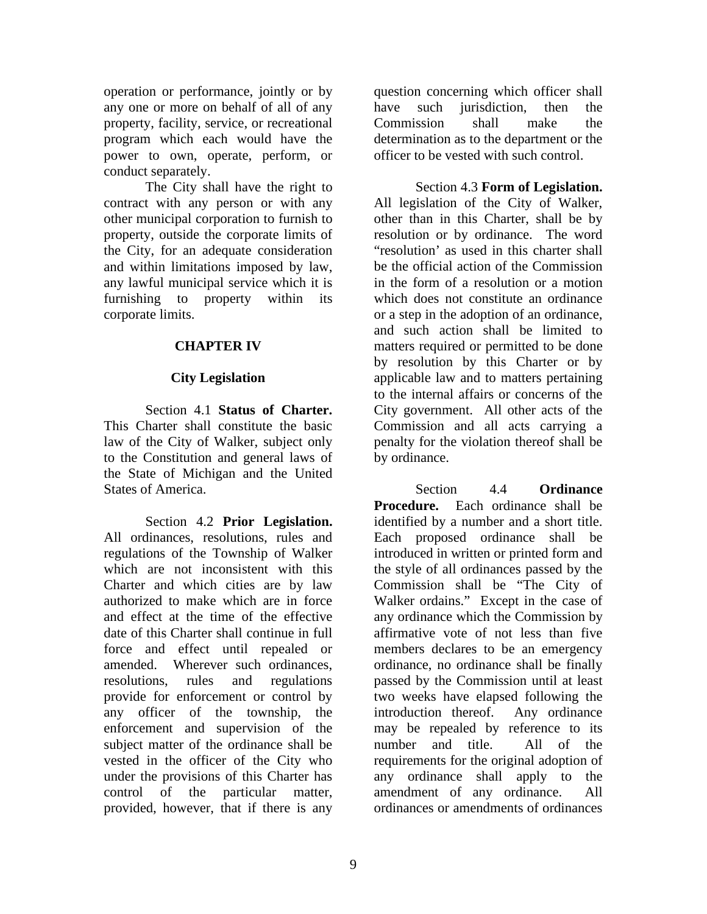operation or performance, jointly or by any one or more on behalf of all of any property, facility, service, or recreational program which each would have the power to own, operate, perform, or conduct separately.

The City shall have the right to contract with any person or with any other municipal corporation to furnish to property, outside the corporate limits of the City, for an adequate consideration and within limitations imposed by law, any lawful municipal service which it is furnishing to property within its corporate limits.

## CHAPTER IV

## City Legislation

Section 4.1 **Status of Charter.** This Charter shall constitute the basic law of the City of Walker, subject only to the Constitution and general laws of the State of Michigan and the United States of America.

Section 4.2 **Prior Legislation.** All ordinances, resolutions, rules and regulations of the Township of Walker which are not inconsistent with this Charter and which cities are by law authorized to make which are in force and effect at the time of the effective date of this Charter shall continue in full force and effect until repealed or amended. Wherever such ordinances, resolutions, rules and regulations provide for enforcement or control by any officer of the township, the enforcement and supervision of the subject matter of the ordinance shall be vested in the officer of the City who under the provisions of this Charter has control of the particular matter, provided, however, that if there is any question concerning which officer shall have such jurisdiction, then the Commission shall make the determination as to the department or the officer to be vested with such control.

Section 4.3 **Form of Legislation.** All legislation of the City of Walker, other than in this Charter, shall be by resolution or by ordinance. The word "resolution' as used in this charter shall be the official action of the Commission in the form of a resolution or a motion which does not constitute an ordinance or a step in the adoption of an ordinance, and such action shall be limited to matters required or permitted to be done by resolution by this Charter or by applicable law and to matters pertaining to the internal affairs or concerns of the City government. All other acts of the Commission and all acts carrying a penalty for the violation thereof shall be by ordinance.

Section 4.4 **Ordinance Procedure.** Each ordinance shall be identified by a number and a short title. Each proposed ordinance shall be introduced in written or printed form and the style of all ordinances passed by the Commission shall be "The City of Walker ordains." Except in the case of any ordinance which the Commission by affirmative vote of not less than five members declares to be an emergency ordinance, no ordinance shall be finally passed by the Commission until at least two weeks have elapsed following the introduction thereof. Any ordinance may be repealed by reference to its number and title. All of the requirements for the original adoption of any ordinance shall apply to the amendment of any ordinance. All ordinances or amendments of ordinances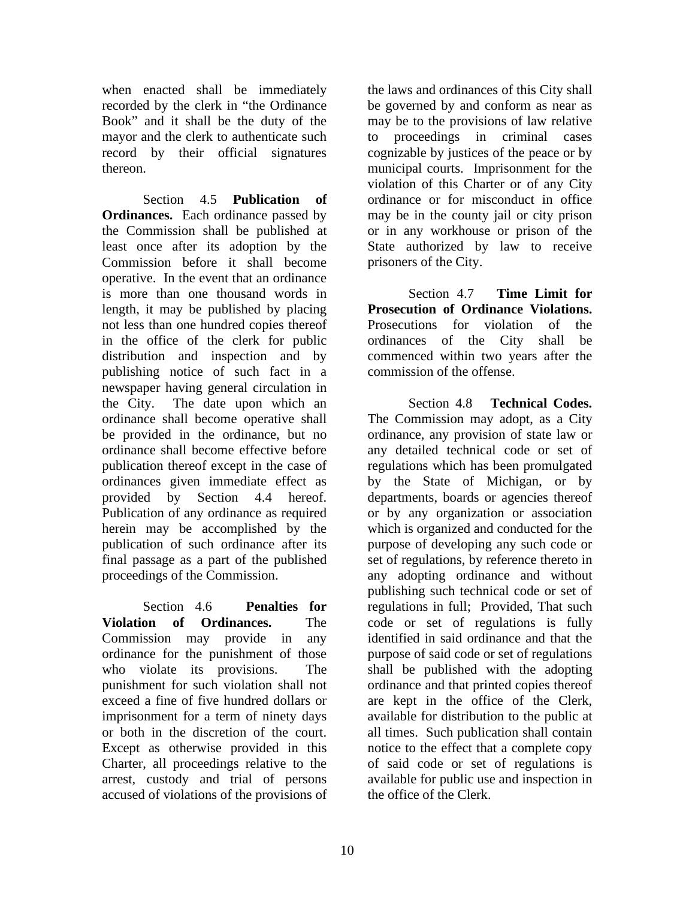when enacted shall be immediately recorded by the clerk in "the Ordinance Book" and it shall be the duty of the mayor and the clerk to authenticate such record by their official signatures thereon.

Section 4.5 **Publication of Ordinances.** Each ordinance passed by the Commission shall be published at least once after its adoption by the Commission before it shall become operative. In the event that an ordinance is more than one thousand words in length, it may be published by placing not less than one hundred copies thereof in the office of the clerk for public distribution and inspection and by publishing notice of such fact in a newspaper having general circulation in the City. The date upon which an ordinance shall become operative shall be provided in the ordinance, but no ordinance shall become effective before publication thereof except in the case of ordinances given immediate effect as provided by Section 4.4 hereof. Publication of any ordinance as required herein may be accomplished by the publication of such ordinance after its final passage as a part of the published proceedings of the Commission.

Section 4.6 **Penalties for Violation of Ordinances.** The Commission may provide in any ordinance for the punishment of those who violate its provisions. The punishment for such violation shall not exceed a fine of five hundred dollars or imprisonment for a term of ninety days or both in the discretion of the court. Except as otherwise provided in this Charter, all proceedings relative to the arrest, custody and trial of persons accused of violations of the provisions of the laws and ordinances of this City shall be governed by and conform as near as may be to the provisions of law relative to proceedings in criminal cases cognizable by justices of the peace or by municipal courts. Imprisonment for the violation of this Charter or of any City ordinance or for misconduct in office may be in the county jail or city prison or in any workhouse or prison of the State authorized by law to receive prisoners of the City.

Section 4.7 **Time Limit for Prosecution of Ordinance Violations.** Prosecutions for violation of the ordinances of the City shall be commenced within two years after the commission of the offense.

Section 4.8 **Technical Codes.** The Commission may adopt, as a City ordinance, any provision of state law or any detailed technical code or set of regulations which has been promulgated by the State of Michigan, or by departments, boards or agencies thereof or by any organization or association which is organized and conducted for the purpose of developing any such code or set of regulations, by reference thereto in any adopting ordinance and without publishing such technical code or set of regulations in full; Provided, That such code or set of regulations is fully identified in said ordinance and that the purpose of said code or set of regulations shall be published with the adopting ordinance and that printed copies thereof are kept in the office of the Clerk, available for distribution to the public at all times. Such publication shall contain notice to the effect that a complete copy of said code or set of regulations is available for public use and inspection in the office of the Clerk.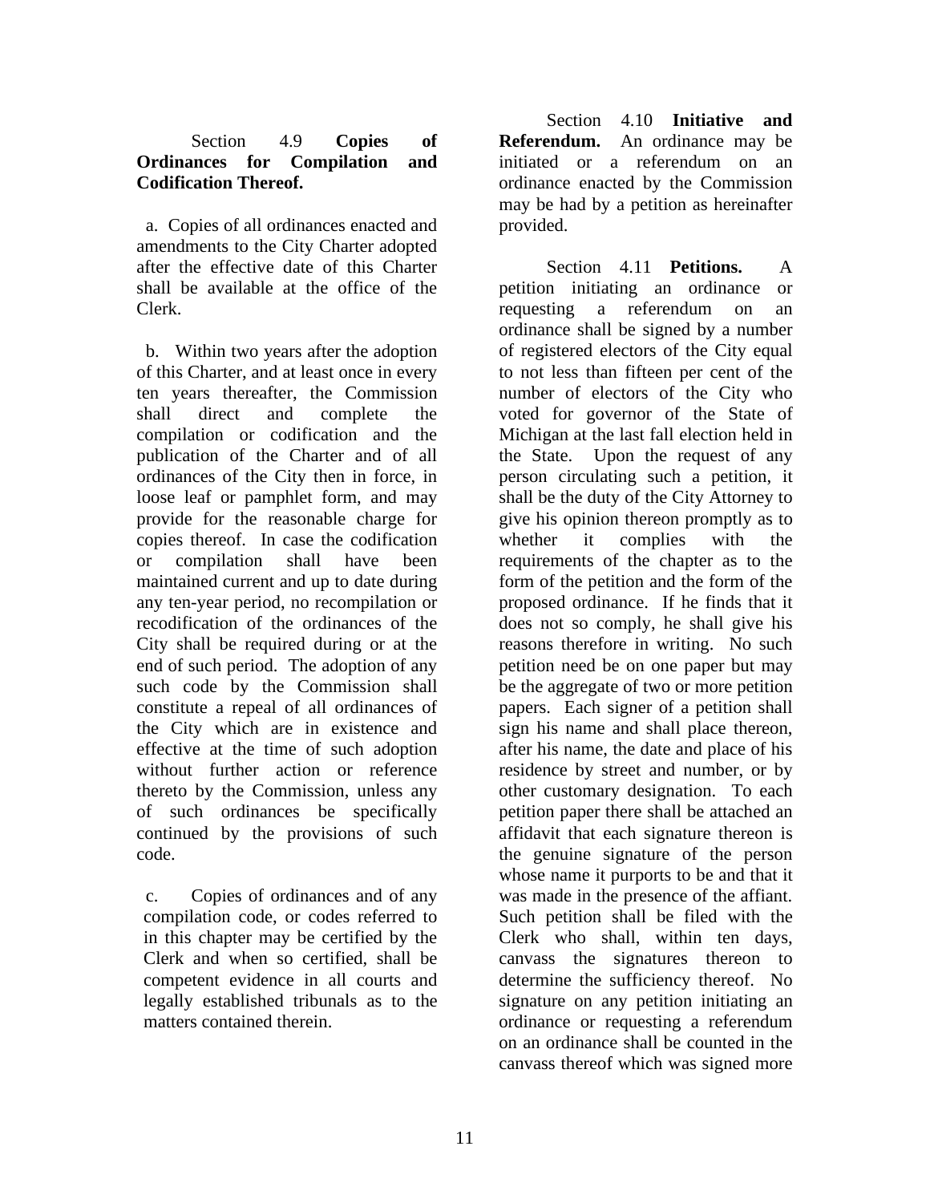Section 4.9 **Copies of Ordinances for Compilation and Codification Thereof.**

a. Copies of all ordinances enacted and amendments to the City Charter adopted after the effective date of this Charter shall be available at the office of the Clerk.

b. Within two years after the adoption of this Charter, and at least once in every ten years thereafter, the Commission shall direct and complete the compilation or codification and the publication of the Charter and of all ordinances of the City then in force, in loose leaf or pamphlet form, and may provide for the reasonable charge for copies thereof. In case the codification or compilation shall have been maintained current and up to date during any ten-year period, no recompilation or recodification of the ordinances of the City shall be required during or at the end of such period. The adoption of any such code by the Commission shall constitute a repeal of all ordinances of the City which are in existence and effective at the time of such adoption without further action or reference thereto by the Commission, unless any of such ordinances be specifically continued by the provisions of such code.

c. Copies of ordinances and of any compilation code, or codes referred to in this chapter may be certified by the Clerk and when so certified, shall be competent evidence in all courts and legally established tribunals as to the matters contained therein.

Section 4.10 **Initiative and Referendum.** An ordinance may be initiated or a referendum on an ordinance enacted by the Commission may be had by a petition as hereinafter provided.

Section 4.11 **Petitions.** A petition initiating an ordinance or requesting a referendum on an ordinance shall be signed by a number of registered electors of the City equal to not less than fifteen per cent of the number of electors of the City who voted for governor of the State of Michigan at the last fall election held in the State. Upon the request of any person circulating such a petition, it shall be the duty of the City Attorney to give his opinion thereon promptly as to whether it complies with the requirements of the chapter as to the form of the petition and the form of the proposed ordinance. If he finds that it does not so comply, he shall give his reasons therefore in writing. No such petition need be on one paper but may be the aggregate of two or more petition papers. Each signer of a petition shall sign his name and shall place thereon, after his name, the date and place of his residence by street and number, or by other customary designation. To each petition paper there shall be attached an affidavit that each signature thereon is the genuine signature of the person whose name it purports to be and that it was made in the presence of the affiant. Such petition shall be filed with the Clerk who shall, within ten days, canvass the signatures thereon to determine the sufficiency thereof. No signature on any petition initiating an ordinance or requesting a referendum on an ordinance shall be counted in the canvass thereof which was signed more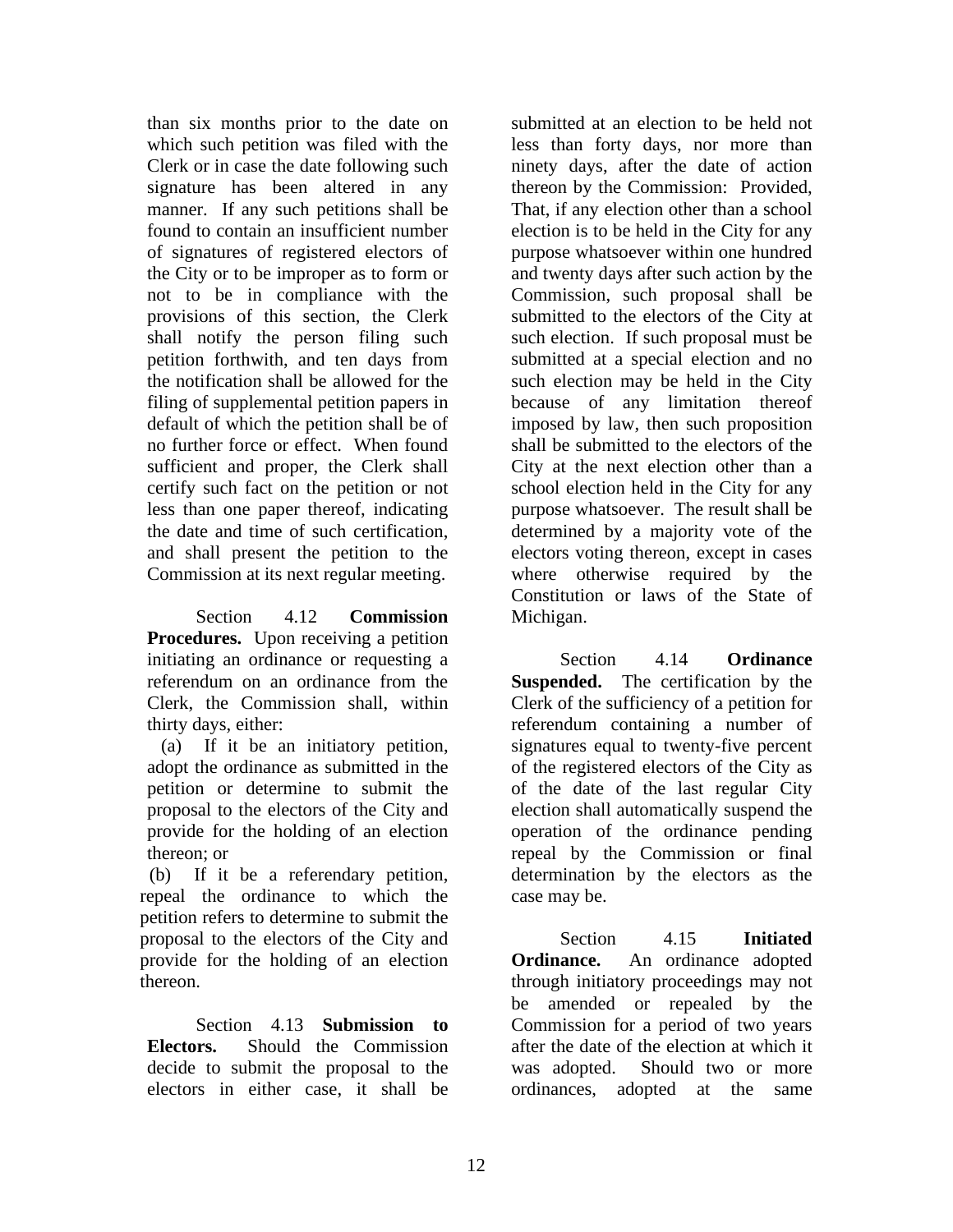than six months prior to the date on which such petition was filed with the Clerk or in case the date following such signature has been altered in any manner. If any such petitions shall be found to contain an insufficient number of signatures of registered electors of the City or to be improper as to form or not to be in compliance with the provisions of this section, the Clerk shall notify the person filing such petition forthwith, and ten days from the notification shall be allowed for the filing of supplemental petition papers in default of which the petition shall be of no further force or effect. When found sufficient and proper, the Clerk shall certify such fact on the petition or not less than one paper thereof, indicating the date and time of such certification, and shall present the petition to the Commission at its next regular meeting.

Section 4.12 **Commission Procedures.** Upon receiving a petition initiating an ordinance or requesting a referendum on an ordinance from the Clerk, the Commission shall, within thirty days, either:

(a) If it be an initiatory petition, adopt the ordinance as submitted in the petition or determine to submit the proposal to the electors of the City and provide for the holding of an election thereon; or

(b) If it be a referendary petition, repeal the ordinance to which the petition refers to determine to submit the proposal to the electors of the City and provide for the holding of an election thereon.

Section 4.13 **Submission to Electors.** Should the Commission decide to submit the proposal to the electors in either case, it shall be submitted at an election to be held not less than forty days, nor more than ninety days, after the date of action thereon by the Commission: Provided, That, if any election other than a school election is to be held in the City for any purpose whatsoever within one hundred and twenty days after such action by the Commission, such proposal shall be submitted to the electors of the City at such election. If such proposal must be submitted at a special election and no such election may be held in the City because of any limitation thereof imposed by law, then such proposition shall be submitted to the electors of the City at the next election other than a school election held in the City for any purpose whatsoever. The result shall be determined by a majority vote of the electors voting thereon, except in cases where otherwise required by the Constitution or laws of the State of Michigan.

Section 4.14 **Ordinance Suspended.** The certification by the Clerk of the sufficiency of a petition for referendum containing a number of signatures equal to twenty-five percent of the registered electors of the City as of the date of the last regular City election shall automatically suspend the operation of the ordinance pending repeal by the Commission or final determination by the electors as the case may be.

Section 4.15 **Initiated Ordinance.** An ordinance adopted through initiatory proceedings may not be amended or repealed by the Commission for a period of two years after the date of the election at which it was adopted. Should two or more ordinances, adopted at the same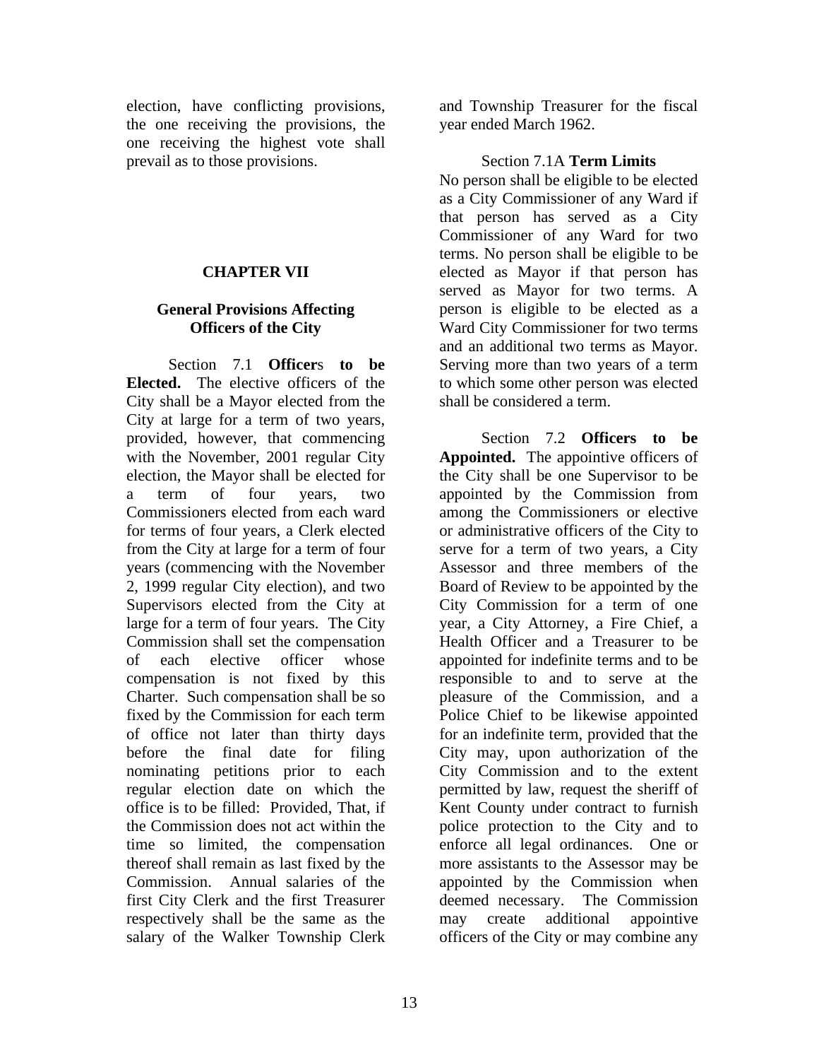election, have conflicting provisions, the one receiving the provisions, the one receiving the highest vote shall prevail as to those provisions.

## CHAPTER VII

### General Provisions Affecting Officers of the City

Section 7.1 **Officers to be Elected.** The elective officers of the City shall be a Mayor elected from the City at large for a term of two years, provided, however, that commencing with the November, 2001 regular City election, the Mayor shall be elected for a term of four years, two Commissioners elected from each ward for terms of four years, a Clerk elected from the City at large for a term of four years (commencing with the November 2, 1999 regular City election), and two Supervisors elected from the City at large for a term of four years. The City Commission shall set the compensation of each elective officer whose compensation is not fixed by this Charter. Such compensation shall be so fixed by the Commission for each term of office not later than thirty days before the final date for filing nominating petitions prior to each regular election date on which the office is to be filled: Provided, That, if the Commission does not act within the time so limited, the compensation thereof shall remain as last fixed by the Commission. Annual salaries of the first City Clerk and the first Treasurer respectively shall be the same as the salary of the Walker Township Clerk and Township Treasurer for the fiscal year ended March 1962.

Section 7.1A **Term Limits**
No person shall be eligible to be elected as a City Commissioner of any Ward if that person has served as a City Commissioner of any Ward for two terms. No person shall be eligible to be elected as Mayor if that person has served as Mayor for two terms. A person is eligible to be elected as a Ward City Commissioner for two terms and an additional two terms as Mayor. Serving more than two years of a term to which some other person was elected shall be considered a term.

Section 7.2 **Officers to be Appointed.** The appointive officers of the City shall be one Supervisor to be appointed by the Commission from among the Commissioners or elective or administrative officers of the City to serve for a term of two years, a City Assessor and three members of the Board of Review to be appointed by the City Commission for a term of one year, a City Attorney, a Fire Chief, a Health Officer and a Treasurer to be appointed for indefinite terms and to be responsible to and to serve at the pleasure of the Commission, and a Police Chief to be likewise appointed for an indefinite term, provided that the City may, upon authorization of the City Commission and to the extent permitted by law, request the sheriff of Kent County under contract to furnish police protection to the City and to enforce all legal ordinances. One or more assistants to the Assessor may be appointed by the Commission when deemed necessary. The Commission may create additional appointive officers of the City or may combine any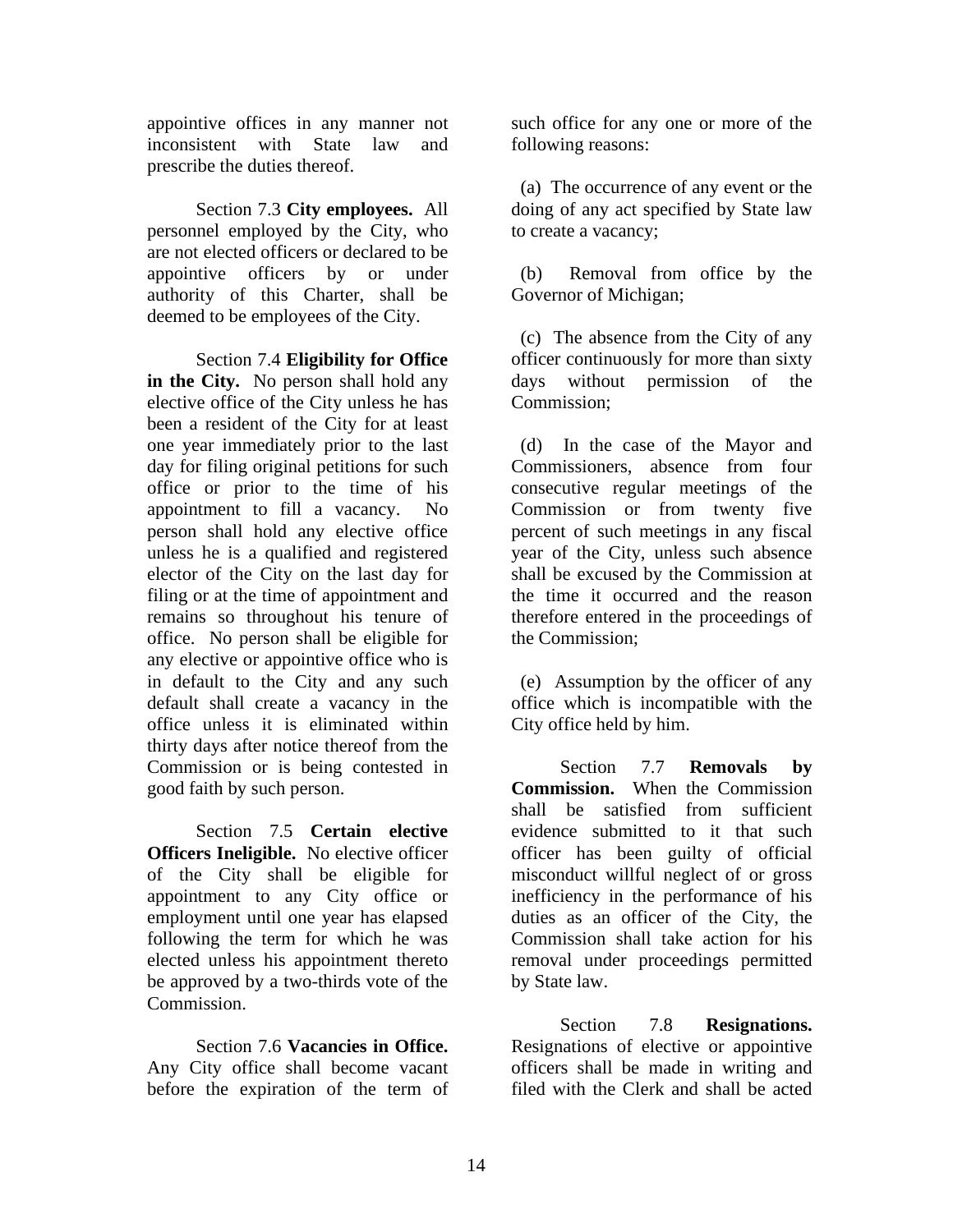appointive offices in any manner not inconsistent with State law and prescribe the duties thereof.

Section 7.3 **City employees.** All personnel employed by the City, who are not elected officers or declared to be appointive officers by or under authority of this Charter, shall be deemed to be employees of the City.

Section 7.4 **Eligibility for Office in the City.** No person shall hold any elective office of the City unless he has been a resident of the City for at least one year immediately prior to the last day for filing original petitions for such office or prior to the time of his appointment to fill a vacancy. No person shall hold any elective office unless he is a qualified and registered elector of the City on the last day for filing or at the time of appointment and remains so throughout his tenure of office. No person shall be eligible for any elective or appointive office who is in default to the City and any such default shall create a vacancy in the office unless it is eliminated within thirty days after notice thereof from the Commission or is being contested in good faith by such person.

Section 7.5 **Certain elective Officers Ineligible.** No elective officer of the City shall be eligible for appointment to any City office or employment until one year has elapsed following the term for which he was elected unless his appointment thereto be approved by a two-thirds vote of the Commission.

Section 7.6 **Vacancies in Office.** Any City office shall become vacant before the expiration of the term of such office for any one or more of the following reasons:

(a) The occurrence of any event or the doing of any act specified by State law to create a vacancy;

(b) Removal from office by the Governor of Michigan;

(c) The absence from the City of any officer continuously for more than sixty days without permission of the Commission;

(d) In the case of the Mayor and Commissioners, absence from four consecutive regular meetings of the Commission or from twenty five percent of such meetings in any fiscal year of the City, unless such absence shall be excused by the Commission at the time it occurred and the reason therefore entered in the proceedings of the Commission;

(e) Assumption by the officer of any office which is incompatible with the City office held by him.

Section 7.7 **Removals by Commission.** When the Commission shall be satisfied from sufficient evidence submitted to it that such officer has been guilty of official misconduct willful neglect of or gross inefficiency in the performance of his duties as an officer of the City, the Commission shall take action for his removal under proceedings permitted by State law.

Section 7.8 **Resignations.** Resignations of elective or appointive officers shall be made in writing and filed with the Clerk and shall be acted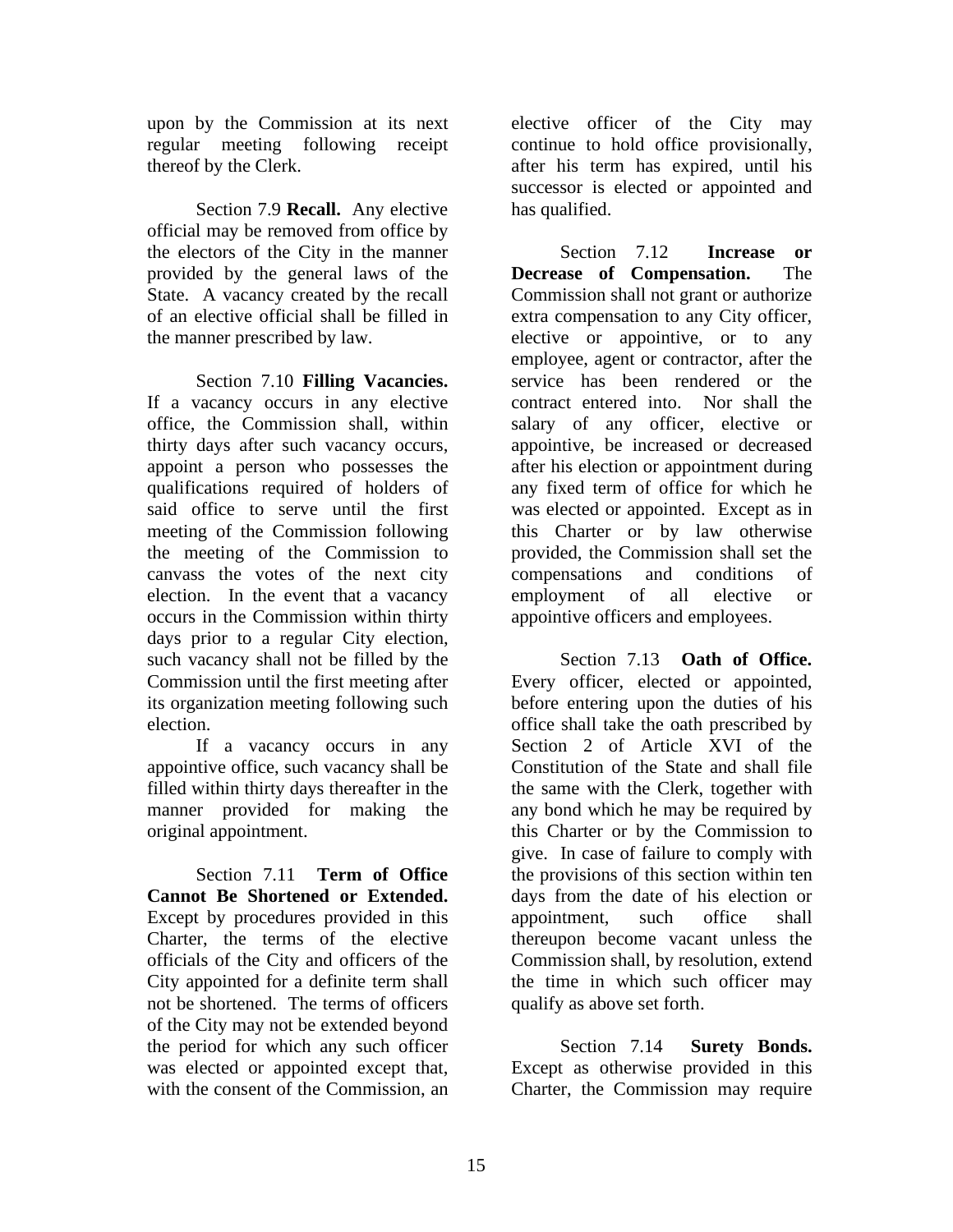upon by the Commission at its next regular meeting following receipt thereof by the Clerk.

Section 7.9 **Recall.** Any elective official may be removed from office by the electors of the City in the manner provided by the general laws of the State. A vacancy created by the recall of an elective official shall be filled in the manner prescribed by law.

Section 7.10 **Filling Vacancies.** If a vacancy occurs in any elective office, the Commission shall, within thirty days after such vacancy occurs, appoint a person who possesses the qualifications required of holders of said office to serve until the first meeting of the Commission following the meeting of the Commission to canvass the votes of the next city election. In the event that a vacancy occurs in the Commission within thirty days prior to a regular City election, such vacancy shall not be filled by the Commission until the first meeting after its organization meeting following such election.

If a vacancy occurs in any appointive office, such vacancy shall be filled within thirty days thereafter in the manner provided for making the original appointment.

Section 7.11 **Term of Office Cannot Be Shortened or Extended.** Except by procedures provided in this Charter, the terms of the elective officials of the City and officers of the City appointed for a definite term shall not be shortened. The terms of officers of the City may not be extended beyond the period for which any such officer was elected or appointed except that, with the consent of the Commission, an elective officer of the City may continue to hold office provisionally, after his term has expired, until his successor is elected or appointed and has qualified.

Section 7.12 **Increase or Decrease of Compensation.** The Commission shall not grant or authorize extra compensation to any City officer, elective or appointive, or to any employee, agent or contractor, after the service has been rendered or the contract entered into. Nor shall the salary of any officer, elective or appointive, be increased or decreased after his election or appointment during any fixed term of office for which he was elected or appointed. Except as in this Charter or by law otherwise provided, the Commission shall set the compensations and conditions of employment of all elective or appointive officers and employees.

Section 7.13 **Oath of Office.** Every officer, elected or appointed, before entering upon the duties of his office shall take the oath prescribed by Section 2 of Article XVI of the Constitution of the State and shall file the same with the Clerk, together with any bond which he may be required by this Charter or by the Commission to give. In case of failure to comply with the provisions of this section within ten days from the date of his election or appointment, such office shall thereupon become vacant unless the Commission shall, by resolution, extend the time in which such officer may qualify as above set forth.

Section 7.14 **Surety Bonds.** Except as otherwise provided in this Charter, the Commission may require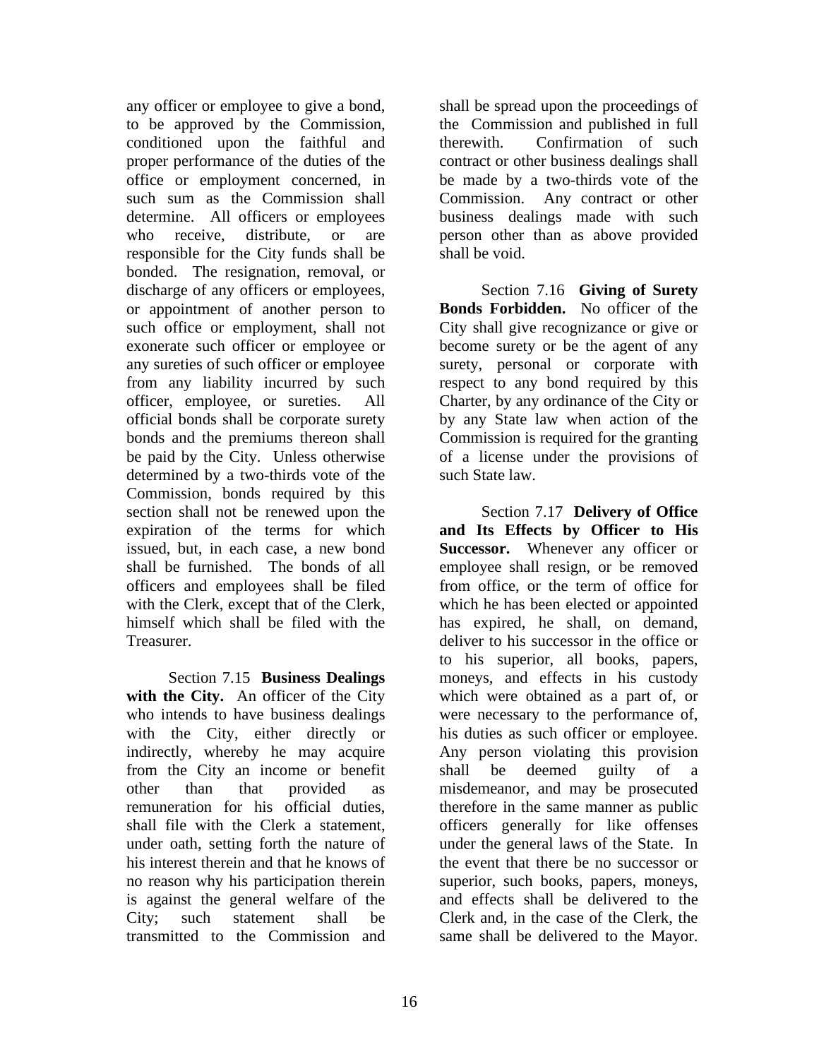any officer or employee to give a bond, to be approved by the Commission, conditioned upon the faithful and proper performance of the duties of the office or employment concerned, in such sum as the Commission shall determine. All officers or employees who receive, distribute, or are responsible for the City funds shall be bonded. The resignation, removal, or discharge of any officers or employees, or appointment of another person to such office or employment, shall not exonerate such officer or employee or any sureties of such officer or employee from any liability incurred by such officer, employee, or sureties. All official bonds shall be corporate surety bonds and the premiums thereon shall be paid by the City. Unless otherwise determined by a two-thirds vote of the Commission, bonds required by this section shall not be renewed upon the expiration of the terms for which issued, but, in each case, a new bond shall be furnished. The bonds of all officers and employees shall be filed with the Clerk, except that of the Clerk, himself which shall be filed with the Treasurer.

Section 7.15 **Business Dealings with the City.** An officer of the City who intends to have business dealings with the City, either directly or indirectly, whereby he may acquire from the City an income or benefit other than that provided as remuneration for his official duties, shall file with the Clerk a statement, under oath, setting forth the nature of his interest therein and that he knows of no reason why his participation therein is against the general welfare of the City; such statement shall be transmitted to the Commission and shall be spread upon the proceedings of the Commission and published in full therewith. Confirmation of such contract or other business dealings shall be made by a two-thirds vote of the Commission. Any contract or other business dealings made with such person other than as above provided shall be void.

Section 7.16 **Giving of Surety Bonds Forbidden.** No officer of the City shall give recognizance or give or become surety or be the agent of any surety, personal or corporate with respect to any bond required by this Charter, by any ordinance of the City or by any State law when action of the Commission is required for the granting of a license under the provisions of such State law.

Section 7.17 **Delivery of Office and Its Effects by Officer to His Successor.** Whenever any officer or employee shall resign, or be removed from office, or the term of office for which he has been elected or appointed has expired, he shall, on demand, deliver to his successor in the office or to his superior, all books, papers, moneys, and effects in his custody which were obtained as a part of, or were necessary to the performance of, his duties as such officer or employee. Any person violating this provision shall be deemed guilty of a misdemeanor, and may be prosecuted therefore in the same manner as public officers generally for like offenses under the general laws of the State. In the event that there be no successor or superior, such books, papers, moneys, and effects shall be delivered to the Clerk and, in the case of the Clerk, the same shall be delivered to the Mayor.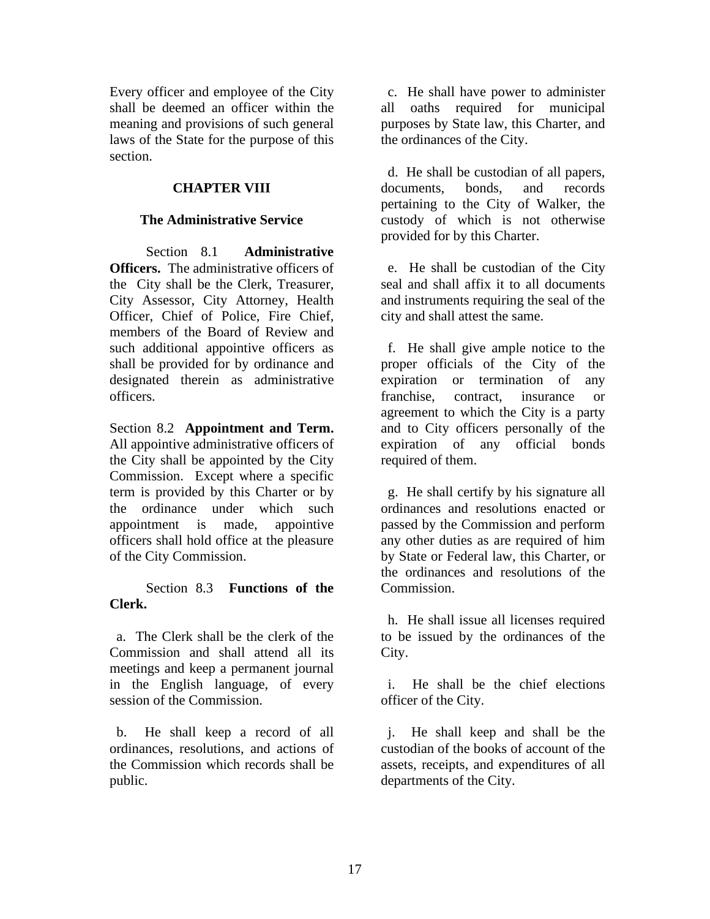Every officer and employee of the City shall be deemed an officer within the meaning and provisions of such general laws of the State for the purpose of this section.

## CHAPTER VIII

### The Administrative Service

Section 8.1 **Administrative Officers.** The administrative officers of the City shall be the Clerk, Treasurer, City Assessor, City Attorney, Health Officer, Chief of Police, Fire Chief, members of the Board of Review and such additional appointive officers as shall be provided for by ordinance and designated therein as administrative officers.

Section 8.2 **Appointment and Term.** All appointive administrative officers of the City shall be appointed by the City Commission. Except where a specific term is provided by this Charter or by the ordinance under which such appointment is made, appointive officers shall hold office at the pleasure of the City Commission.

Section 8.3 **Functions of the Clerk.**

a. The Clerk shall be the clerk of the Commission and shall attend all its meetings and keep a permanent journal in the English language, of every session of the Commission.

b. He shall keep a record of all ordinances, resolutions, and actions of the Commission which records shall be public.

c. He shall have power to administer all oaths required for municipal purposes by State law, this Charter, and the ordinances of the City.

d. He shall be custodian of all papers, documents, bonds, and records pertaining to the City of Walker, the custody of which is not otherwise provided for by this Charter.

e. He shall be custodian of the City seal and shall affix it to all documents and instruments requiring the seal of the city and shall attest the same.

f. He shall give ample notice to the proper officials of the City of the expiration or termination of any franchise, contract, insurance or agreement to which the City is a party and to City officers personally of the expiration of any official bonds required of them.

g. He shall certify by his signature all ordinances and resolutions enacted or passed by the Commission and perform any other duties as are required of him by State or Federal law, this Charter, or the ordinances and resolutions of the Commission.

h. He shall issue all licenses required to be issued by the ordinances of the City.

i. He shall be the chief elections officer of the City.

j. He shall keep and shall be the custodian of the books of account of the assets, receipts, and expenditures of all departments of the City.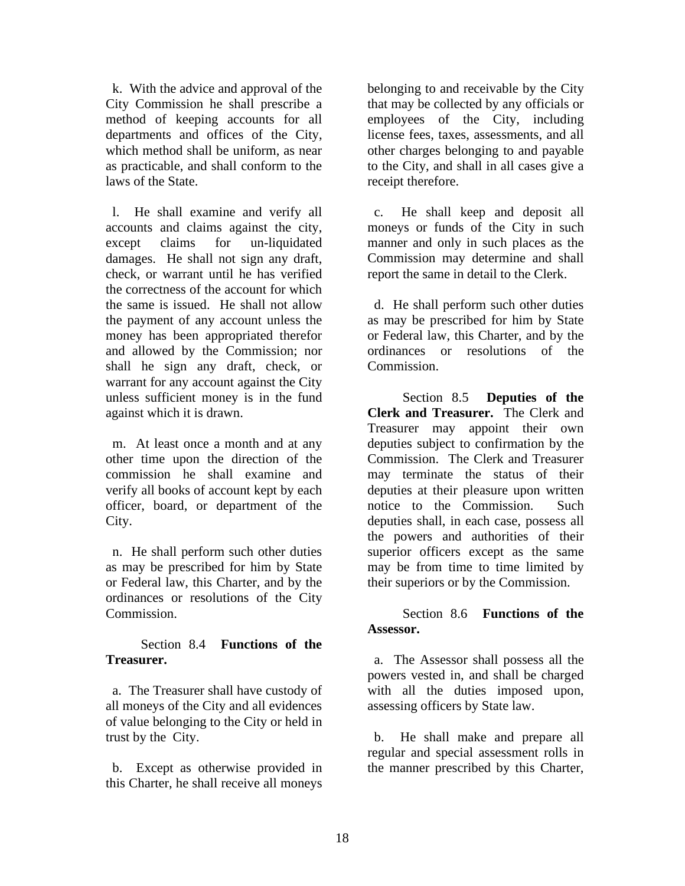k. With the advice and approval of the City Commission he shall prescribe a method of keeping accounts for all departments and offices of the City, which method shall be uniform, as near as practicable, and shall conform to the laws of the State.

l. He shall examine and verify all accounts and claims against the city, except claims for un-liquidated damages. He shall not sign any draft, check, or warrant until he has verified the correctness of the account for which the same is issued. He shall not allow the payment of any account unless the money has been appropriated therefor and allowed by the Commission; nor shall he sign any draft, check, or warrant for any account against the City unless sufficient money is in the fund against which it is drawn.

m. At least once a month and at any other time upon the direction of the commission he shall examine and verify all books of account kept by each officer, board, or department of the City.

n. He shall perform such other duties as may be prescribed for him by State or Federal law, this Charter, and by the ordinances or resolutions of the City Commission.

Section 8.4 **Functions of the Treasurer.**

a. The Treasurer shall have custody of all moneys of the City and all evidences of value belonging to the City or held in trust by the City.

b. Except as otherwise provided in this Charter, he shall receive all moneys belonging to and receivable by the City that may be collected by any officials or employees of the City, including license fees, taxes, assessments, and all other charges belonging to and payable to the City, and shall in all cases give a receipt therefore.

c. He shall keep and deposit all moneys or funds of the City in such manner and only in such places as the Commission may determine and shall report the same in detail to the Clerk.

d. He shall perform such other duties as may be prescribed for him by State or Federal law, this Charter, and by the ordinances or resolutions of the Commission.

Section 8.5 **Deputies of the Clerk and Treasurer.** The Clerk and Treasurer may appoint their own deputies subject to confirmation by the Commission. The Clerk and Treasurer may terminate the status of their deputies at their pleasure upon written notice to the Commission. Such deputies shall, in each case, possess all the powers and authorities of their superior officers except as the same may be from time to time limited by their superiors or by the Commission.

Section 8.6 **Functions of the Assessor.**

a. The Assessor shall possess all the powers vested in, and shall be charged with all the duties imposed upon, assessing officers by State law.

b. He shall make and prepare all regular and special assessment rolls in the manner prescribed by this Charter,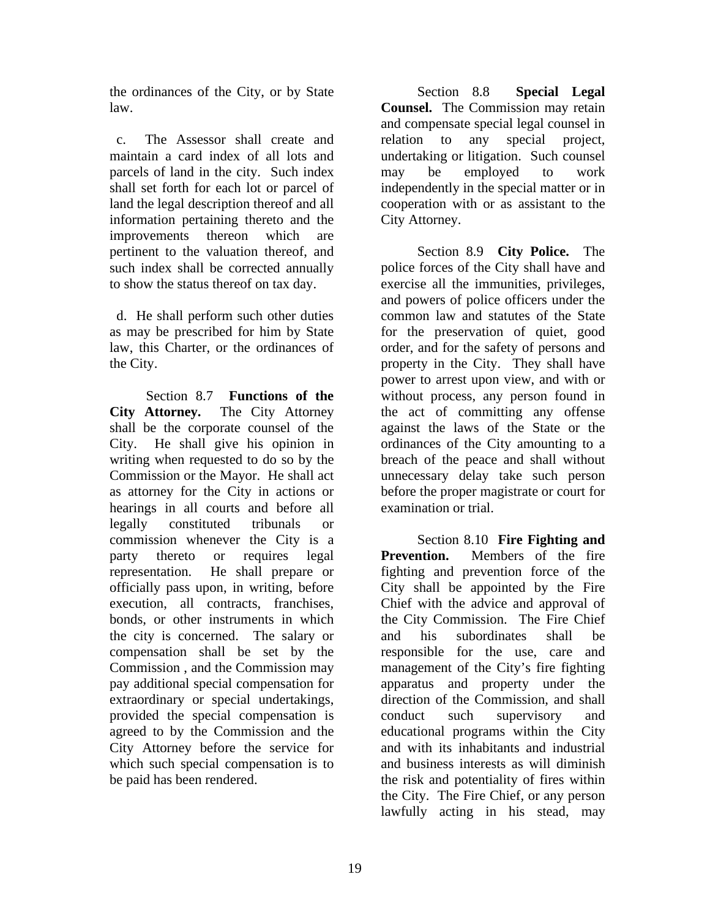the ordinances of the City, or by State law.

c. The Assessor shall create and maintain a card index of all lots and parcels of land in the city. Such index shall set forth for each lot or parcel of land the legal description thereof and all information pertaining thereto and the improvements thereon which are pertinent to the valuation thereof, and such index shall be corrected annually to show the status thereof on tax day.

d. He shall perform such other duties as may be prescribed for him by State law, this Charter, or the ordinances of the City.

Section 8.7 **Functions of the City Attorney.** The City Attorney shall be the corporate counsel of the City. He shall give his opinion in writing when requested to do so by the Commission or the Mayor. He shall act as attorney for the City in actions or hearings in all courts and before all legally constituted tribunals or commission whenever the City is a party thereto or requires legal representation. He shall prepare or officially pass upon, in writing, before execution, all contracts, franchises, bonds, or other instruments in which the city is concerned. The salary or compensation shall be set by the Commission , and the Commission may pay additional special compensation for extraordinary or special undertakings, provided the special compensation is agreed to by the Commission and the City Attorney before the service for which such special compensation is to be paid has been rendered.

Section 8.8 **Special Legal Counsel.** The Commission may retain and compensate special legal counsel in relation to any special project, undertaking or litigation. Such counsel may be employed to work independently in the special matter or in cooperation with or as assistant to the City Attorney.

Section 8.9 **City Police.** The police forces of the City shall have and exercise all the immunities, privileges, and powers of police officers under the common law and statutes of the State for the preservation of quiet, good order, and for the safety of persons and property in the City. They shall have power to arrest upon view, and with or without process, any person found in the act of committing any offense against the laws of the State or the ordinances of the City amounting to a breach of the peace and shall without unnecessary delay take such person before the proper magistrate or court for examination or trial.

Section 8.10 **Fire Fighting and Prevention.** Members of the fire fighting and prevention force of the City shall be appointed by the Fire Chief with the advice and approval of the City Commission. The Fire Chief and his subordinates shall be responsible for the use, care and management of the City's fire fighting apparatus and property under the direction of the Commission, and shall conduct such supervisory and educational programs within the City and with its inhabitants and industrial and business interests as will diminish the risk and potentiality of fires within the City. The Fire Chief, or any person lawfully acting in his stead, may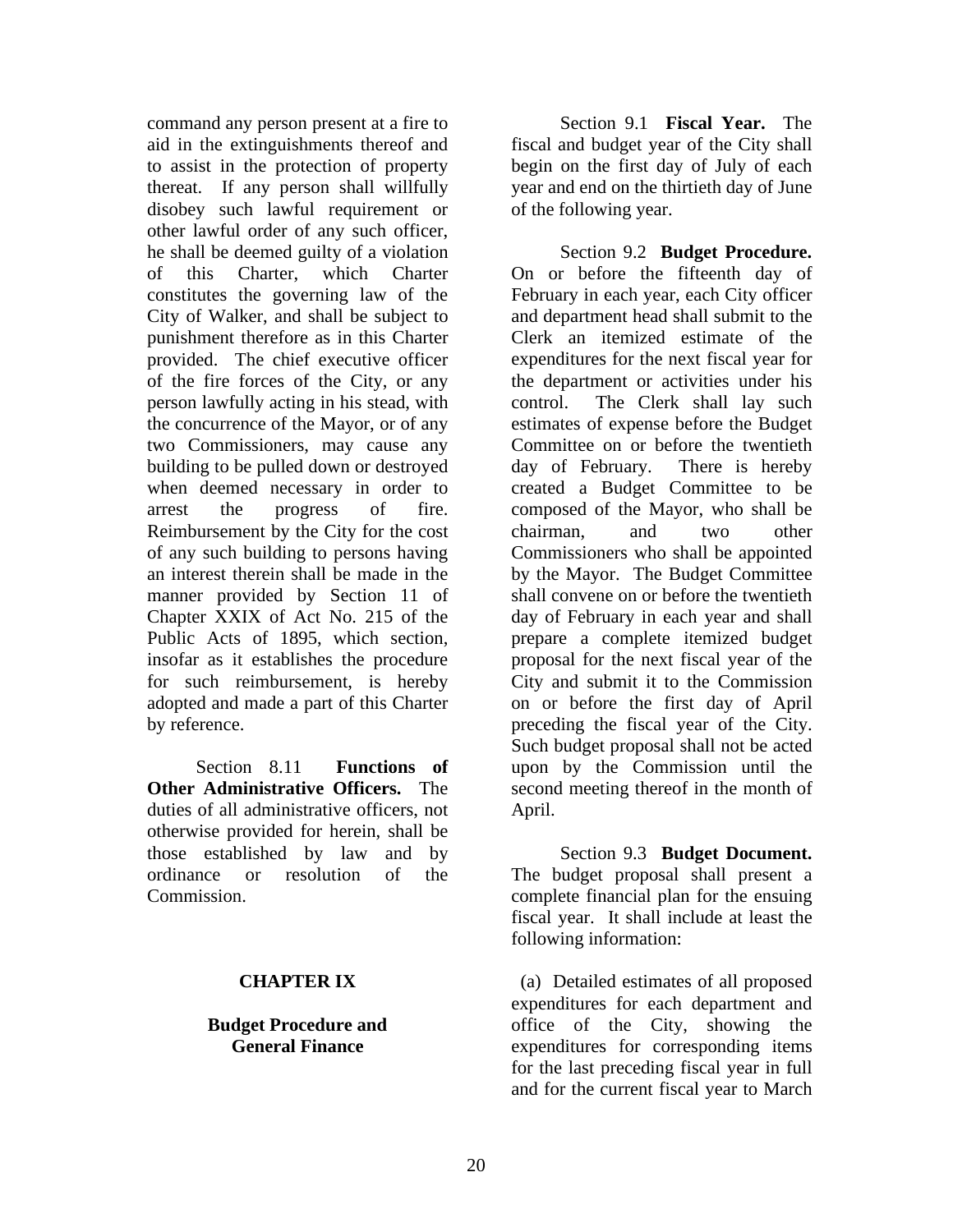command any person present at a fire to aid in the extinguishments thereof and to assist in the protection of property thereat. If any person shall willfully disobey such lawful requirement or other lawful order of any such officer, he shall be deemed guilty of a violation of this Charter, which Charter constitutes the governing law of the City of Walker, and shall be subject to punishment therefore as in this Charter provided. The chief executive officer of the fire forces of the City, or any person lawfully acting in his stead, with the concurrence of the Mayor, or of any two Commissioners, may cause any building to be pulled down or destroyed when deemed necessary in order to arrest the progress of fire. Reimbursement by the City for the cost of any such building to persons having an interest therein shall be made in the manner provided by Section 11 of Chapter XXIX of Act No. 215 of the Public Acts of 1895, which section, insofar as it establishes the procedure for such reimbursement, is hereby adopted and made a part of this Charter by reference.

Section 8.11 **Functions of Other Administrative Officers.** The duties of all administrative officers, not otherwise provided for herein, shall be those established by law and by ordinance or resolution of the Commission.

## CHAPTER IX

## Budget Procedure and General Finance

Section 9.1 **Fiscal Year.** The fiscal and budget year of the City shall begin on the first day of July of each year and end on the thirtieth day of June of the following year.

Section 9.2 **Budget Procedure.** On or before the fifteenth day of February in each year, each City officer and department head shall submit to the Clerk an itemized estimate of the expenditures for the next fiscal year for the department or activities under his control. The Clerk shall lay such estimates of expense before the Budget Committee on or before the twentieth day of February. There is hereby created a Budget Committee to be composed of the Mayor, who shall be chairman, and two other Commissioners who shall be appointed by the Mayor. The Budget Committee shall convene on or before the twentieth day of February in each year and shall prepare a complete itemized budget proposal for the next fiscal year of the City and submit it to the Commission on or before the first day of April preceding the fiscal year of the City. Such budget proposal shall not be acted upon by the Commission until the second meeting thereof in the month of April.

Section 9.3 **Budget Document.** The budget proposal shall present a complete financial plan for the ensuing fiscal year. It shall include at least the following information:

(a) Detailed estimates of all proposed expenditures for each department and office of the City, showing the expenditures for corresponding items for the last preceding fiscal year in full and for the current fiscal year to March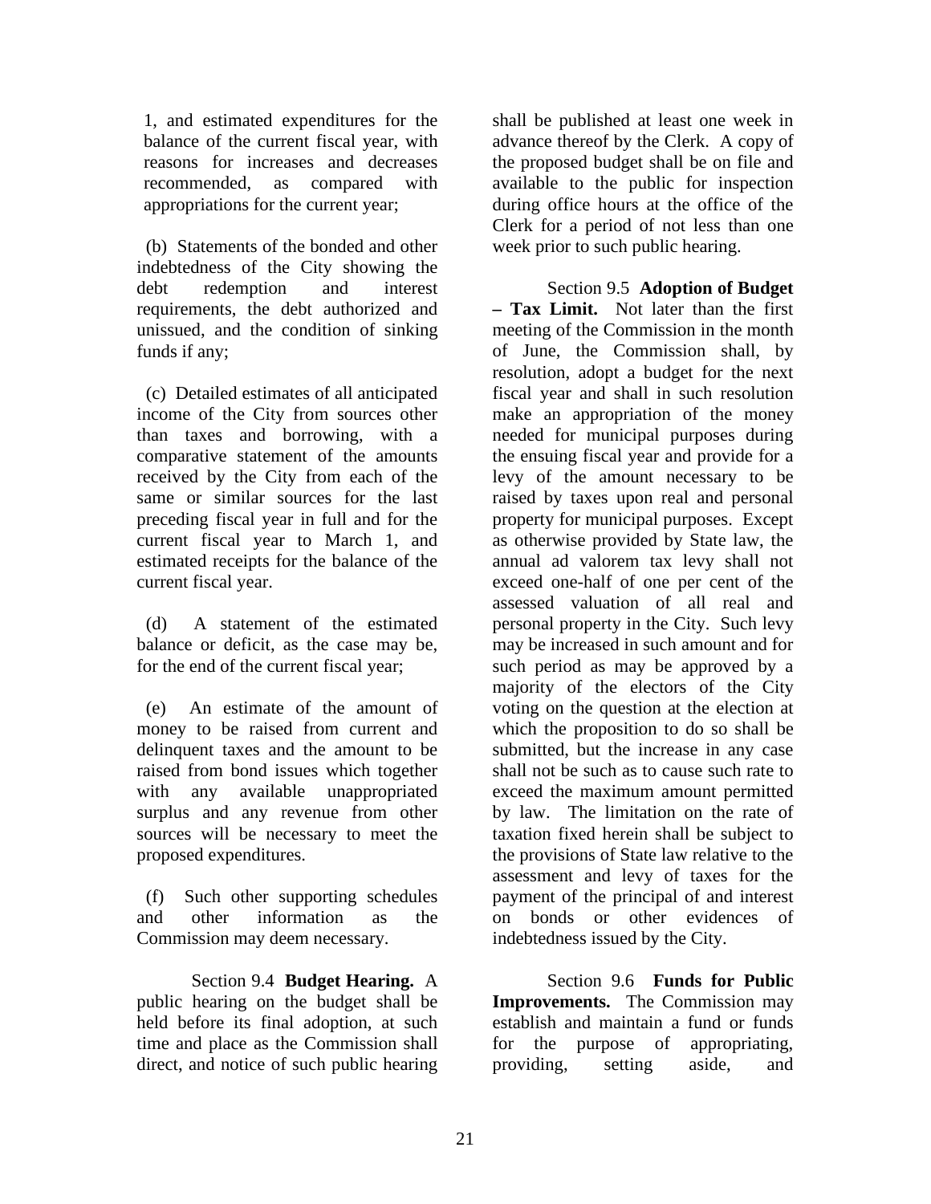1, and estimated expenditures for the balance of the current fiscal year, with reasons for increases and decreases recommended, as compared with appropriations for the current year;

(b) Statements of the bonded and other indebtedness of the City showing the debt redemption and interest requirements, the debt authorized and unissued, and the condition of sinking funds if any;

(c) Detailed estimates of all anticipated income of the City from sources other than taxes and borrowing, with a comparative statement of the amounts received by the City from each of the same or similar sources for the last preceding fiscal year in full and for the current fiscal year to March 1, and estimated receipts for the balance of the current fiscal year.

(d) A statement of the estimated balance or deficit, as the case may be, for the end of the current fiscal year;

(e) An estimate of the amount of money to be raised from current and delinquent taxes and the amount to be raised from bond issues which together with any available unappropriated surplus and any revenue from other sources will be necessary to meet the proposed expenditures.

(f) Such other supporting schedules and other information as the Commission may deem necessary.

Section 9.4 **Budget Hearing.** A public hearing on the budget shall be held before its final adoption, at such time and place as the Commission shall direct, and notice of such public hearing shall be published at least one week in advance thereof by the Clerk. A copy of the proposed budget shall be on file and available to the public for inspection during office hours at the office of the Clerk for a period of not less than one week prior to such public hearing.

Section 9.5 **Adoption of Budget – Tax Limit.** Not later than the first meeting of the Commission in the month of June, the Commission shall, by resolution, adopt a budget for the next fiscal year and shall in such resolution make an appropriation of the money needed for municipal purposes during the ensuing fiscal year and provide for a levy of the amount necessary to be raised by taxes upon real and personal property for municipal purposes. Except as otherwise provided by State law, the annual ad valorem tax levy shall not exceed one-half of one per cent of the assessed valuation of all real and personal property in the City. Such levy may be increased in such amount and for such period as may be approved by a majority of the electors of the City voting on the question at the election at which the proposition to do so shall be submitted, but the increase in any case shall not be such as to cause such rate to exceed the maximum amount permitted by law. The limitation on the rate of taxation fixed herein shall be subject to the provisions of State law relative to the assessment and levy of taxes for the payment of the principal of and interest on bonds or other evidences of indebtedness issued by the City.

Section 9.6 **Funds for Public Improvements.** The Commission may establish and maintain a fund or funds for the purpose of appropriating, providing, setting aside, and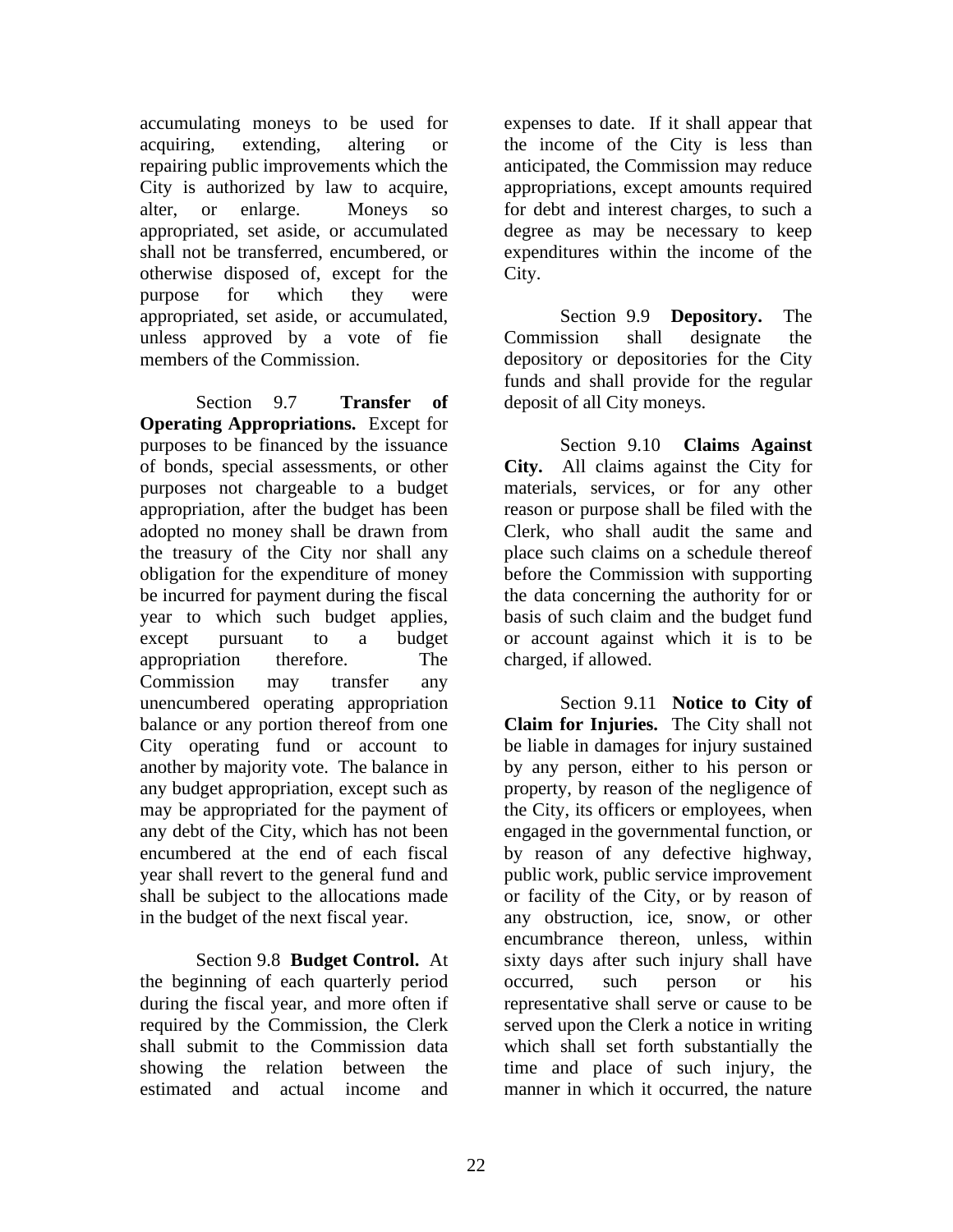accumulating moneys to be used for acquiring, extending, altering or repairing public improvements which the City is authorized by law to acquire, alter, or enlarge. Moneys so appropriated, set aside, or accumulated shall not be transferred, encumbered, or otherwise disposed of, except for the purpose for which they were appropriated, set aside, or accumulated, unless approved by a vote of fie members of the Commission.

Section 9.7 **Transfer of Operating Appropriations.** Except for purposes to be financed by the issuance of bonds, special assessments, or other purposes not chargeable to a budget appropriation, after the budget has been adopted no money shall be drawn from the treasury of the City nor shall any obligation for the expenditure of money be incurred for payment during the fiscal year to which such budget applies, except pursuant to a budget appropriation therefore. The Commission may transfer any unencumbered operating appropriation balance or any portion thereof from one City operating fund or account to another by majority vote. The balance in any budget appropriation, except such as may be appropriated for the payment of any debt of the City, which has not been encumbered at the end of each fiscal year shall revert to the general fund and shall be subject to the allocations made in the budget of the next fiscal year.

Section 9.8 **Budget Control.** At the beginning of each quarterly period during the fiscal year, and more often if required by the Commission, the Clerk shall submit to the Commission data showing the relation between the estimated and actual income and expenses to date. If it shall appear that the income of the City is less than anticipated, the Commission may reduce appropriations, except amounts required for debt and interest charges, to such a degree as may be necessary to keep expenditures within the income of the City.

Section 9.9 **Depository.** The Commission shall designate the depository or depositories for the City funds and shall provide for the regular deposit of all City moneys.

Section 9.10 **Claims Against City.** All claims against the City for materials, services, or for any other reason or purpose shall be filed with the Clerk, who shall audit the same and place such claims on a schedule thereof before the Commission with supporting the data concerning the authority for or basis of such claim and the budget fund or account against which it is to be charged, if allowed.

Section 9.11 **Notice to City of Claim for Injuries.** The City shall not be liable in damages for injury sustained by any person, either to his person or property, by reason of the negligence of the City, its officers or employees, when engaged in the governmental function, or by reason of any defective highway, public work, public service improvement or facility of the City, or by reason of any obstruction, ice, snow, or other encumbrance thereon, unless, within sixty days after such injury shall have occurred, such person or his representative shall serve or cause to be served upon the Clerk a notice in writing which shall set forth substantially the time and place of such injury, the manner in which it occurred, the nature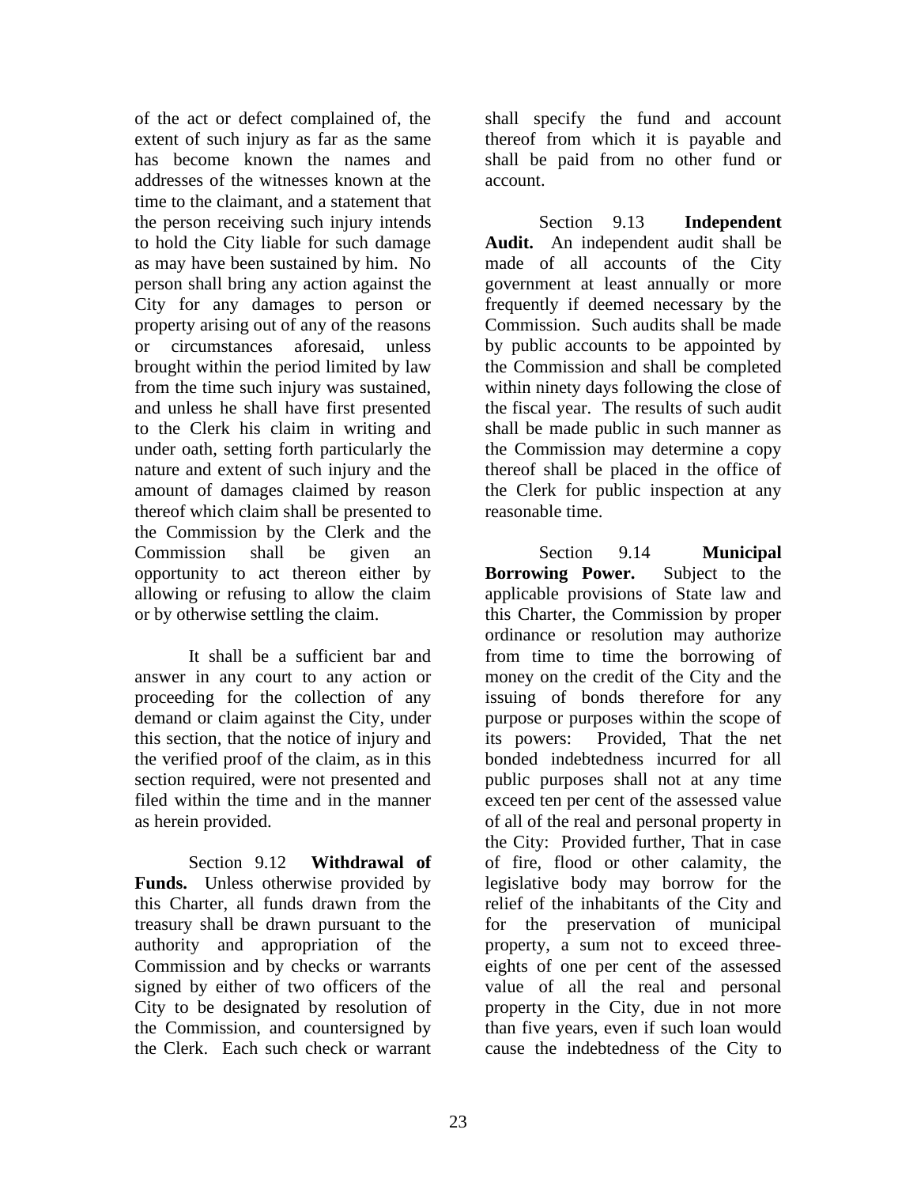of the act or defect complained of, the extent of such injury as far as the same has become known the names and addresses of the witnesses known at the time to the claimant, and a statement that the person receiving such injury intends to hold the City liable for such damage as may have been sustained by him. No person shall bring any action against the City for any damages to person or property arising out of any of the reasons or circumstances aforesaid, unless brought within the period limited by law from the time such injury was sustained, and unless he shall have first presented to the Clerk his claim in writing and under oath, setting forth particularly the nature and extent of such injury and the amount of damages claimed by reason thereof which claim shall be presented to the Commission by the Clerk and the Commission shall be given an opportunity to act thereon either by allowing or refusing to allow the claim or by otherwise settling the claim.

It shall be a sufficient bar and answer in any court to any action or proceeding for the collection of any demand or claim against the City, under this section, that the notice of injury and the verified proof of the claim, as in this section required, were not presented and filed within the time and in the manner as herein provided.

Section 9.12 **Withdrawal of Funds.** Unless otherwise provided by this Charter, all funds drawn from the treasury shall be drawn pursuant to the authority and appropriation of the Commission and by checks or warrants signed by either of two officers of the City to be designated by resolution of the Commission, and countersigned by the Clerk. Each such check or warrant shall specify the fund and account thereof from which it is payable and shall be paid from no other fund or account.

Section 9.13 **Independent Audit.** An independent audit shall be made of all accounts of the City government at least annually or more frequently if deemed necessary by the Commission. Such audits shall be made by public accounts to be appointed by the Commission and shall be completed within ninety days following the close of the fiscal year. The results of such audit shall be made public in such manner as the Commission may determine a copy thereof shall be placed in the office of the Clerk for public inspection at any reasonable time.

Section 9.14 **Municipal Borrowing Power.** Subject to the applicable provisions of State law and this Charter, the Commission by proper ordinance or resolution may authorize from time to time the borrowing of money on the credit of the City and the issuing of bonds therefore for any purpose or purposes within the scope of its powers: Provided, That the net bonded indebtedness incurred for all public purposes shall not at any time exceed ten per cent of the assessed value of all of the real and personal property in the City: Provided further, That in case of fire, flood or other calamity, the legislative body may borrow for the relief of the inhabitants of the City and for the preservation of municipal property, a sum not to exceed three-eights of one per cent of the assessed value of all the real and personal property in the City, due in not more than five years, even if such loan would cause the indebtedness of the City to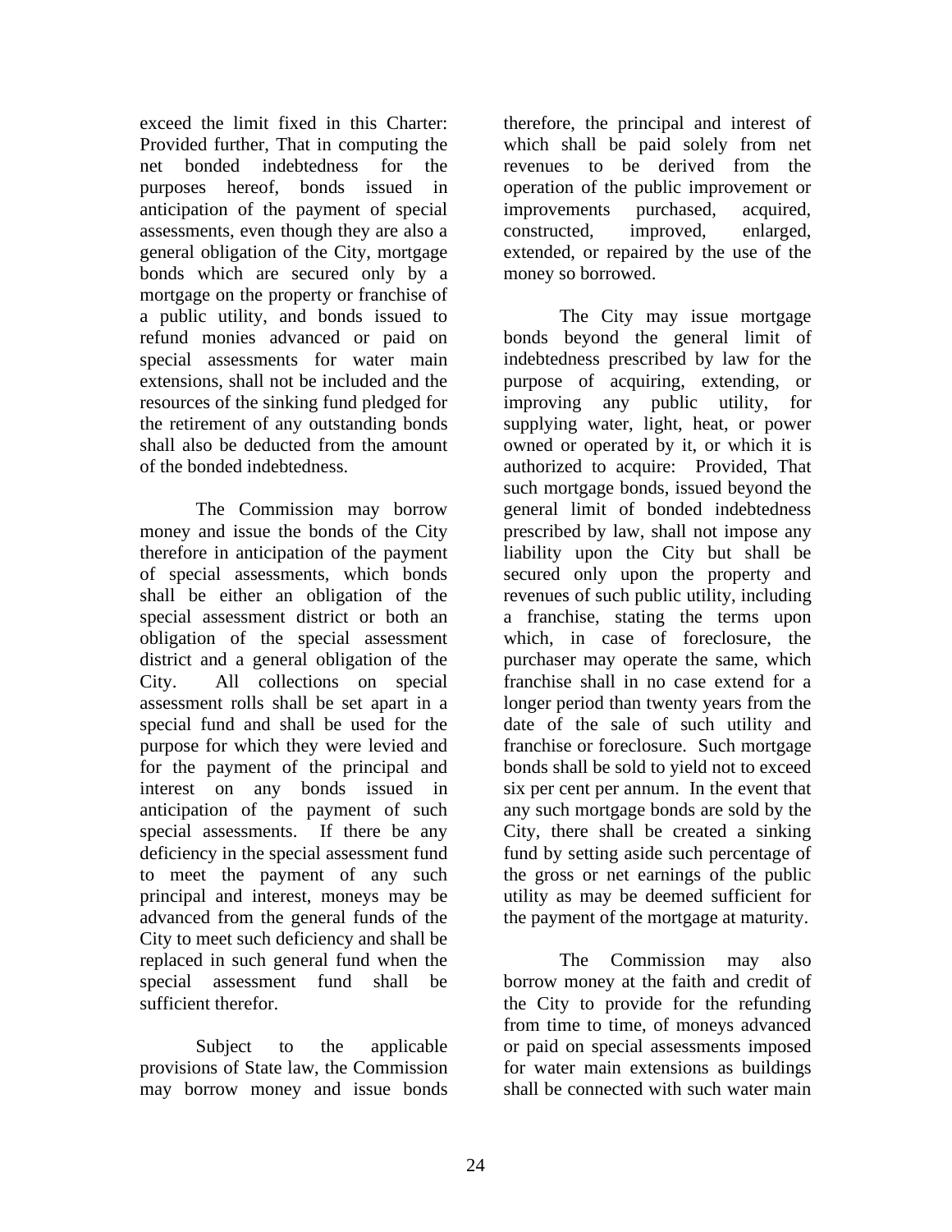exceed the limit fixed in this Charter: Provided further, That in computing the net bonded indebtedness for the purposes hereof, bonds issued in anticipation of the payment of special assessments, even though they are also a general obligation of the City, mortgage bonds which are secured only by a mortgage on the property or franchise of a public utility, and bonds issued to refund monies advanced or paid on special assessments for water main extensions, shall not be included and the resources of the sinking fund pledged for the retirement of any outstanding bonds shall also be deducted from the amount of the bonded indebtedness.

The Commission may borrow money and issue the bonds of the City therefore in anticipation of the payment of special assessments, which bonds shall be either an obligation of the special assessment district or both an obligation of the special assessment district and a general obligation of the City. All collections on special assessment rolls shall be set apart in a special fund and shall be used for the purpose for which they were levied and for the payment of the principal and interest on any bonds issued in anticipation of the payment of such special assessments. If there be any deficiency in the special assessment fund to meet the payment of any such principal and interest, moneys may be advanced from the general funds of the City to meet such deficiency and shall be replaced in such general fund when the special assessment fund shall be sufficient therefor.

Subject to the applicable provisions of State law, the Commission may borrow money and issue bonds therefore, the principal and interest of which shall be paid solely from net revenues to be derived from the operation of the public improvement or improvements purchased, acquired, constructed, improved, enlarged, extended, or repaired by the use of the money so borrowed.

The City may issue mortgage bonds beyond the general limit of indebtedness prescribed by law for the purpose of acquiring, extending, or improving any public utility, for supplying water, light, heat, or power owned or operated by it, or which it is authorized to acquire: Provided, That such mortgage bonds, issued beyond the general limit of bonded indebtedness prescribed by law, shall not impose any liability upon the City but shall be secured only upon the property and revenues of such public utility, including a franchise, stating the terms upon which, in case of foreclosure, the purchaser may operate the same, which franchise shall in no case extend for a longer period than twenty years from the date of the sale of such utility and franchise or foreclosure. Such mortgage bonds shall be sold to yield not to exceed six per cent per annum. In the event that any such mortgage bonds are sold by the City, there shall be created a sinking fund by setting aside such percentage of the gross or net earnings of the public utility as may be deemed sufficient for the payment of the mortgage at maturity.

The Commission may also borrow money at the faith and credit of the City to provide for the refunding from time to time, of moneys advanced or paid on special assessments imposed for water main extensions as buildings shall be connected with such water main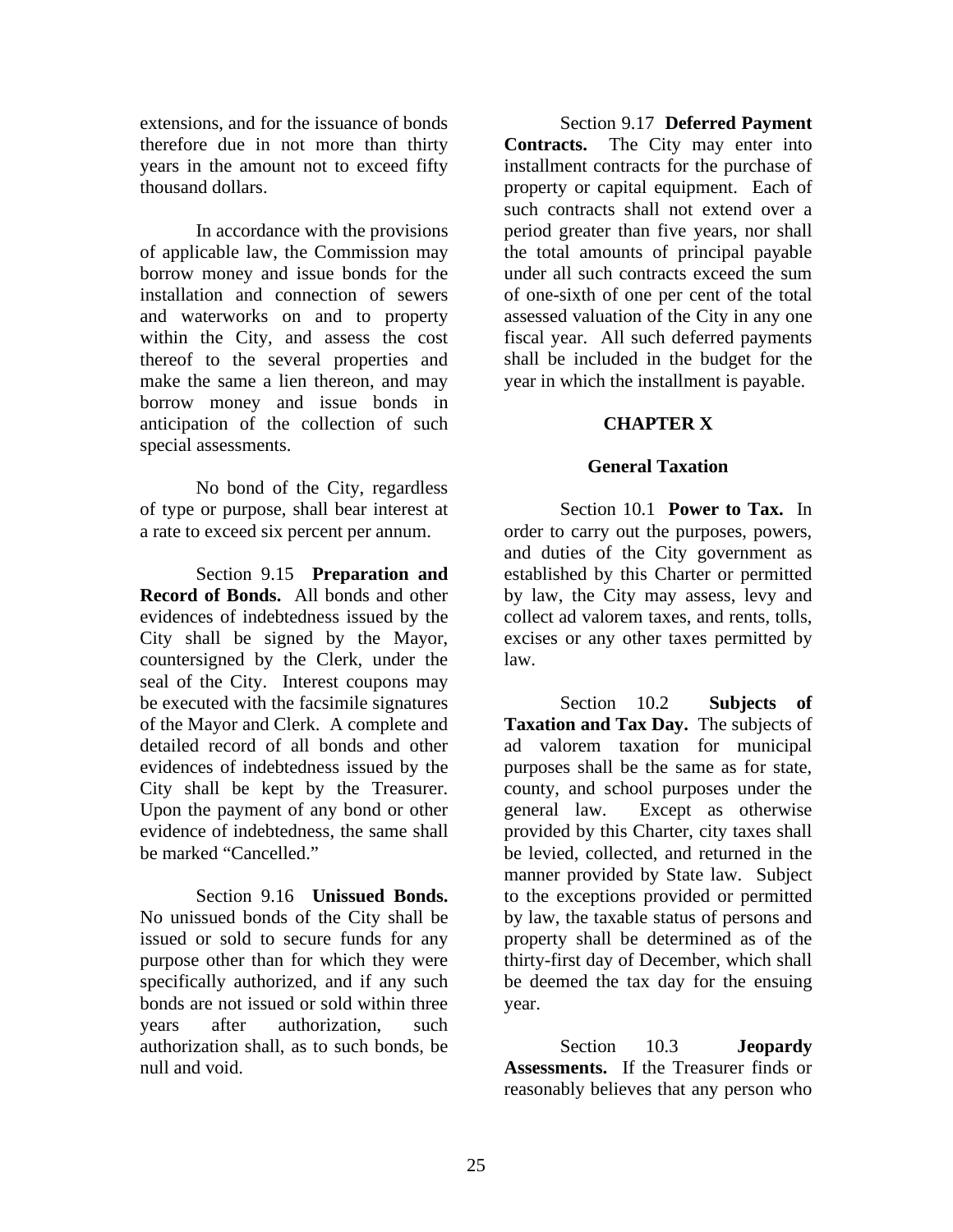extensions, and for the issuance of bonds therefore due in not more than thirty years in the amount not to exceed fifty thousand dollars.

In accordance with the provisions of applicable law, the Commission may borrow money and issue bonds for the installation and connection of sewers and waterworks on and to property within the City, and assess the cost thereof to the several properties and make the same a lien thereon, and may borrow money and issue bonds in anticipation of the collection of such special assessments.

No bond of the City, regardless of type or purpose, shall bear interest at a rate to exceed six percent per annum.

Section 9.15 **Preparation and Record of Bonds.** All bonds and other evidences of indebtedness issued by the City shall be signed by the Mayor, countersigned by the Clerk, under the seal of the City. Interest coupons may be executed with the facsimile signatures of the Mayor and Clerk. A complete and detailed record of all bonds and other evidences of indebtedness issued by the City shall be kept by the Treasurer. Upon the payment of any bond or other evidence of indebtedness, the same shall be marked "Cancelled."

Section 9.16 **Unissued Bonds.** No unissued bonds of the City shall be issued or sold to secure funds for any purpose other than for which they were specifically authorized, and if any such bonds are not issued or sold within three years after authorization, such authorization shall, as to such bonds, be null and void.

Section 9.17 **Deferred Payment Contracts.** The City may enter into installment contracts for the purchase of property or capital equipment. Each of such contracts shall not extend over a period greater than five years, nor shall the total amounts of principal payable under all such contracts exceed the sum of one-sixth of one per cent of the total assessed valuation of the City in any one fiscal year. All such deferred payments shall be included in the budget for the year in which the installment is payable.

## CHAPTER X

## General Taxation

Section 10.1 **Power to Tax.** In order to carry out the purposes, powers, and duties of the City government as established by this Charter or permitted by law, the City may assess, levy and collect ad valorem taxes, and rents, tolls, excises or any other taxes permitted by law.

Section 10.2 **Subjects of Taxation and Tax Day.** The subjects of ad valorem taxation for municipal purposes shall be the same as for state, county, and school purposes under the general law. Except as otherwise provided by this Charter, city taxes shall be levied, collected, and returned in the manner provided by State law. Subject to the exceptions provided or permitted by law, the taxable status of persons and property shall be determined as of the thirty-first day of December, which shall be deemed the tax day for the ensuing year.

Section 10.3 **Jeopardy Assessments.** If the Treasurer finds or reasonably believes that any person who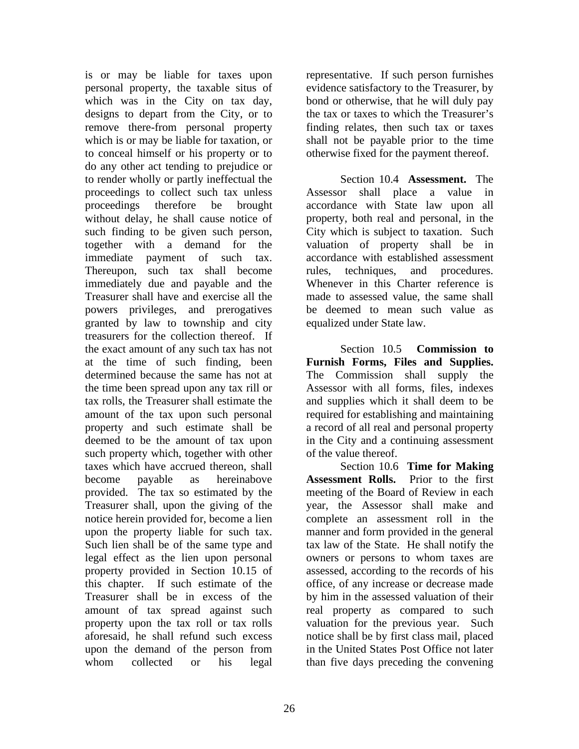is or may be liable for taxes upon personal property, the taxable situs of which was in the City on tax day, designs to depart from the City, or to remove there-from personal property which is or may be liable for taxation, or to conceal himself or his property or to do any other act tending to prejudice or to render wholly or partly ineffectual the proceedings to collect such tax unless proceedings therefore be brought without delay, he shall cause notice of such finding to be given such person, together with a demand for the immediate payment of such tax. Thereupon, such tax shall become immediately due and payable and the Treasurer shall have and exercise all the powers privileges, and prerogatives granted by law to township and city treasurers for the collection thereof. If the exact amount of any such tax has not at the time of such finding, been determined because the same has not at the time been spread upon any tax rill or tax rolls, the Treasurer shall estimate the amount of the tax upon such personal property and such estimate shall be deemed to be the amount of tax upon such property which, together with other taxes which have accrued thereon, shall become payable as hereinabove provided. The tax so estimated by the Treasurer shall, upon the giving of the notice herein provided for, become a lien upon the property liable for such tax. Such lien shall be of the same type and legal effect as the lien upon personal property provided in Section 10.15 of this chapter. If such estimate of the Treasurer shall be in excess of the amount of tax spread against such property upon the tax roll or tax rolls aforesaid, he shall refund such excess upon the demand of the person from whom collected or his legal representative. If such person furnishes evidence satisfactory to the Treasurer, by bond or otherwise, that he will duly pay the tax or taxes to which the Treasurer's finding relates, then such tax or taxes shall not be payable prior to the time otherwise fixed for the payment thereof.

Section 10.4 **Assessment.** The Assessor shall place a value in accordance with State law upon all property, both real and personal, in the City which is subject to taxation. Such valuation of property shall be in accordance with established assessment rules, techniques, and procedures. Whenever in this Charter reference is made to assessed value, the same shall be deemed to mean such value as equalized under State law.

Section 10.5 **Commission to Furnish Forms, Files and Supplies.** The Commission shall supply the Assessor with all forms, files, indexes and supplies which it shall deem to be required for establishing and maintaining a record of all real and personal property in the City and a continuing assessment of the value thereof.

Section 10.6 **Time for Making Assessment Rolls.** Prior to the first meeting of the Board of Review in each year, the Assessor shall make and complete an assessment roll in the manner and form provided in the general tax law of the State. He shall notify the owners or persons to whom taxes are assessed, according to the records of his office, of any increase or decrease made by him in the assessed valuation of their real property as compared to such valuation for the previous year. Such notice shall be by first class mail, placed in the United States Post Office not later than five days preceding the convening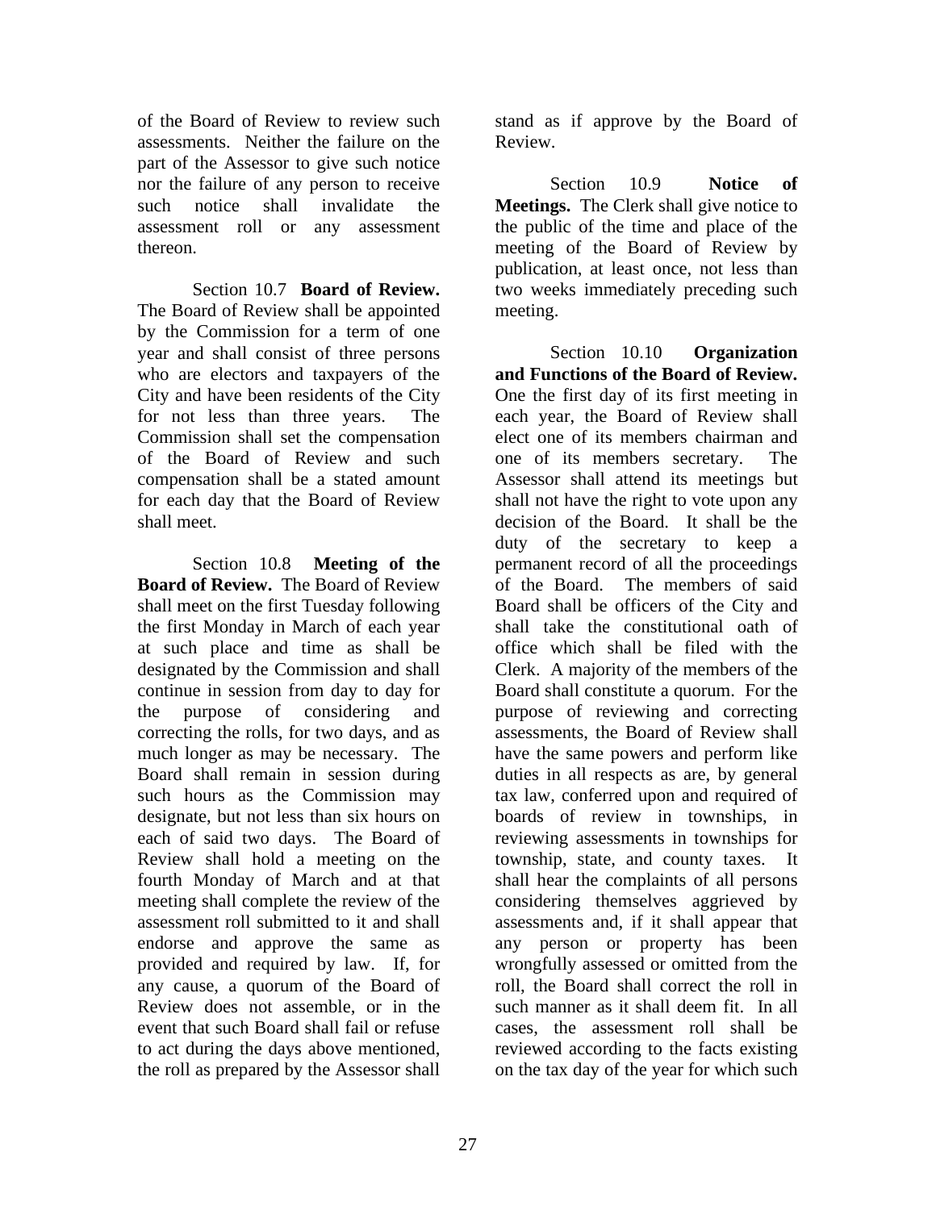of the Board of Review to review such assessments. Neither the failure on the part of the Assessor to give such notice nor the failure of any person to receive such notice shall invalidate the assessment roll or any assessment thereon.

Section 10.7 **Board of Review.** The Board of Review shall be appointed by the Commission for a term of one year and shall consist of three persons who are electors and taxpayers of the City and have been residents of the City for not less than three years. The Commission shall set the compensation of the Board of Review and such compensation shall be a stated amount for each day that the Board of Review shall meet.

Section 10.8 **Meeting of the Board of Review.** The Board of Review shall meet on the first Tuesday following the first Monday in March of each year at such place and time as shall be designated by the Commission and shall continue in session from day to day for the purpose of considering and correcting the rolls, for two days, and as much longer as may be necessary. The Board shall remain in session during such hours as the Commission may designate, but not less than six hours on each of said two days. The Board of Review shall hold a meeting on the fourth Monday of March and at that meeting shall complete the review of the assessment roll submitted to it and shall endorse and approve the same as provided and required by law. If, for any cause, a quorum of the Board of Review does not assemble, or in the event that such Board shall fail or refuse to act during the days above mentioned, the roll as prepared by the Assessor shall stand as if approve by the Board of Review.

Section 10.9 **Notice of Meetings.** The Clerk shall give notice to the public of the time and place of the meeting of the Board of Review by publication, at least once, not less than two weeks immediately preceding such meeting.

Section 10.10 **Organization and Functions of the Board of Review.** One the first day of its first meeting in each year, the Board of Review shall elect one of its members chairman and one of its members secretary. The Assessor shall attend its meetings but shall not have the right to vote upon any decision of the Board. It shall be the duty of the secretary to keep a permanent record of all the proceedings of the Board. The members of said Board shall be officers of the City and shall take the constitutional oath of office which shall be filed with the Clerk. A majority of the members of the Board shall constitute a quorum. For the purpose of reviewing and correcting assessments, the Board of Review shall have the same powers and perform like duties in all respects as are, by general tax law, conferred upon and required of boards of review in townships, in reviewing assessments in townships for township, state, and county taxes. It shall hear the complaints of all persons considering themselves aggrieved by assessments and, if it shall appear that any person or property has been wrongfully assessed or omitted from the roll, the Board shall correct the roll in such manner as it shall deem fit. In all cases, the assessment roll shall be reviewed according to the facts existing on the tax day of the year for which such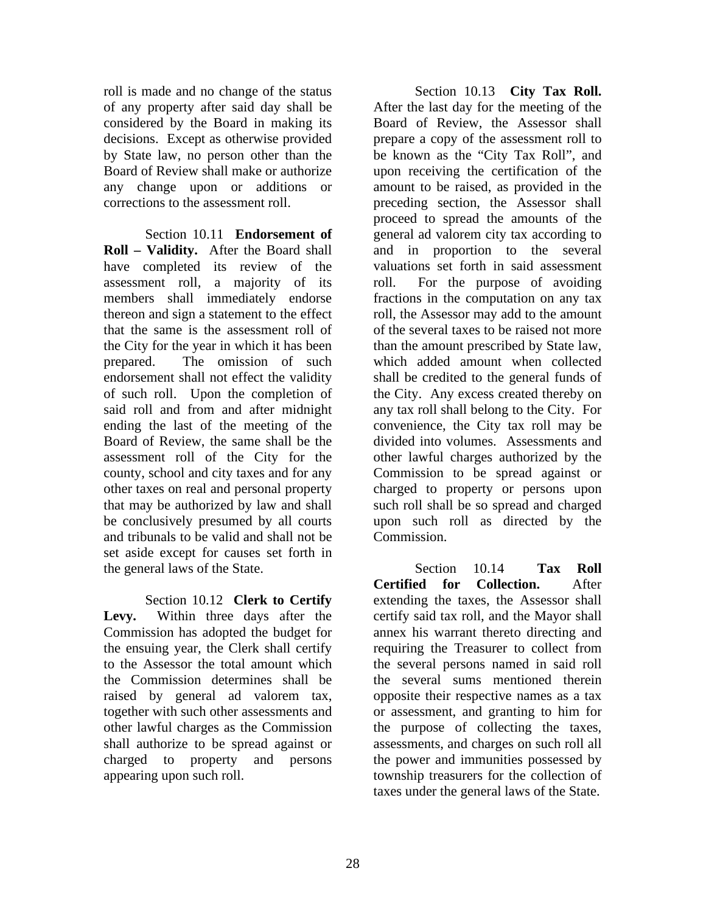roll is made and no change of the status of any property after said day shall be considered by the Board in making its decisions. Except as otherwise provided by State law, no person other than the Board of Review shall make or authorize any change upon or additions or corrections to the assessment roll.

Section 10.11 **Endorsement of Roll – Validity.** After the Board shall have completed its review of the assessment roll, a majority of its members shall immediately endorse thereon and sign a statement to the effect that the same is the assessment roll of the City for the year in which it has been prepared. The omission of such endorsement shall not effect the validity of such roll. Upon the completion of said roll and from and after midnight ending the last of the meeting of the Board of Review, the same shall be the assessment roll of the City for the county, school and city taxes and for any other taxes on real and personal property that may be authorized by law and shall be conclusively presumed by all courts and tribunals to be valid and shall not be set aside except for causes set forth in the general laws of the State.

Section 10.12 **Clerk to Certify Levy.** Within three days after the Commission has adopted the budget for the ensuing year, the Clerk shall certify to the Assessor the total amount which the Commission determines shall be raised by general ad valorem tax, together with such other assessments and other lawful charges as the Commission shall authorize to be spread against or charged to property and persons appearing upon such roll.

Section 10.13 **City Tax Roll.** After the last day for the meeting of the Board of Review, the Assessor shall prepare a copy of the assessment roll to be known as the "City Tax Roll", and upon receiving the certification of the amount to be raised, as provided in the preceding section, the Assessor shall proceed to spread the amounts of the general ad valorem city tax according to and in proportion to the several valuations set forth in said assessment roll. For the purpose of avoiding fractions in the computation on any tax roll, the Assessor may add to the amount of the several taxes to be raised not more than the amount prescribed by State law, which added amount when collected shall be credited to the general funds of the City. Any excess created thereby on any tax roll shall belong to the City. For convenience, the City tax roll may be divided into volumes. Assessments and other lawful charges authorized by the Commission to be spread against or charged to property or persons upon such roll shall be so spread and charged upon such roll as directed by the Commission.

Section 10.14 **Tax Roll Certified for Collection.** After extending the taxes, the Assessor shall certify said tax roll, and the Mayor shall annex his warrant thereto directing and requiring the Treasurer to collect from the several persons named in said roll the several sums mentioned therein opposite their respective names as a tax or assessment, and granting to him for the purpose of collecting the taxes, assessments, and charges on such roll all the power and immunities possessed by township treasurers for the collection of taxes under the general laws of the State.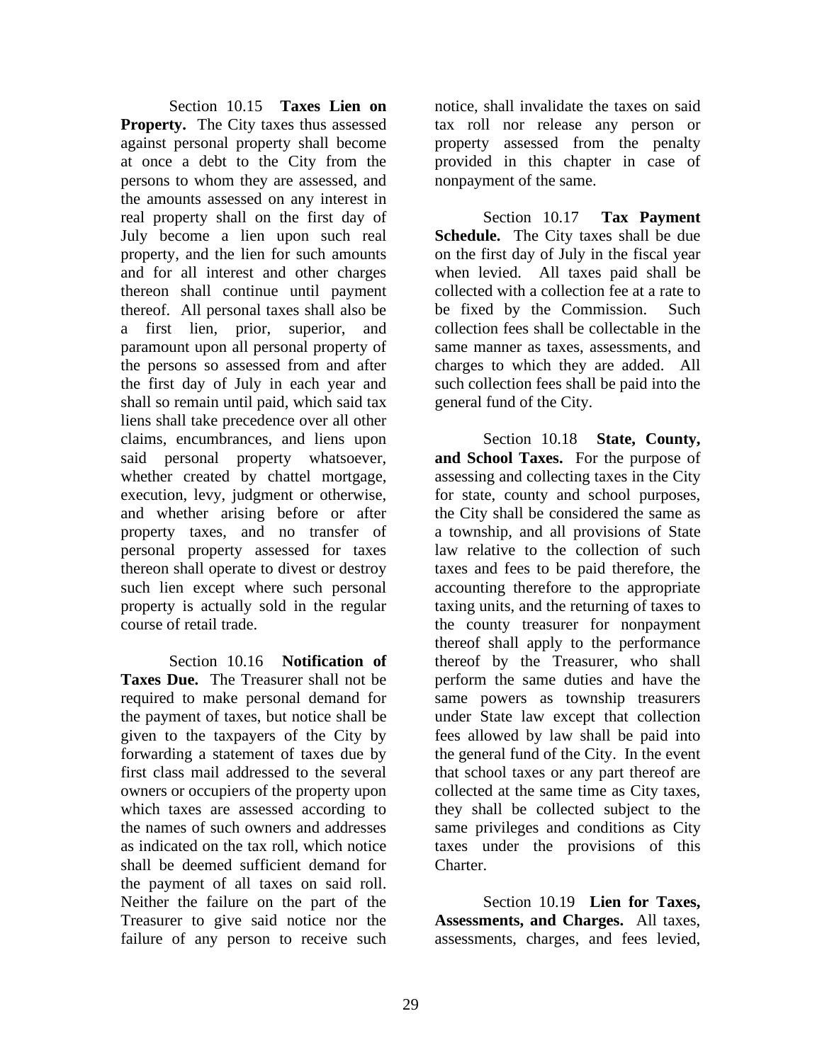Section 10.15 **Taxes Lien on Property.** The City taxes thus assessed against personal property shall become at once a debt to the City from the persons to whom they are assessed, and the amounts assessed on any interest in real property shall on the first day of July become a lien upon such real property, and the lien for such amounts and for all interest and other charges thereon shall continue until payment thereof. All personal taxes shall also be a first lien, prior, superior, and paramount upon all personal property of the persons so assessed from and after the first day of July in each year and shall so remain until paid, which said tax liens shall take precedence over all other claims, encumbrances, and liens upon said personal property whatsoever, whether created by chattel mortgage, execution, levy, judgment or otherwise, and whether arising before or after property taxes, and no transfer of personal property assessed for taxes thereon shall operate to divest or destroy such lien except where such personal property is actually sold in the regular course of retail trade.

Section 10.16 **Notification of Taxes Due.** The Treasurer shall not be required to make personal demand for the payment of taxes, but notice shall be given to the taxpayers of the City by forwarding a statement of taxes due by first class mail addressed to the several owners or occupiers of the property upon which taxes are assessed according to the names of such owners and addresses as indicated on the tax roll, which notice shall be deemed sufficient demand for the payment of all taxes on said roll. Neither the failure on the part of the Treasurer to give said notice nor the failure of any person to receive such notice, shall invalidate the taxes on said tax roll nor release any person or property assessed from the penalty provided in this chapter in case of nonpayment of the same.

Section 10.17 **Tax Payment Schedule.** The City taxes shall be due on the first day of July in the fiscal year when levied. All taxes paid shall be collected with a collection fee at a rate to be fixed by the Commission. Such collection fees shall be collectable in the same manner as taxes, assessments, and charges to which they are added. All such collection fees shall be paid into the general fund of the City.

Section 10.18 **State, County, and School Taxes.** For the purpose of assessing and collecting taxes in the City for state, county and school purposes, the City shall be considered the same as a township, and all provisions of State law relative to the collection of such taxes and fees to be paid therefore, the accounting therefore to the appropriate taxing units, and the returning of taxes to the county treasurer for nonpayment thereof shall apply to the performance thereof by the Treasurer, who shall perform the same duties and have the same powers as township treasurers under State law except that collection fees allowed by law shall be paid into the general fund of the City. In the event that school taxes or any part thereof are collected at the same time as City taxes, they shall be collected subject to the same privileges and conditions as City taxes under the provisions of this Charter.

Section 10.19 **Lien for Taxes, Assessments, and Charges.** All taxes, assessments, charges, and fees levied,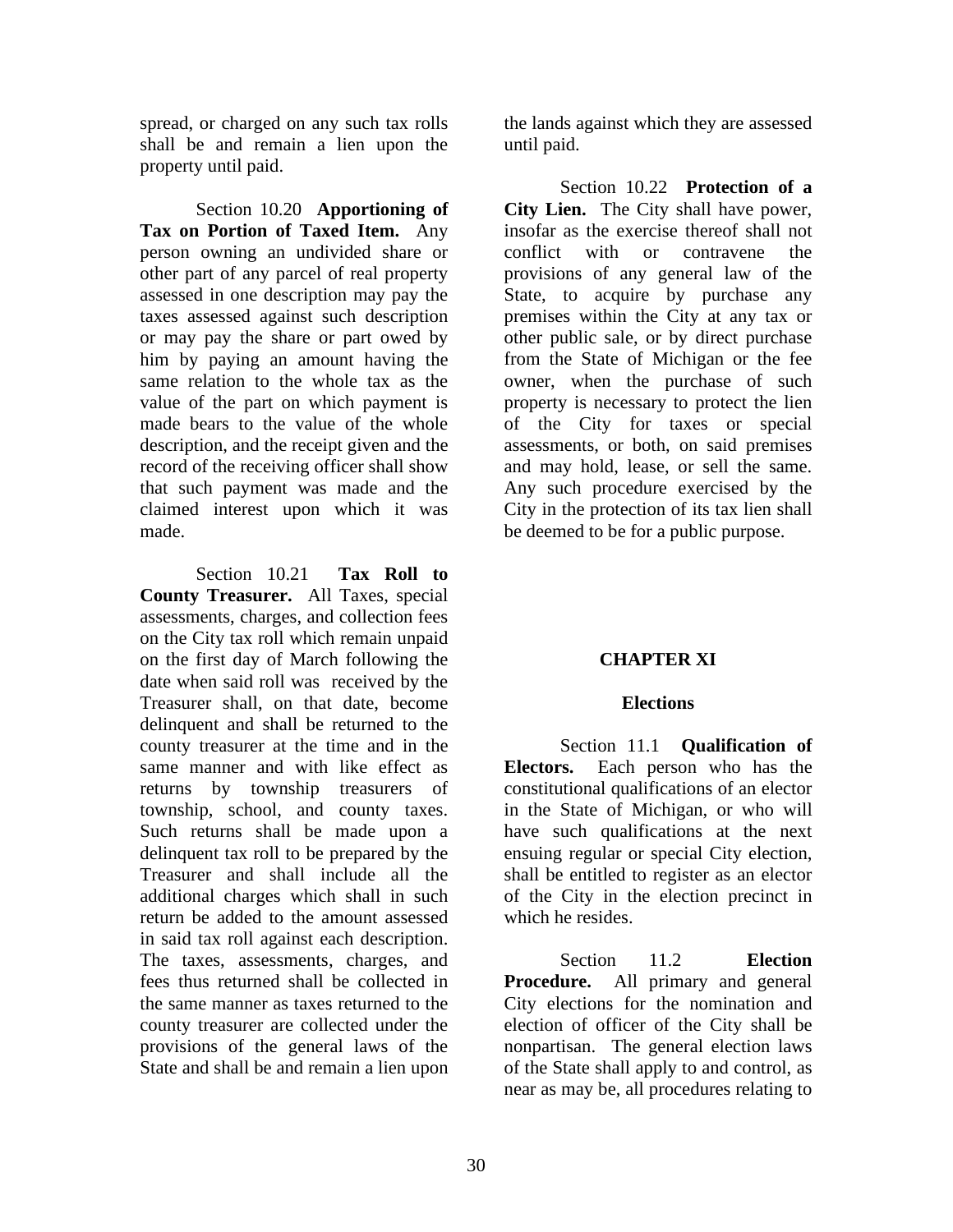spread, or charged on any such tax rolls shall be and remain a lien upon the property until paid.

Section 10.20 **Apportioning of Tax on Portion of Taxed Item.** Any person owning an undivided share or other part of any parcel of real property assessed in one description may pay the taxes assessed against such description or may pay the share or part owed by him by paying an amount having the same relation to the whole tax as the value of the part on which payment is made bears to the value of the whole description, and the receipt given and the record of the receiving officer shall show that such payment was made and the claimed interest upon which it was made.

Section 10.21 **Tax Roll to County Treasurer.** All Taxes, special assessments, charges, and collection fees on the City tax roll which remain unpaid on the first day of March following the date when said roll was received by the Treasurer shall, on that date, become delinquent and shall be returned to the county treasurer at the time and in the same manner and with like effect as returns by township treasurers of township, school, and county taxes. Such returns shall be made upon a delinquent tax roll to be prepared by the Treasurer and shall include all the additional charges which shall in such return be added to the amount assessed in said tax roll against each description. The taxes, assessments, charges, and fees thus returned shall be collected in the same manner as taxes returned to the county treasurer are collected under the provisions of the general laws of the State and shall be and remain a lien upon the lands against which they are assessed until paid.

Section 10.22 **Protection of a City Lien.** The City shall have power, insofar as the exercise thereof shall not conflict with or contravene the provisions of any general law of the State, to acquire by purchase any premises within the City at any tax or other public sale, or by direct purchase from the State of Michigan or the fee owner, when the purchase of such property is necessary to protect the lien of the City for taxes or special assessments, or both, on said premises and may hold, lease, or sell the same. Any such procedure exercised by the City in the protection of its tax lien shall be deemed to be for a public purpose.

## CHAPTER XI

### Elections

Section 11.1 **Qualification of Electors.** Each person who has the constitutional qualifications of an elector in the State of Michigan, or who will have such qualifications at the next ensuing regular or special City election, shall be entitled to register as an elector of the City in the election precinct in which he resides.

Section 11.2 **Election Procedure.** All primary and general City elections for the nomination and election of officer of the City shall be nonpartisan. The general election laws of the State shall apply to and control, as near as may be, all procedures relating to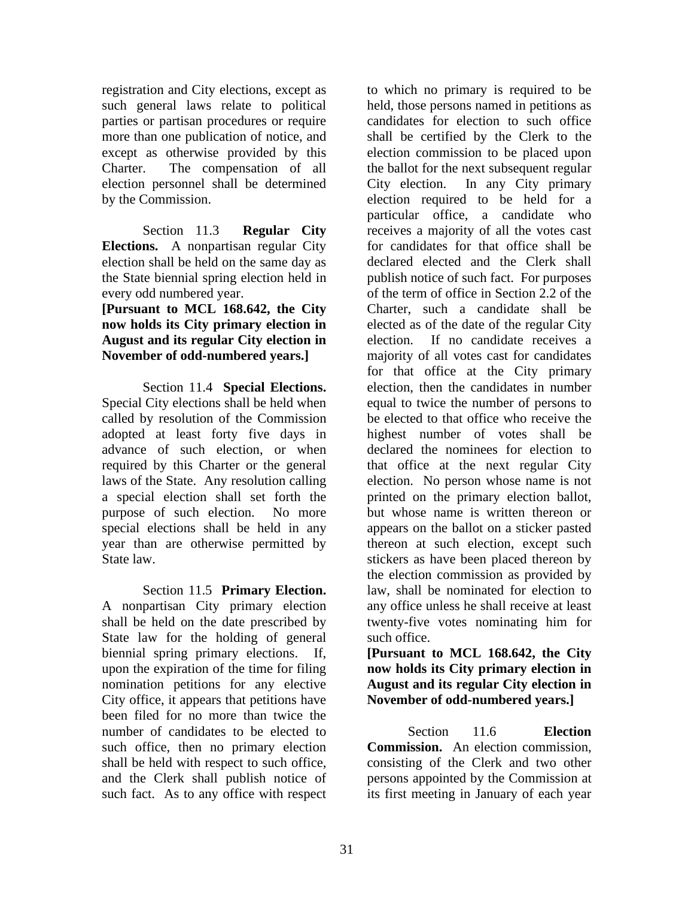registration and City elections, except as such general laws relate to political parties or partisan procedures or require more than one publication of notice, and except as otherwise provided by this Charter. The compensation of all election personnel shall be determined by the Commission.

Section 11.3 **Regular City Elections.** A nonpartisan regular City election shall be held on the same day as the State biennial spring election held in every odd numbered year.

**[Pursuant to MCL 168.642, the City now holds its City primary election in August and its regular City election in November of odd-numbered years.]**

Section 11.4 **Special Elections.** Special City elections shall be held when called by resolution of the Commission adopted at least forty five days in advance of such election, or when required by this Charter or the general laws of the State. Any resolution calling a special election shall set forth the purpose of such election. No more special elections shall be held in any year than are otherwise permitted by State law.

Section 11.5 **Primary Election.** A nonpartisan City primary election shall be held on the date prescribed by State law for the holding of general biennial spring primary elections. If, upon the expiration of the time for filing nomination petitions for any elective City office, it appears that petitions have been filed for no more than twice the number of candidates to be elected to such office, then no primary election shall be held with respect to such office, and the Clerk shall publish notice of such fact. As to any office with respect to which no primary is required to be held, those persons named in petitions as candidates for election to such office shall be certified by the Clerk to the election commission to be placed upon the ballot for the next subsequent regular City election. In any City primary election required to be held for a particular office, a candidate who receives a majority of all the votes cast for candidates for that office shall be declared elected and the Clerk shall publish notice of such fact. For purposes of the term of office in Section 2.2 of the Charter, such a candidate shall be elected as of the date of the regular City election. If no candidate receives a majority of all votes cast for candidates for that office at the City primary election, then the candidates in number equal to twice the number of persons to be elected to that office who receive the highest number of votes shall be declared the nominees for election to that office at the next regular City election. No person whose name is not printed on the primary election ballot, but whose name is written thereon or appears on the ballot on a sticker pasted thereon at such election, except such stickers as have been placed thereon by the election commission as provided by law, shall be nominated for election to any office unless he shall receive at least twenty-five votes nominating him for such office.

**[Pursuant to MCL 168.642, the City now holds its City primary election in August and its regular City election in November of odd-numbered years.]**

Section 11.6 **Election Commission.** An election commission, consisting of the Clerk and two other persons appointed by the Commission at its first meeting in January of each year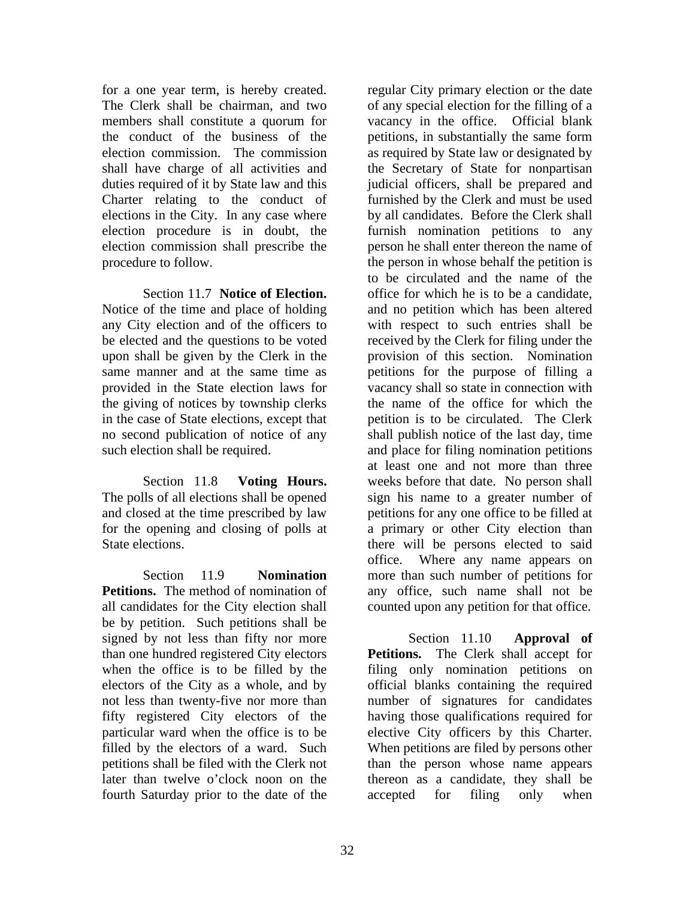for a one year term, is hereby created. The Clerk shall be chairman, and two members shall constitute a quorum for the conduct of the business of the election commission. The commission shall have charge of all activities and duties required of it by State law and this Charter relating to the conduct of elections in the City. In any case where election procedure is in doubt, the election commission shall prescribe the procedure to follow.

Section 11.7 **Notice of Election.** Notice of the time and place of holding any City election and of the officers to be elected and the questions to be voted upon shall be given by the Clerk in the same manner and at the same time as provided in the State election laws for the giving of notices by township clerks in the case of State elections, except that no second publication of notice of any such election shall be required.

Section 11.8 **Voting Hours.** The polls of all elections shall be opened and closed at the time prescribed by law for the opening and closing of polls at State elections.

Section 11.9 **Nomination Petitions.** The method of nomination of all candidates for the City election shall be by petition. Such petitions shall be signed by not less than fifty nor more than one hundred registered City electors when the office is to be filled by the electors of the City as a whole, and by not less than twenty-five nor more than fifty registered City electors of the particular ward when the office is to be filled by the electors of a ward. Such petitions shall be filed with the Clerk not later than twelve o'clock noon on the fourth Saturday prior to the date of the regular City primary election or the date of any special election for the filling of a vacancy in the office. Official blank petitions, in substantially the same form as required by State law or designated by the Secretary of State for nonpartisan judicial officers, shall be prepared and furnished by the Clerk and must be used by all candidates. Before the Clerk shall furnish nomination petitions to any person he shall enter thereon the name of the person in whose behalf the petition is to be circulated and the name of the office for which he is to be a candidate, and no petition which has been altered with respect to such entries shall be received by the Clerk for filing under the provision of this section. Nomination petitions for the purpose of filling a vacancy shall so state in connection with the name of the office for which the petition is to be circulated. The Clerk shall publish notice of the last day, time and place for filing nomination petitions at least one and not more than three weeks before that date. No person shall sign his name to a greater number of petitions for any one office to be filled at a primary or other City election than there will be persons elected to said office. Where any name appears on more than such number of petitions for any office, such name shall not be counted upon any petition for that office.

Section 11.10 **Approval of Petitions.** The Clerk shall accept for filing only nomination petitions on official blanks containing the required number of signatures for candidates having those qualifications required for elective City officers by this Charter. When petitions are filed by persons other than the person whose name appears thereon as a candidate, they shall be accepted for filing only when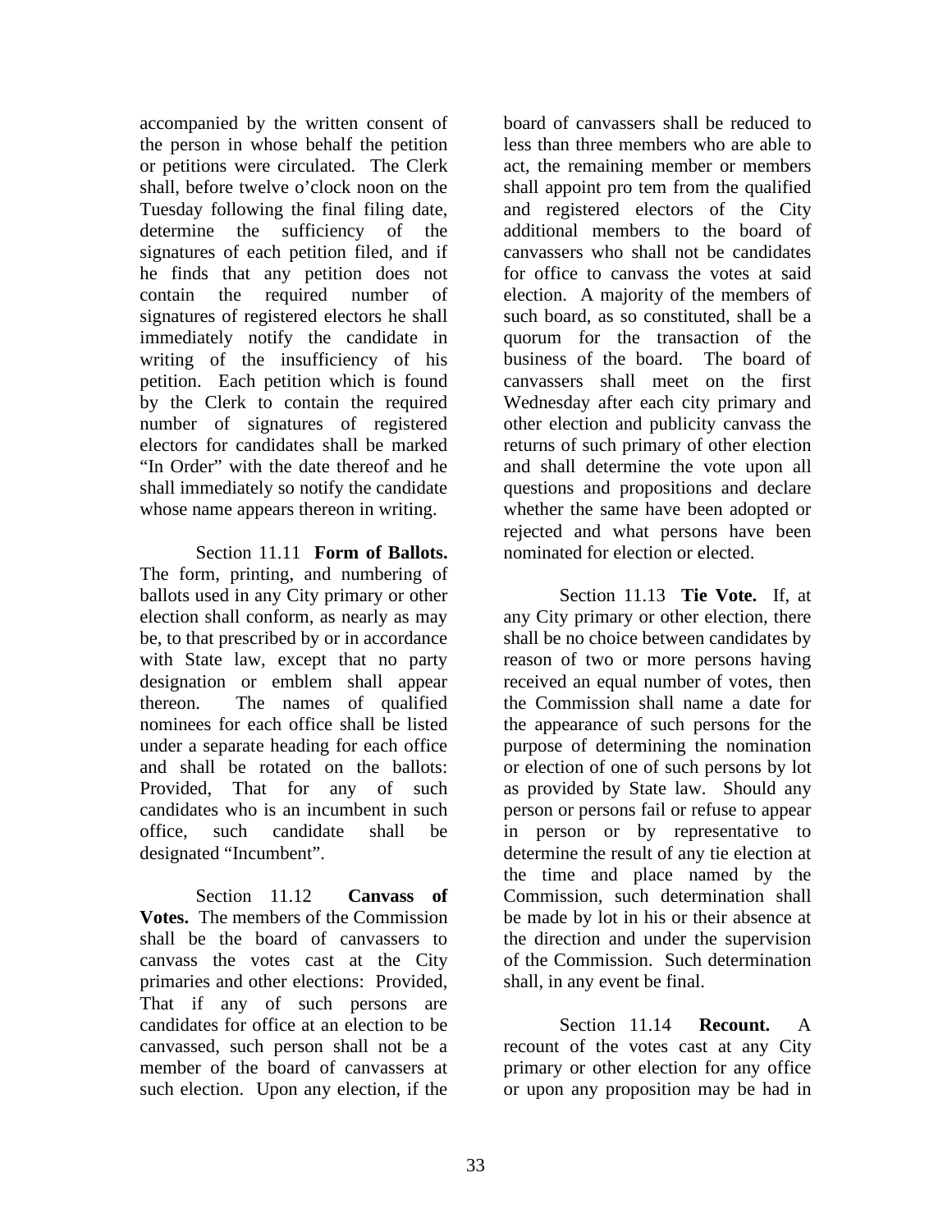accompanied by the written consent of the person in whose behalf the petition or petitions were circulated. The Clerk shall, before twelve o'clock noon on the Tuesday following the final filing date, determine the sufficiency of the signatures of each petition filed, and if he finds that any petition does not contain the required number of signatures of registered electors he shall immediately notify the candidate in writing of the insufficiency of his petition. Each petition which is found by the Clerk to contain the required number of signatures of registered electors for candidates shall be marked "In Order" with the date thereof and he shall immediately so notify the candidate whose name appears thereon in writing.

Section 11.11 **Form of Ballots.** The form, printing, and numbering of ballots used in any City primary or other election shall conform, as nearly as may be, to that prescribed by or in accordance with State law, except that no party designation or emblem shall appear thereon. The names of qualified nominees for each office shall be listed under a separate heading for each office and shall be rotated on the ballots: Provided, That for any of such candidates who is an incumbent in such office, such candidate shall be designated "Incumbent".

Section 11.12 **Canvass of Votes.** The members of the Commission shall be the board of canvassers to canvass the votes cast at the City primaries and other elections: Provided, That if any of such persons are candidates for office at an election to be canvassed, such person shall not be a member of the board of canvassers at such election. Upon any election, if the board of canvassers shall be reduced to less than three members who are able to act, the remaining member or members shall appoint pro tem from the qualified and registered electors of the City additional members to the board of canvassers who shall not be candidates for office to canvass the votes at said election. A majority of the members of such board, as so constituted, shall be a quorum for the transaction of the business of the board. The board of canvassers shall meet on the first Wednesday after each city primary and other election and publicity canvass the returns of such primary of other election and shall determine the vote upon all questions and propositions and declare whether the same have been adopted or rejected and what persons have been nominated for election or elected.

Section 11.13 **Tie Vote.** If, at any City primary or other election, there shall be no choice between candidates by reason of two or more persons having received an equal number of votes, then the Commission shall name a date for the appearance of such persons for the purpose of determining the nomination or election of one of such persons by lot as provided by State law. Should any person or persons fail or refuse to appear in person or by representative to determine the result of any tie election at the time and place named by the Commission, such determination shall be made by lot in his or their absence at the direction and under the supervision of the Commission. Such determination shall, in any event be final.

Section 11.14 **Recount.** A recount of the votes cast at any City primary or other election for any office or upon any proposition may be had in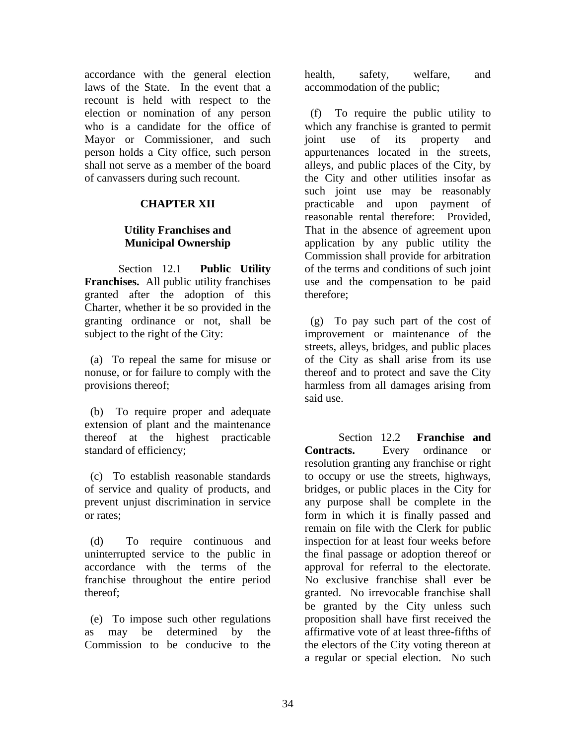accordance with the general election laws of the State. In the event that a recount is held with respect to the election or nomination of any person who is a candidate for the office of Mayor or Commissioner, and such person holds a City office, such person shall not serve as a member of the board of canvassers during such recount.

## CHAPTER XII

## Utility Franchises and Municipal Ownership

Section 12.1 **Public Utility Franchises.** All public utility franchises granted after the adoption of this Charter, whether it be so provided in the granting ordinance or not, shall be subject to the right of the City:

(a) To repeal the same for misuse or nonuse, or for failure to comply with the provisions thereof;

(b) To require proper and adequate extension of plant and the maintenance thereof at the highest practicable standard of efficiency;

(c) To establish reasonable standards of service and quality of products, and prevent unjust discrimination in service or rates;

(d) To require continuous and uninterrupted service to the public in accordance with the terms of the franchise throughout the entire period thereof;

(e) To impose such other regulations as may be determined by the Commission to be conducive to the health, safety, welfare, and accommodation of the public;

(f) To require the public utility to which any franchise is granted to permit joint use of its property and appurtenances located in the streets, alleys, and public places of the City, by the City and other utilities insofar as such joint use may be reasonably practicable and upon payment of reasonable rental therefore: Provided, That in the absence of agreement upon application by any public utility the Commission shall provide for arbitration of the terms and conditions of such joint use and the compensation to be paid therefore;

(g) To pay such part of the cost of improvement or maintenance of the streets, alleys, bridges, and public places of the City as shall arise from its use thereof and to protect and save the City harmless from all damages arising from said use.

Section 12.2 **Franchise and Contracts.** Every ordinance or resolution granting any franchise or right to occupy or use the streets, highways, bridges, or public places in the City for any purpose shall be complete in the form in which it is finally passed and remain on file with the Clerk for public inspection for at least four weeks before the final passage or adoption thereof or approval for referral to the electorate. No exclusive franchise shall ever be granted. No irrevocable franchise shall be granted by the City unless such proposition shall have first received the affirmative vote of at least three-fifths of the electors of the City voting thereon at a regular or special election. No such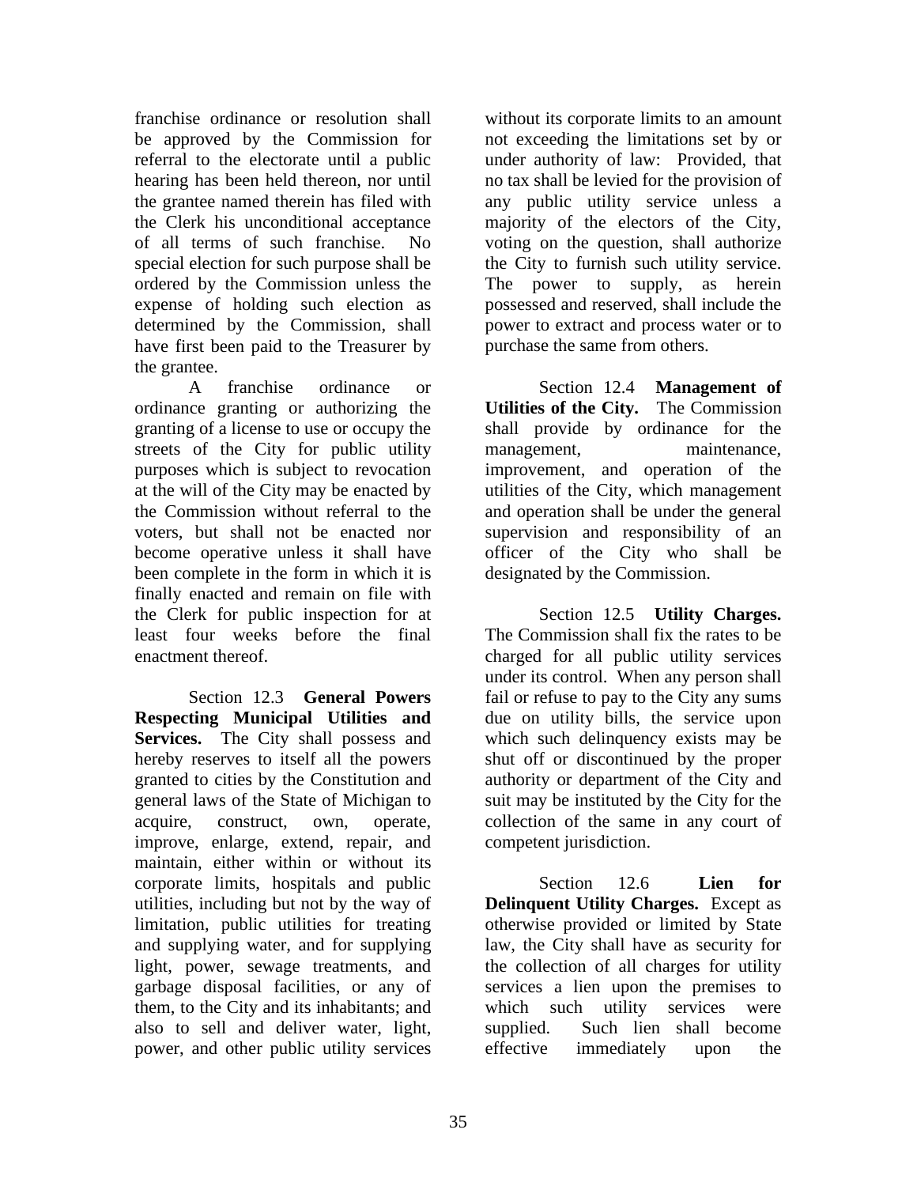franchise ordinance or resolution shall be approved by the Commission for referral to the electorate until a public hearing has been held thereon, nor until the grantee named therein has filed with the Clerk his unconditional acceptance of all terms of such franchise. No special election for such purpose shall be ordered by the Commission unless the expense of holding such election as determined by the Commission, shall have first been paid to the Treasurer by the grantee.

A franchise ordinance or ordinance granting or authorizing the granting of a license to use or occupy the streets of the City for public utility purposes which is subject to revocation at the will of the City may be enacted by the Commission without referral to the voters, but shall not be enacted nor become operative unless it shall have been complete in the form in which it is finally enacted and remain on file with the Clerk for public inspection for at least four weeks before the final enactment thereof.

Section 12.3 **General Powers Respecting Municipal Utilities and Services.** The City shall possess and hereby reserves to itself all the powers granted to cities by the Constitution and general laws of the State of Michigan to acquire, construct, own, operate, improve, enlarge, extend, repair, and maintain, either within or without its corporate limits, hospitals and public utilities, including but not by the way of limitation, public utilities for treating and supplying water, and for supplying light, power, sewage treatments, and garbage disposal facilities, or any of them, to the City and its inhabitants; and also to sell and deliver water, light, power, and other public utility services without its corporate limits to an amount not exceeding the limitations set by or under authority of law: Provided, that no tax shall be levied for the provision of any public utility service unless a majority of the electors of the City, voting on the question, shall authorize the City to furnish such utility service. The power to supply, as herein possessed and reserved, shall include the power to extract and process water or to purchase the same from others.

Section 12.4 **Management of Utilities of the City.** The Commission shall provide by ordinance for the management, maintenance, improvement, and operation of the utilities of the City, which management and operation shall be under the general supervision and responsibility of an officer of the City who shall be designated by the Commission.

Section 12.5 **Utility Charges.** The Commission shall fix the rates to be charged for all public utility services under its control. When any person shall fail or refuse to pay to the City any sums due on utility bills, the service upon which such delinquency exists may be shut off or discontinued by the proper authority or department of the City and suit may be instituted by the City for the collection of the same in any court of competent jurisdiction.

Section 12.6 **Lien for Delinquent Utility Charges.** Except as otherwise provided or limited by State law, the City shall have as security for the collection of all charges for utility services a lien upon the premises to which such utility services were supplied. Such lien shall become effective immediately upon the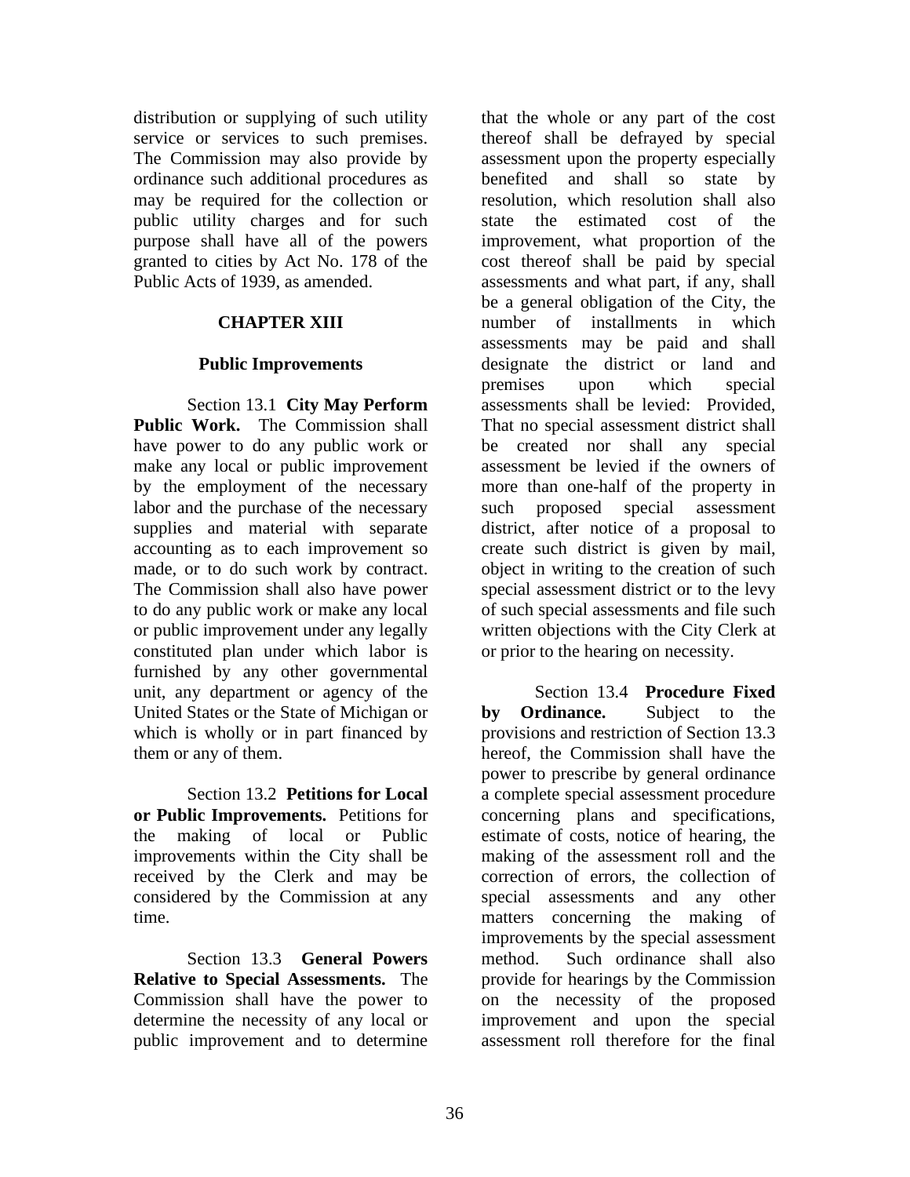distribution or supplying of such utility service or services to such premises. The Commission may also provide by ordinance such additional procedures as may be required for the collection or public utility charges and for such purpose shall have all of the powers granted to cities by Act No. 178 of the Public Acts of 1939, as amended.

## CHAPTER XIII

### Public Improvements

Section 13.1 **City May Perform Public Work.** The Commission shall have power to do any public work or make any local or public improvement by the employment of the necessary labor and the purchase of the necessary supplies and material with separate accounting as to each improvement so made, or to do such work by contract. The Commission shall also have power to do any public work or make any local or public improvement under any legally constituted plan under which labor is furnished by any other governmental unit, any department or agency of the United States or the State of Michigan or which is wholly or in part financed by them or any of them.

Section 13.2 **Petitions for Local or Public Improvements.** Petitions for the making of local or Public improvements within the City shall be received by the Clerk and may be considered by the Commission at any time.

Section 13.3 **General Powers Relative to Special Assessments.** The Commission shall have the power to determine the necessity of any local or public improvement and to determine that the whole or any part of the cost thereof shall be defrayed by special assessment upon the property especially benefited and shall so state by resolution, which resolution shall also state the estimated cost of the improvement, what proportion of the cost thereof shall be paid by special assessments and what part, if any, shall be a general obligation of the City, the number of installments in which assessments may be paid and shall designate the district or land and premises upon which special assessments shall be levied: Provided, That no special assessment district shall be created nor shall any special assessment be levied if the owners of more than one-half of the property in such proposed special assessment district, after notice of a proposal to create such district is given by mail, object in writing to the creation of such special assessment district or to the levy of such special assessments and file such written objections with the City Clerk at or prior to the hearing on necessity.

Section 13.4 **Procedure Fixed by Ordinance.** Subject to the provisions and restriction of Section 13.3 hereof, the Commission shall have the power to prescribe by general ordinance a complete special assessment procedure concerning plans and specifications, estimate of costs, notice of hearing, the making of the assessment roll and the correction of errors, the collection of special assessments and any other matters concerning the making of improvements by the special assessment method. Such ordinance shall also provide for hearings by the Commission on the necessity of the proposed improvement and upon the special assessment roll therefore for the final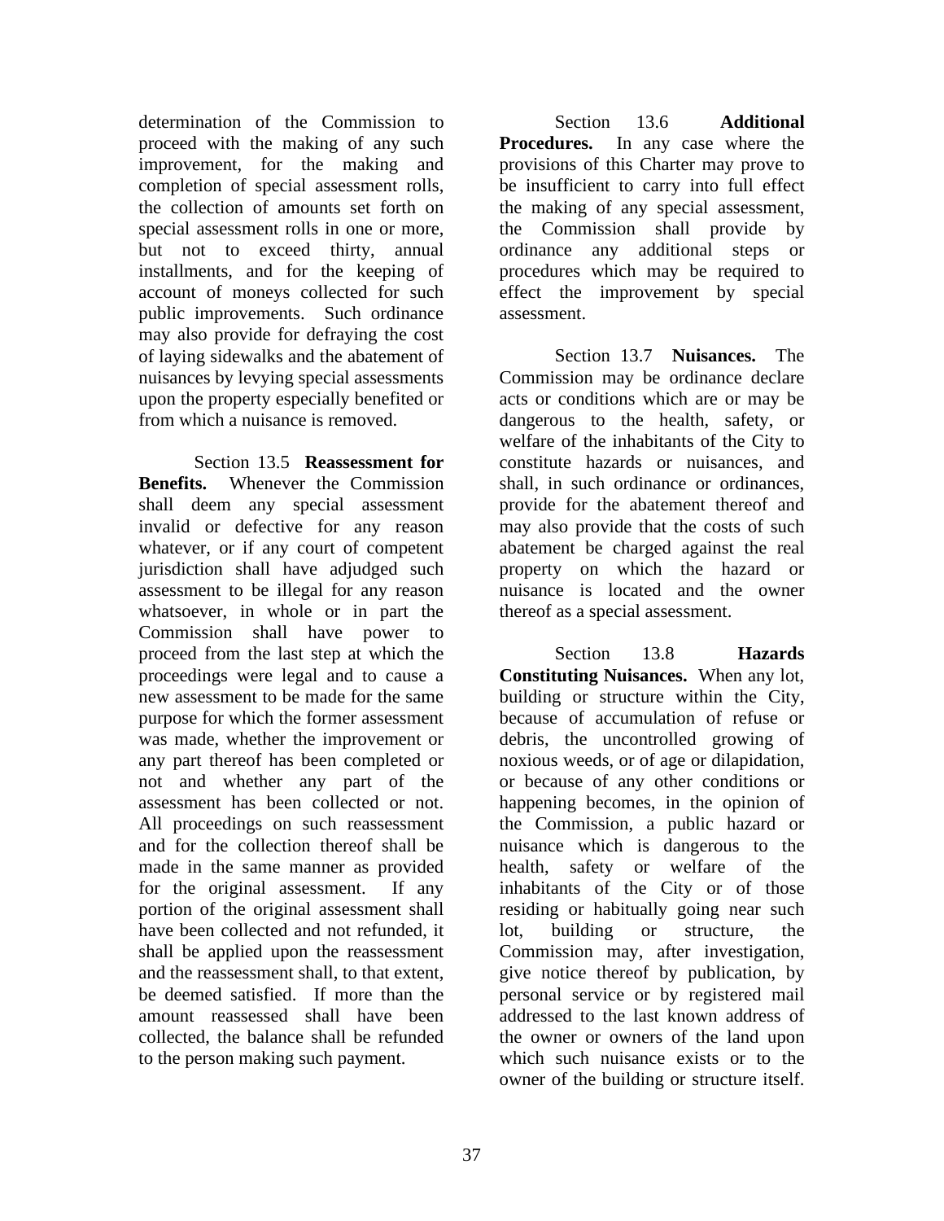determination of the Commission to proceed with the making of any such improvement, for the making and completion of special assessment rolls, the collection of amounts set forth on special assessment rolls in one or more, but not to exceed thirty, annual installments, and for the keeping of account of moneys collected for such public improvements. Such ordinance may also provide for defraying the cost of laying sidewalks and the abatement of nuisances by levying special assessments upon the property especially benefited or from which a nuisance is removed.

Section 13.5 **Reassessment for Benefits.** Whenever the Commission shall deem any special assessment invalid or defective for any reason whatever, or if any court of competent jurisdiction shall have adjudged such assessment to be illegal for any reason whatsoever, in whole or in part the Commission shall have power to proceed from the last step at which the proceedings were legal and to cause a new assessment to be made for the same purpose for which the former assessment was made, whether the improvement or any part thereof has been completed or not and whether any part of the assessment has been collected or not. All proceedings on such reassessment and for the collection thereof shall be made in the same manner as provided for the original assessment. If any portion of the original assessment shall have been collected and not refunded, it shall be applied upon the reassessment and the reassessment shall, to that extent, be deemed satisfied. If more than the amount reassessed shall have been collected, the balance shall be refunded to the person making such payment.

Section 13.6 **Additional Procedures.** In any case where the provisions of this Charter may prove to be insufficient to carry into full effect the making of any special assessment, the Commission shall provide by ordinance any additional steps or procedures which may be required to effect the improvement by special assessment.

Section 13.7 **Nuisances.** The Commission may be ordinance declare acts or conditions which are or may be dangerous to the health, safety, or welfare of the inhabitants of the City to constitute hazards or nuisances, and shall, in such ordinance or ordinances, provide for the abatement thereof and may also provide that the costs of such abatement be charged against the real property on which the hazard or nuisance is located and the owner thereof as a special assessment.

Section 13.8 **Hazards Constituting Nuisances.** When any lot, building or structure within the City, because of accumulation of refuse or debris, the uncontrolled growing of noxious weeds, or of age or dilapidation, or because of any other conditions or happening becomes, in the opinion of the Commission, a public hazard or nuisance which is dangerous to the health, safety or welfare of the inhabitants of the City or of those residing or habitually going near such lot, building or structure, the Commission may, after investigation, give notice thereof by publication, by personal service or by registered mail addressed to the last known address of the owner or owners of the land upon which such nuisance exists or to the owner of the building or structure itself.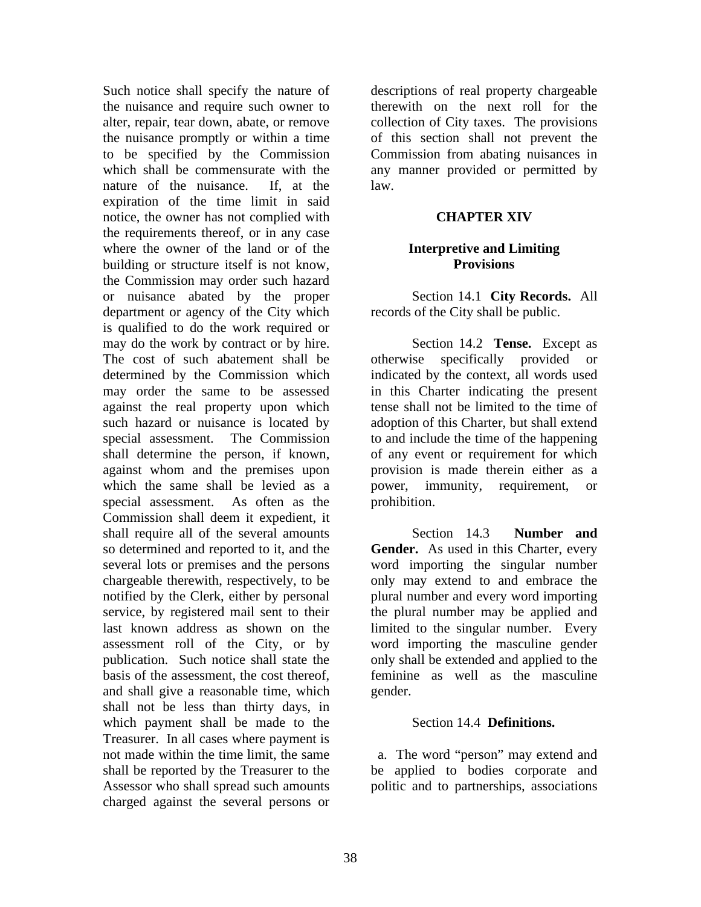Such notice shall specify the nature of the nuisance and require such owner to alter, repair, tear down, abate, or remove the nuisance promptly or within a time to be specified by the Commission which shall be commensurate with the nature of the nuisance. If, at the expiration of the time limit in said notice, the owner has not complied with the requirements thereof, or in any case where the owner of the land or of the building or structure itself is not know, the Commission may order such hazard or nuisance abated by the proper department or agency of the City which is qualified to do the work required or may do the work by contract or by hire. The cost of such abatement shall be determined by the Commission which may order the same to be assessed against the real property upon which such hazard or nuisance is located by special assessment. The Commission shall determine the person, if known, against whom and the premises upon which the same shall be levied as a special assessment. As often as the Commission shall deem it expedient, it shall require all of the several amounts so determined and reported to it, and the several lots or premises and the persons chargeable therewith, respectively, to be notified by the Clerk, either by personal service, by registered mail sent to their last known address as shown on the assessment roll of the City, or by publication. Such notice shall state the basis of the assessment, the cost thereof, and shall give a reasonable time, which shall not be less than thirty days, in which payment shall be made to the Treasurer. In all cases where payment is not made within the time limit, the same shall be reported by the Treasurer to the Assessor who shall spread such amounts charged against the several persons or descriptions of real property chargeable therewith on the next roll for the collection of City taxes. The provisions of this section shall not prevent the Commission from abating nuisances in any manner provided or permitted by law.

# CHAPTER XIV

## Interpretive and Limiting Provisions

Section 14.1 **City Records.** All records of the City shall be public.

Section 14.2 **Tense.** Except as otherwise specifically provided or indicated by the context, all words used in this Charter indicating the present tense shall not be limited to the time of adoption of this Charter, but shall extend to and include the time of the happening of any event or requirement for which provision is made therein either as a power, immunity, requirement, or prohibition.

Section 14.3 **Number and Gender.** As used in this Charter, every word importing the singular number only may extend to and embrace the plural number and every word importing the plural number may be applied and limited to the singular number. Every word importing the masculine gender only shall be extended and applied to the feminine as well as the masculine gender.

Section 14.4 **Definitions.**

a. The word "person" may extend and be applied to bodies corporate and politic and to partnerships, associations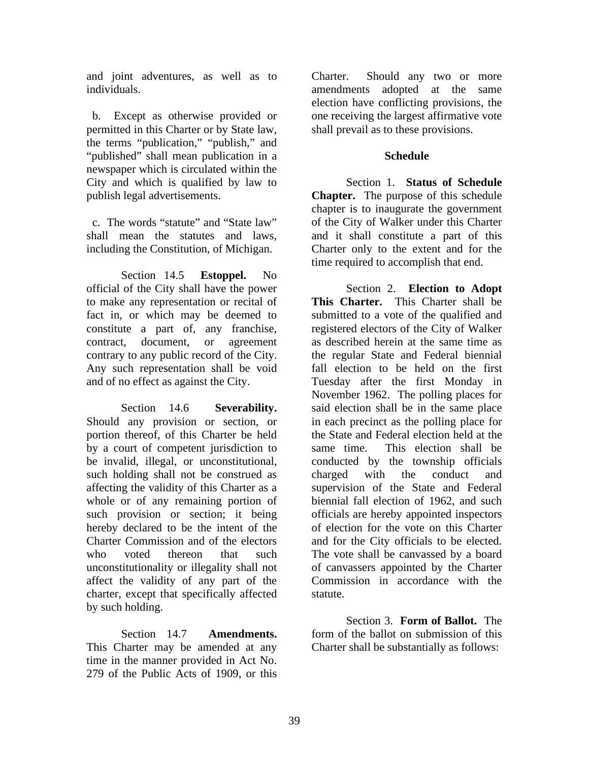and joint adventures, as well as to individuals.

b. Except as otherwise provided or permitted in this Charter or by State law, the terms "publication," "publish," and "published" shall mean publication in a newspaper which is circulated within the City and which is qualified by law to publish legal advertisements.

c. The words "statute" and "State law" shall mean the statutes and laws, including the Constitution, of Michigan.

Section 14.5 **Estoppel.** No official of the City shall have the power to make any representation or recital of fact in, or which may be deemed to constitute a part of, any franchise, contract, document, or agreement contrary to any public record of the City. Any such representation shall be void and of no effect as against the City.

Section 14.6 **Severability.** Should any provision or section, or portion thereof, of this Charter be held by a court of competent jurisdiction to be invalid, illegal, or unconstitutional, such holding shall not be construed as affecting the validity of this Charter as a whole or of any remaining portion of such provision or section; it being hereby declared to be the intent of the Charter Commission and of the electors who voted thereon that such unconstitutionality or illegality shall not affect the validity of any part of the charter, except that specifically affected by such holding.

Section 14.7 **Amendments.** This Charter may be amended at any time in the manner provided in Act No. 279 of the Public Acts of 1909, or this Charter. Should any two or more amendments adopted at the same election have conflicting provisions, the one receiving the largest affirmative vote shall prevail as to these provisions.

## Schedule

Section 1. **Status of Schedule Chapter.** The purpose of this schedule chapter is to inaugurate the government of the City of Walker under this Charter and it shall constitute a part of this Charter only to the extent and for the time required to accomplish that end.

Section 2. **Election to Adopt This Charter.** This Charter shall be submitted to a vote of the qualified and registered electors of the City of Walker as described herein at the same time as the regular State and Federal biennial fall election to be held on the first Tuesday after the first Monday in November 1962. The polling places for said election shall be in the same place in each precinct as the polling place for the State and Federal election held at the same time. This election shall be conducted by the township officials charged with the conduct and supervision of the State and Federal biennial fall election of 1962, and such officials are hereby appointed inspectors of election for the vote on this Charter and for the City officials to be elected. The vote shall be canvassed by a board of canvassers appointed by the Charter Commission in accordance with the statute.

Section 3. **Form of Ballot.** The form of the ballot on submission of this Charter shall be substantially as follows: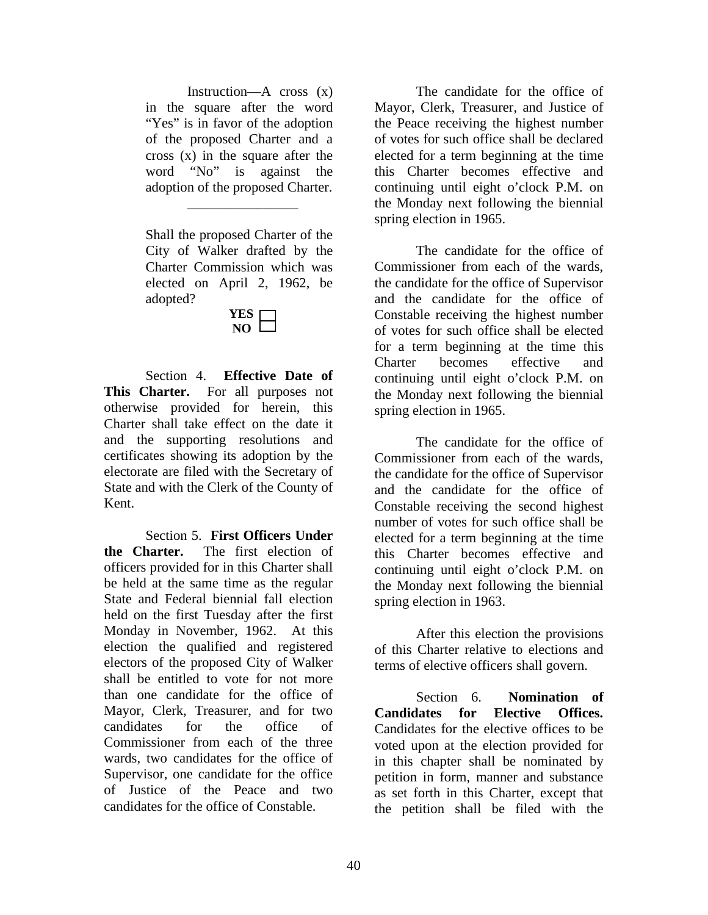Instruction—A cross (x) in the square after the word "Yes" is in favor of the adoption of the proposed Charter and a cross (x) in the square after the word "No" is against the adoption of the proposed Charter.

---

Shall the proposed Charter of the City of Walker drafted by the Charter Commission which was elected on April 2, 1962, be adopted?

**YES** ☐
**NO** ☐

Section 4. **Effective Date of This Charter.** For all purposes not otherwise provided for herein, this Charter shall take effect on the date it and the supporting resolutions and certificates showing its adoption by the electorate are filed with the Secretary of State and with the Clerk of the County of Kent.

Section 5. **First Officers Under the Charter.** The first election of officers provided for in this Charter shall be held at the same time as the regular State and Federal biennial fall election held on the first Tuesday after the first Monday in November, 1962. At this election the qualified and registered electors of the proposed City of Walker shall be entitled to vote for not more than one candidate for the office of Mayor, Clerk, Treasurer, and for two candidates for the office of Commissioner from each of the three wards, two candidates for the office of Supervisor, one candidate for the office of Justice of the Peace and two candidates for the office of Constable.

The candidate for the office of Mayor, Clerk, Treasurer, and Justice of the Peace receiving the highest number of votes for such office shall be declared elected for a term beginning at the time this Charter becomes effective and continuing until eight o'clock P.M. on the Monday next following the biennial spring election in 1965.

The candidate for the office of Commissioner from each of the wards, the candidate for the office of Supervisor and the candidate for the office of Constable receiving the highest number of votes for such office shall be elected for a term beginning at the time this Charter becomes effective and continuing until eight o'clock P.M. on the Monday next following the biennial spring election in 1965.

The candidate for the office of Commissioner from each of the wards, the candidate for the office of Supervisor and the candidate for the office of Constable receiving the second highest number of votes for such office shall be elected for a term beginning at the time this Charter becomes effective and continuing until eight o'clock P.M. on the Monday next following the biennial spring election in 1963.

After this election the provisions of this Charter relative to elections and terms of elective officers shall govern.

Section 6. **Nomination of Candidates for Elective Offices.** Candidates for the elective offices to be voted upon at the election provided for in this chapter shall be nominated by petition in form, manner and substance as set forth in this Charter, except that the petition shall be filed with the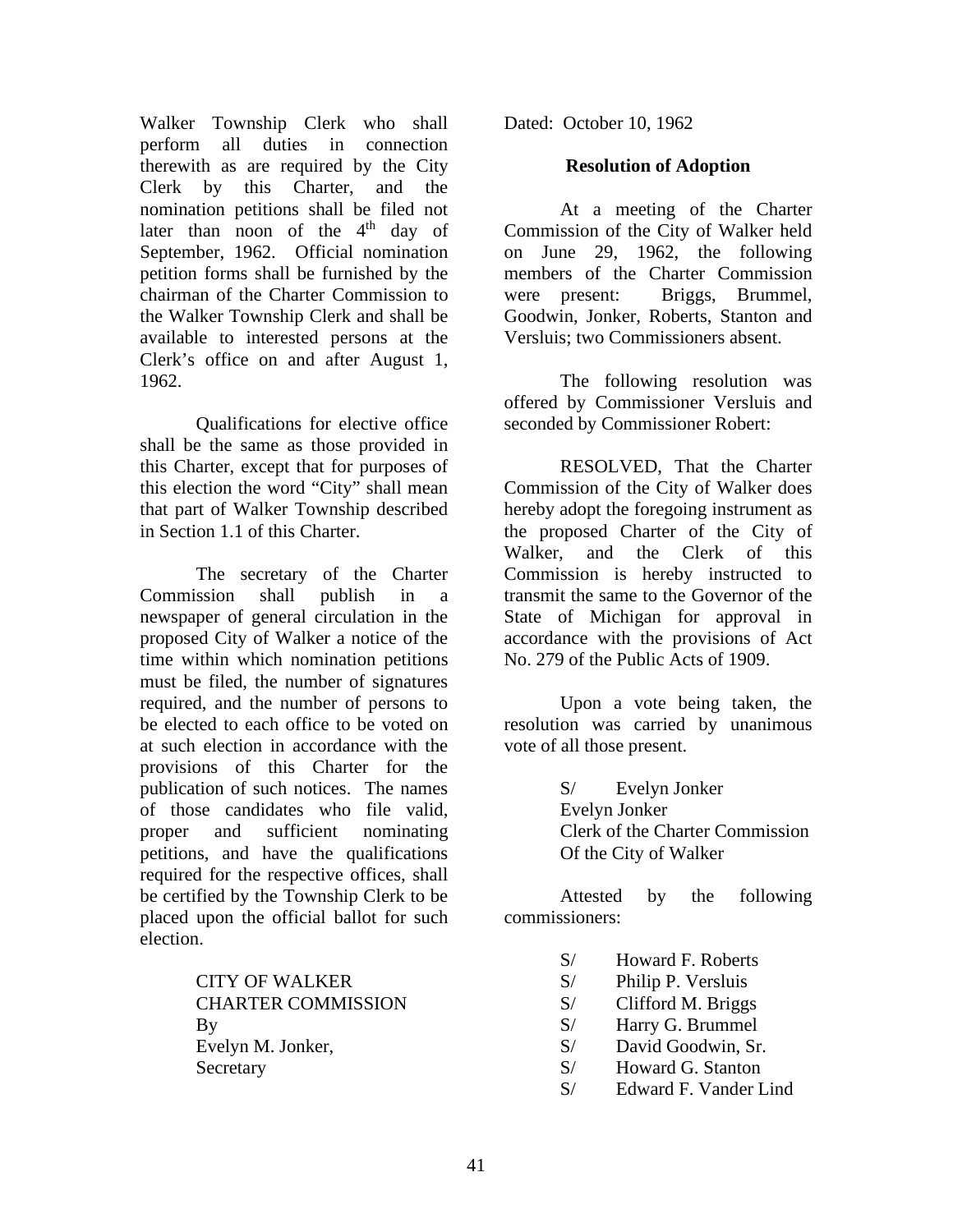Walker Township Clerk who shall perform all duties in connection therewith as are required by the City Clerk by this Charter, and the nomination petitions shall be filed not later than noon of the 4th day of September, 1962. Official nomination petition forms shall be furnished by the chairman of the Charter Commission to the Walker Township Clerk and shall be available to interested persons at the Clerk's office on and after August 1, 1962.

Qualifications for elective office shall be the same as those provided in this Charter, except that for purposes of this election the word "City" shall mean that part of Walker Township described in Section 1.1 of this Charter.

The secretary of the Charter Commission shall publish in a newspaper of general circulation in the proposed City of Walker a notice of the time within which nomination petitions must be filed, the number of signatures required, and the number of persons to be elected to each office to be voted on at such election in accordance with the provisions of this Charter for the publication of such notices. The names of those candidates who file valid, proper and sufficient nominating petitions, and have the qualifications required for the respective offices, shall be certified by the Township Clerk to be placed upon the official ballot for such election.

CITY OF WALKER
CHARTER COMMISSION
By
Evelyn M. Jonker,
Secretary

Dated: October 10, 1962

**Resolution of Adoption**

At a meeting of the Charter Commission of the City of Walker held on June 29, 1962, the following members of the Charter Commission were present: Briggs, Brummel, Goodwin, Jonker, Roberts, Stanton and Versluis; two Commissioners absent.

The following resolution was offered by Commissioner Versluis and seconded by Commissioner Robert:

RESOLVED, That the Charter Commission of the City of Walker does hereby adopt the foregoing instrument as the proposed Charter of the City of Walker, and the Clerk of this Commission is hereby instructed to transmit the same to the Governor of the State of Michigan for approval in accordance with the provisions of Act No. 279 of the Public Acts of 1909.

Upon a vote being taken, the resolution was carried by unanimous vote of all those present.

S/ Evelyn Jonker
Evelyn Jonker
Clerk of the Charter Commission
Of the City of Walker

Attested by the following commissioners:

S/ Howard F. Roberts
S/ Philip P. Versluis
S/ Clifford M. Briggs
S/ Harry G. Brummel
S/ David Goodwin, Sr.
S/ Howard G. Stanton
S/ Edward F. Vander Lind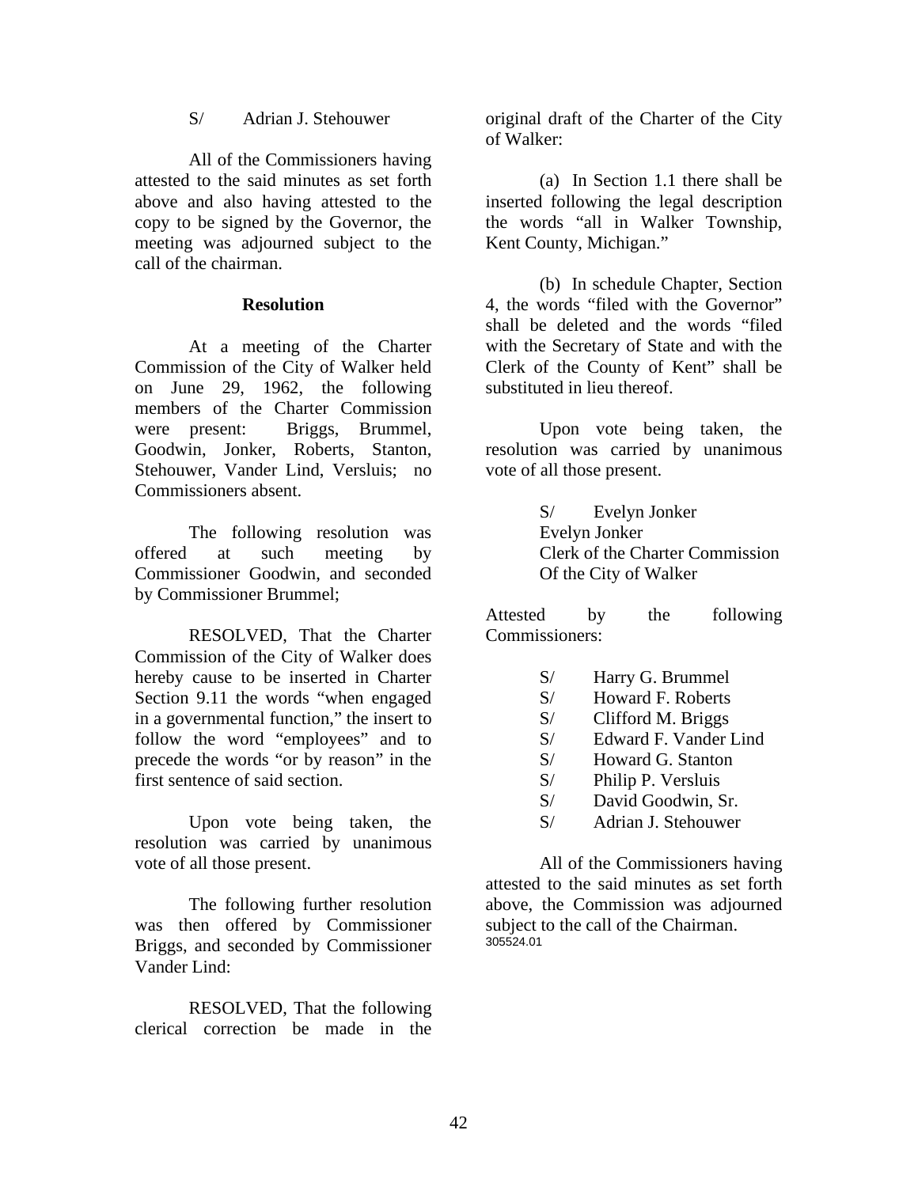S/ Adrian J. Stehouwer

All of the Commissioners having attested to the said minutes as set forth above and also having attested to the copy to be signed by the Governor, the meeting was adjourned subject to the call of the chairman.

**Resolution**

At a meeting of the Charter Commission of the City of Walker held on June 29, 1962, the following members of the Charter Commission were present: Briggs, Brummel, Goodwin, Jonker, Roberts, Stanton, Stehouwer, Vander Lind, Versluis; no Commissioners absent.

The following resolution was offered at such meeting by Commissioner Goodwin, and seconded by Commissioner Brummel;

RESOLVED, That the Charter Commission of the City of Walker does hereby cause to be inserted in Charter Section 9.11 the words "when engaged in a governmental function," the insert to follow the word "employees" and to precede the words "or by reason" in the first sentence of said section.

Upon vote being taken, the resolution was carried by unanimous vote of all those present.

The following further resolution was then offered by Commissioner Briggs, and seconded by Commissioner Vander Lind:

RESOLVED, That the following clerical correction be made in the original draft of the Charter of the City of Walker:

(a) In Section 1.1 there shall be inserted following the legal description the words "all in Walker Township, Kent County, Michigan."

(b) In schedule Chapter, Section 4, the words "filed with the Governor" shall be deleted and the words "filed with the Secretary of State and with the Clerk of the County of Kent" shall be substituted in lieu thereof.

Upon vote being taken, the resolution was carried by unanimous vote of all those present.

S/ Evelyn Jonker
Evelyn Jonker
Clerk of the Charter Commission
Of the City of Walker

Attested by the following Commissioners:

S/ Harry G. Brummel
S/ Howard F. Roberts
S/ Clifford M. Briggs
S/ Edward F. Vander Lind
S/ Howard G. Stanton
S/ Philip P. Versluis
S/ David Goodwin, Sr.
S/ Adrian J. Stehouwer

All of the Commissioners having attested to the said minutes as set forth above, the Commission was adjourned subject to the call of the Chairman.

305524.01